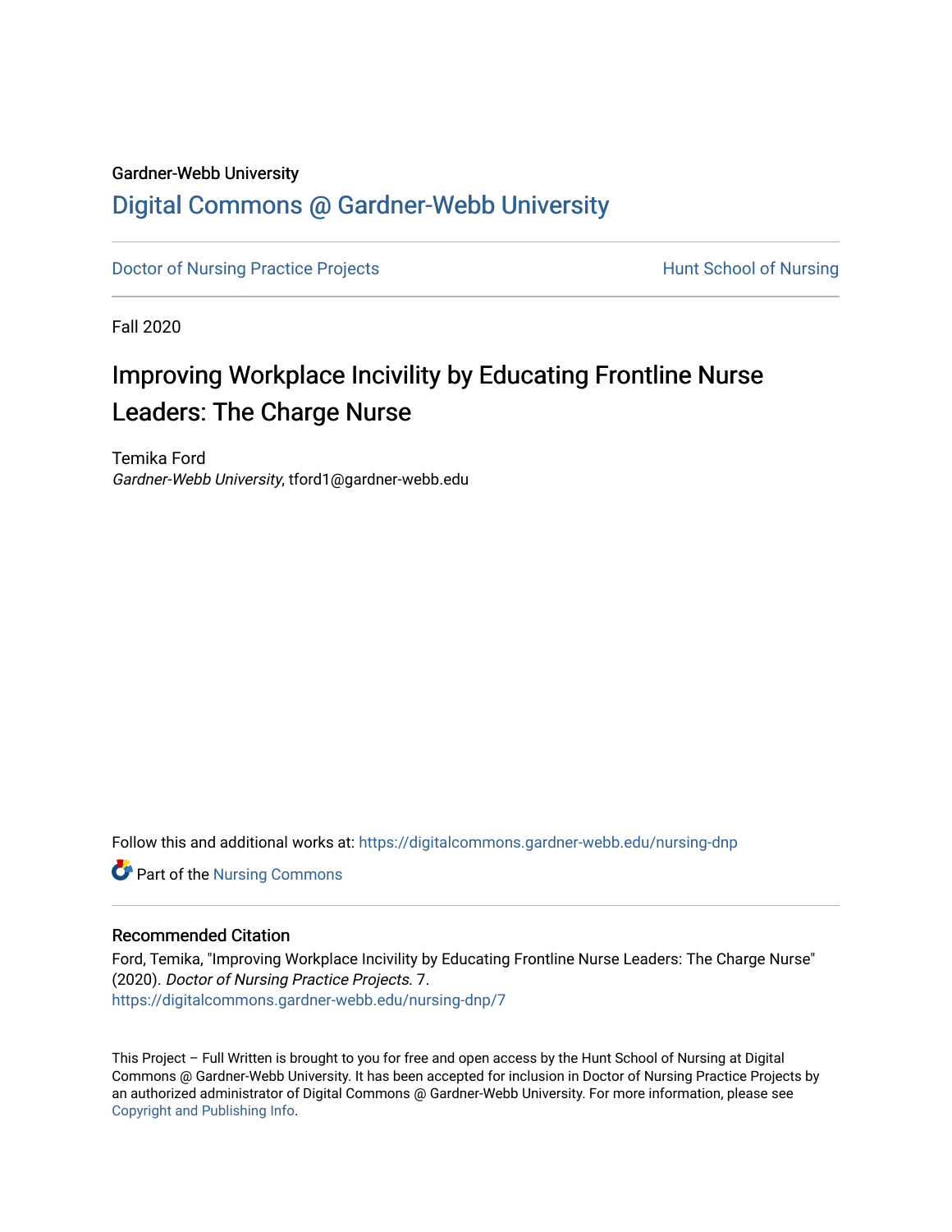Gardner-Webb University

# Digital Commons @ Gardner-Webb University

Doctor of Nursing Practice Projects | Hunt School of Nursing

Fall 2020

## Improving Workplace Incivility by Educating Frontline Nurse Leaders: The Charge Nurse

Temika Ford
*Gardner-Webb University*, tford1@gardner-webb.edu

Follow this and additional works at: https://digitalcommons.gardner-webb.edu/nursing-dnp

Part of the Nursing Commons

### Recommended Citation

Ford, Temika, "Improving Workplace Incivility by Educating Frontline Nurse Leaders: The Charge Nurse" (2020). *Doctor of Nursing Practice Projects*. 7.
https://digitalcommons.gardner-webb.edu/nursing-dnp/7

This Project – Full Written is brought to you for free and open access by the Hunt School of Nursing at Digital Commons @ Gardner-Webb University. It has been accepted for inclusion in Doctor of Nursing Practice Projects by an authorized administrator of Digital Commons @ Gardner-Webb University. For more information, please see Copyright and Publishing Info.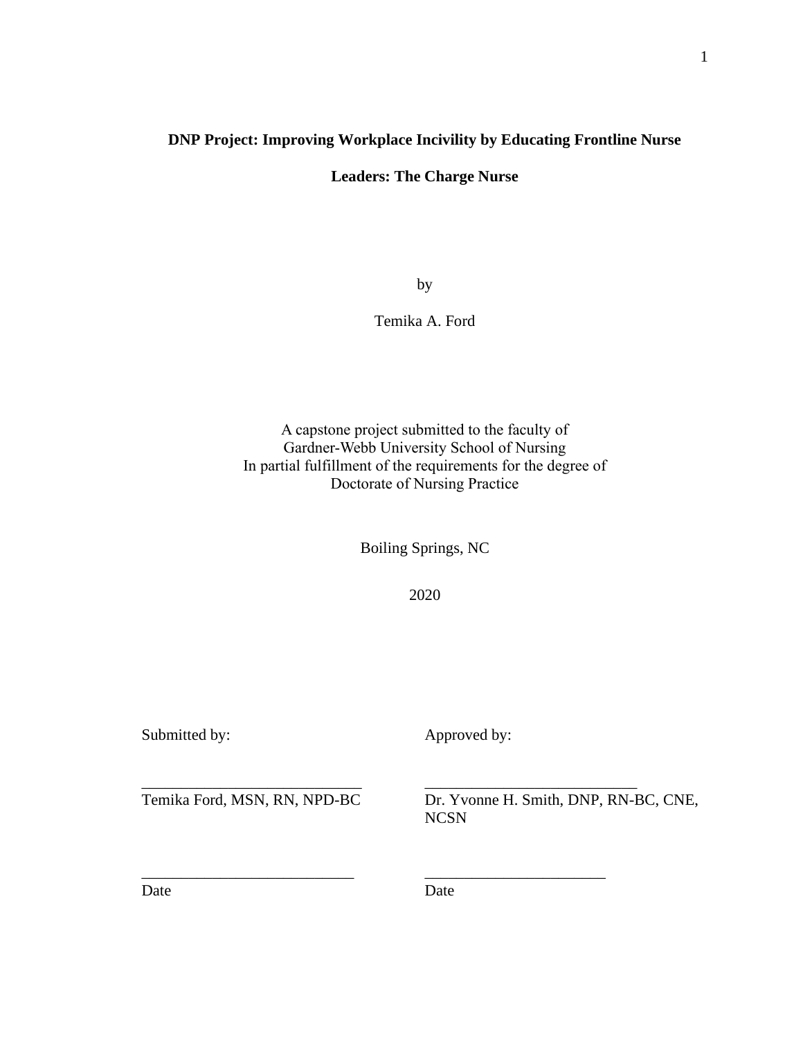**DNP Project: Improving Workplace Incivility by Educating Frontline Nurse Leaders: The Charge Nurse**

by

Temika A. Ford

A capstone project submitted to the faculty of
Gardner-Webb University School of Nursing
In partial fulfillment of the requirements for the degree of
Doctorate of Nursing Practice

Boiling Springs, NC

2020

| Submitted by: | Approved by: |
|---|---|
| ______________________________ | ____________________________ |
| Temika Ford, MSN, RN, NPD-BC | Dr. Yvonne H. Smith, DNP, RN-BC, CNE, NCSN |
| ____________________________ | ________________________ |
| Date | Date |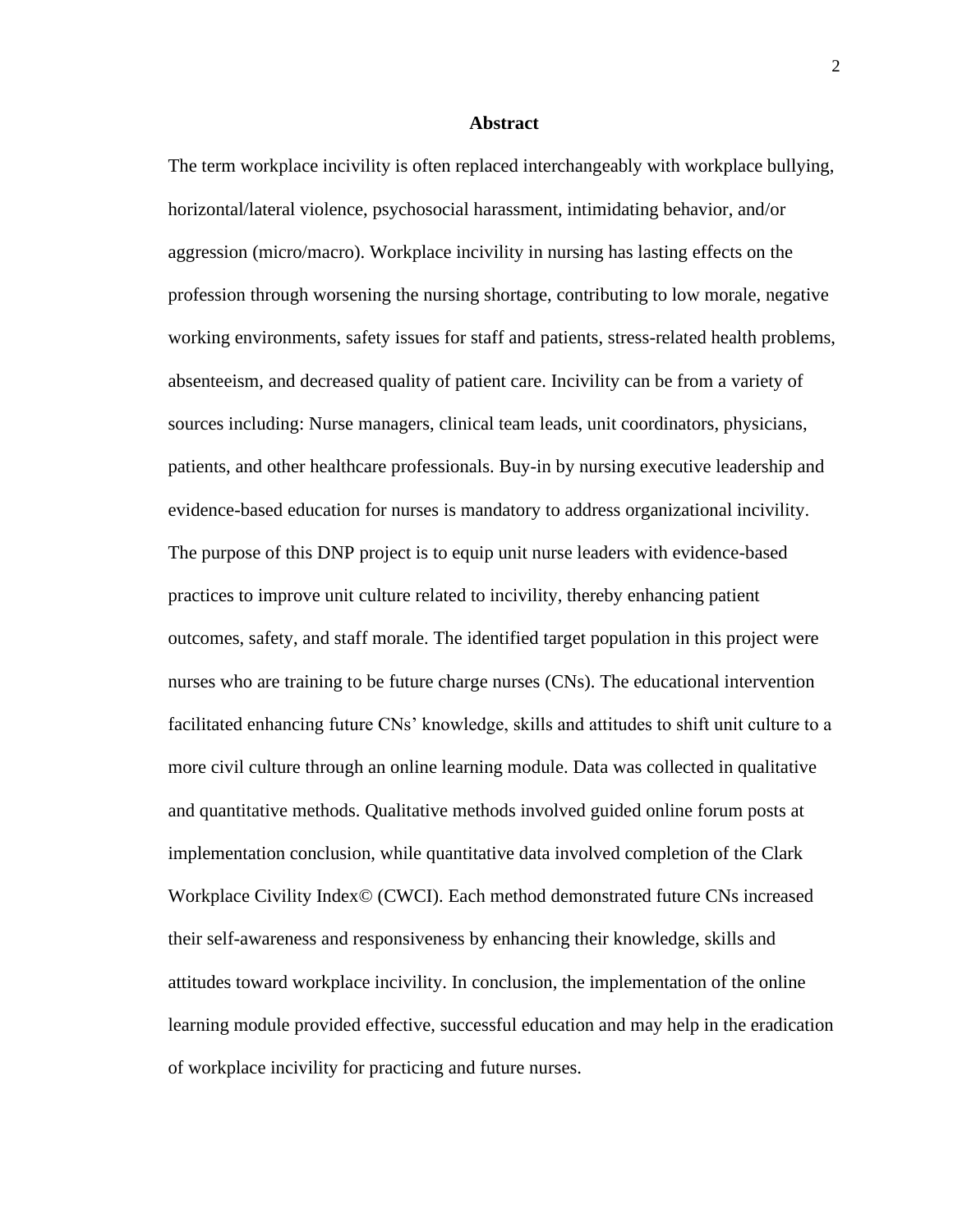## Abstract

The term workplace incivility is often replaced interchangeably with workplace bullying, horizontal/lateral violence, psychosocial harassment, intimidating behavior, and/or aggression (micro/macro). Workplace incivility in nursing has lasting effects on the profession through worsening the nursing shortage, contributing to low morale, negative working environments, safety issues for staff and patients, stress-related health problems, absenteeism, and decreased quality of patient care. Incivility can be from a variety of sources including: Nurse managers, clinical team leads, unit coordinators, physicians, patients, and other healthcare professionals. Buy-in by nursing executive leadership and evidence-based education for nurses is mandatory to address organizational incivility. The purpose of this DNP project is to equip unit nurse leaders with evidence-based practices to improve unit culture related to incivility, thereby enhancing patient outcomes, safety, and staff morale. The identified target population in this project were nurses who are training to be future charge nurses (CNs). The educational intervention facilitated enhancing future CNs' knowledge, skills and attitudes to shift unit culture to a more civil culture through an online learning module. Data was collected in qualitative and quantitative methods. Qualitative methods involved guided online forum posts at implementation conclusion, while quantitative data involved completion of the Clark Workplace Civility Index© (CWCI). Each method demonstrated future CNs increased their self-awareness and responsiveness by enhancing their knowledge, skills and attitudes toward workplace incivility. In conclusion, the implementation of the online learning module provided effective, successful education and may help in the eradication of workplace incivility for practicing and future nurses.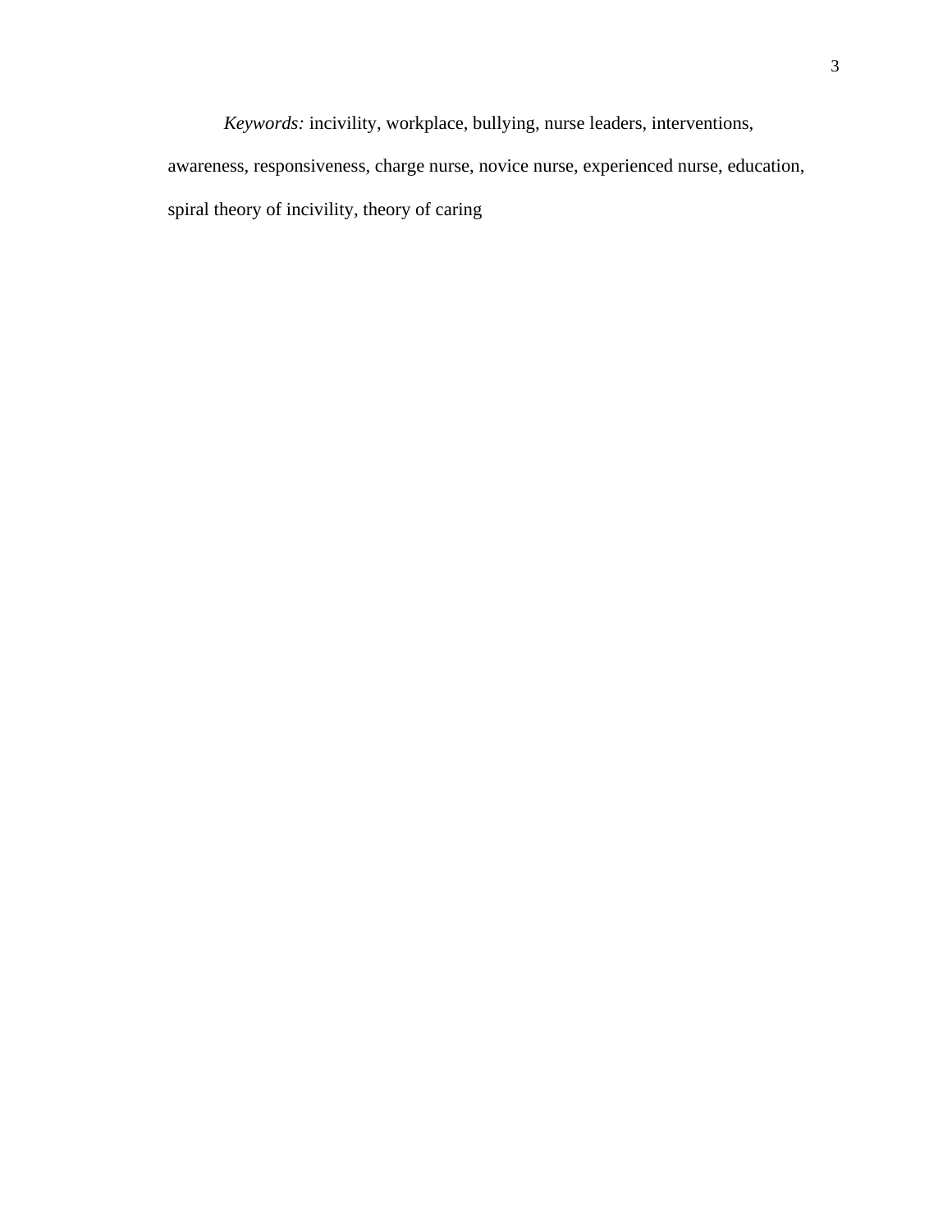*Keywords:* incivility, workplace, bullying, nurse leaders, interventions, awareness, responsiveness, charge nurse, novice nurse, experienced nurse, education, spiral theory of incivility, theory of caring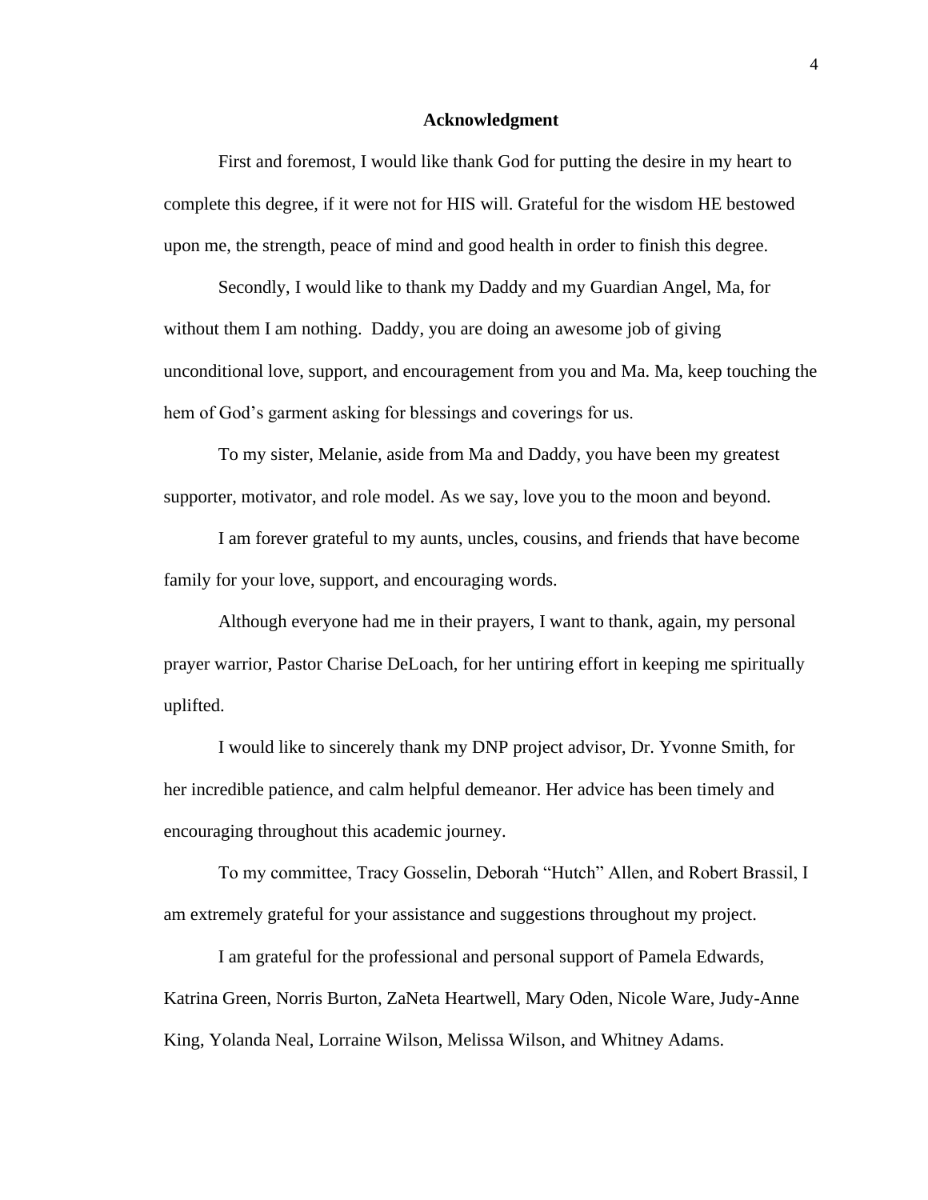# Acknowledgment

First and foremost, I would like thank God for putting the desire in my heart to complete this degree, if it were not for HIS will. Grateful for the wisdom HE bestowed upon me, the strength, peace of mind and good health in order to finish this degree.

Secondly, I would like to thank my Daddy and my Guardian Angel, Ma, for without them I am nothing. Daddy, you are doing an awesome job of giving unconditional love, support, and encouragement from you and Ma. Ma, keep touching the hem of God's garment asking for blessings and coverings for us.

To my sister, Melanie, aside from Ma and Daddy, you have been my greatest supporter, motivator, and role model. As we say, love you to the moon and beyond.

I am forever grateful to my aunts, uncles, cousins, and friends that have become family for your love, support, and encouraging words.

Although everyone had me in their prayers, I want to thank, again, my personal prayer warrior, Pastor Charise DeLoach, for her untiring effort in keeping me spiritually uplifted.

I would like to sincerely thank my DNP project advisor, Dr. Yvonne Smith, for her incredible patience, and calm helpful demeanor. Her advice has been timely and encouraging throughout this academic journey.

To my committee, Tracy Gosselin, Deborah "Hutch" Allen, and Robert Brassil, I am extremely grateful for your assistance and suggestions throughout my project.

I am grateful for the professional and personal support of Pamela Edwards, Katrina Green, Norris Burton, ZaNeta Heartwell, Mary Oden, Nicole Ware, Judy-Anne King, Yolanda Neal, Lorraine Wilson, Melissa Wilson, and Whitney Adams.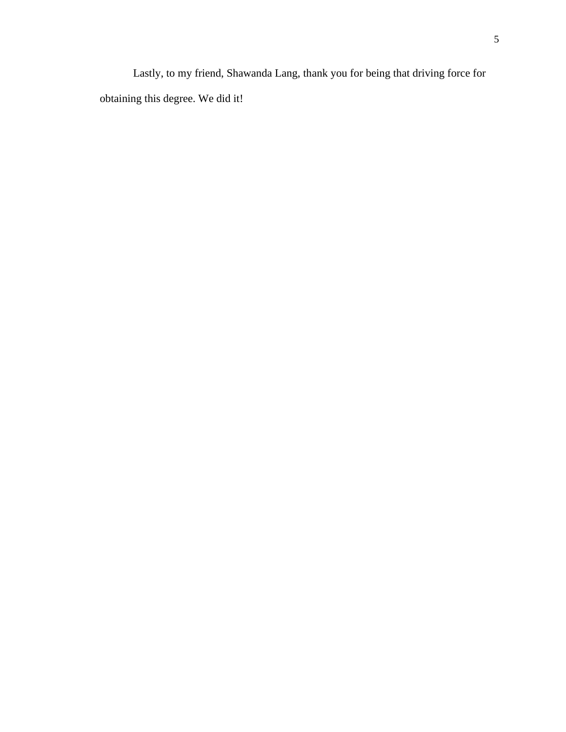Lastly, to my friend, Shawanda Lang, thank you for being that driving force for obtaining this degree. We did it!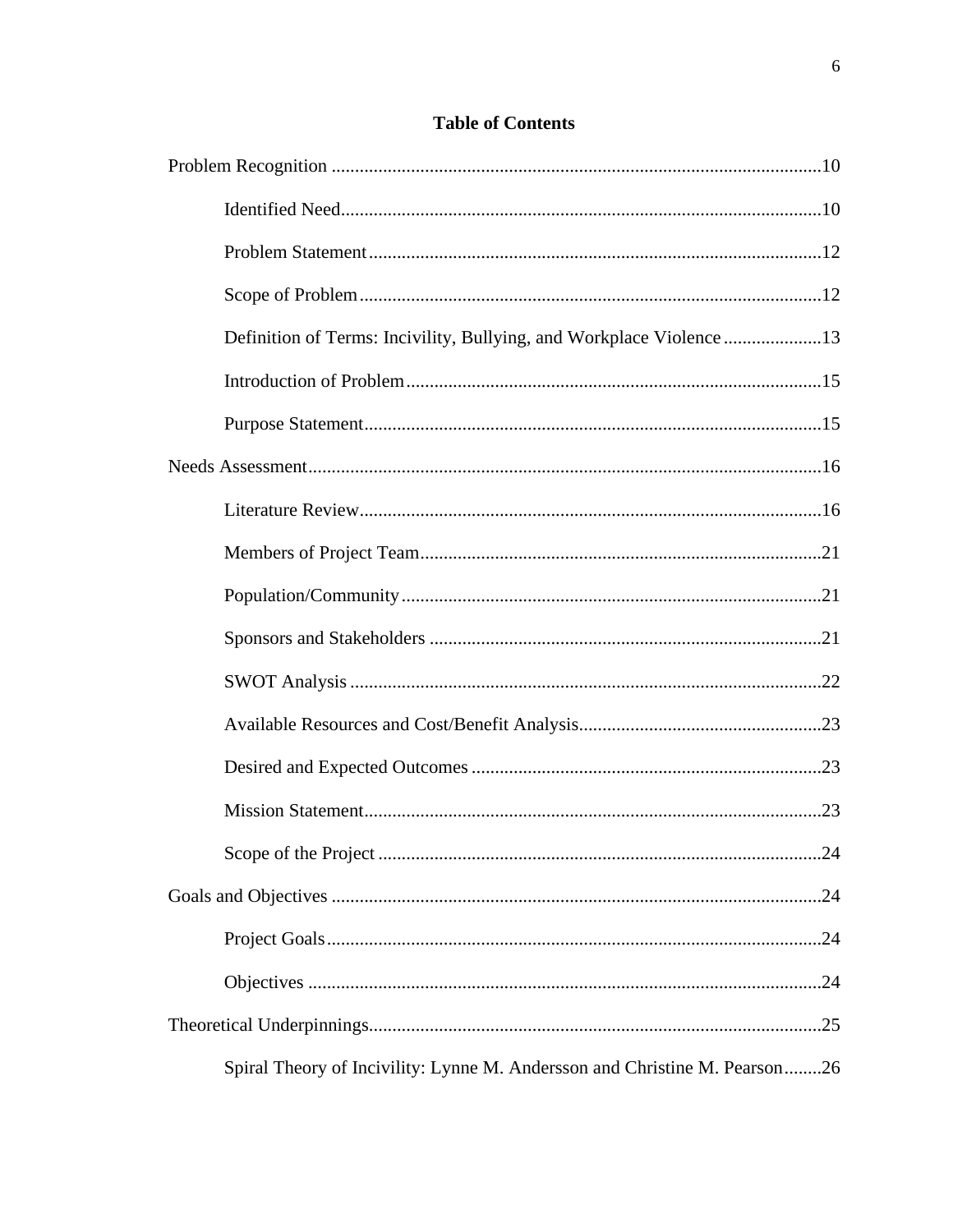# Table of Contents

Problem Recognition ........................................................................................................10

Identified Need......................................................................................................10

Problem Statement................................................................................................12

Scope of Problem..................................................................................................12

Definition of Terms: Incivility, Bullying, and Workplace Violence.....................13

Introduction of Problem........................................................................................15

Purpose Statement.................................................................................................15

Needs Assessment.............................................................................................................16

Literature Review..................................................................................................16

Members of Project Team.....................................................................................21

Population/Community.........................................................................................21

Sponsors and Stakeholders ...................................................................................21

SWOT Analysis ....................................................................................................22

Available Resources and Cost/Benefit Analysis...................................................23

Desired and Expected Outcomes ..........................................................................23

Mission Statement.................................................................................................23

Scope of the Project ..............................................................................................24

Goals and Objectives ........................................................................................................24

Project Goals.........................................................................................................24

Objectives .............................................................................................................24

Theoretical Underpinnings................................................................................................25

Spiral Theory of Incivility: Lynne M. Andersson and Christine M. Pearson........26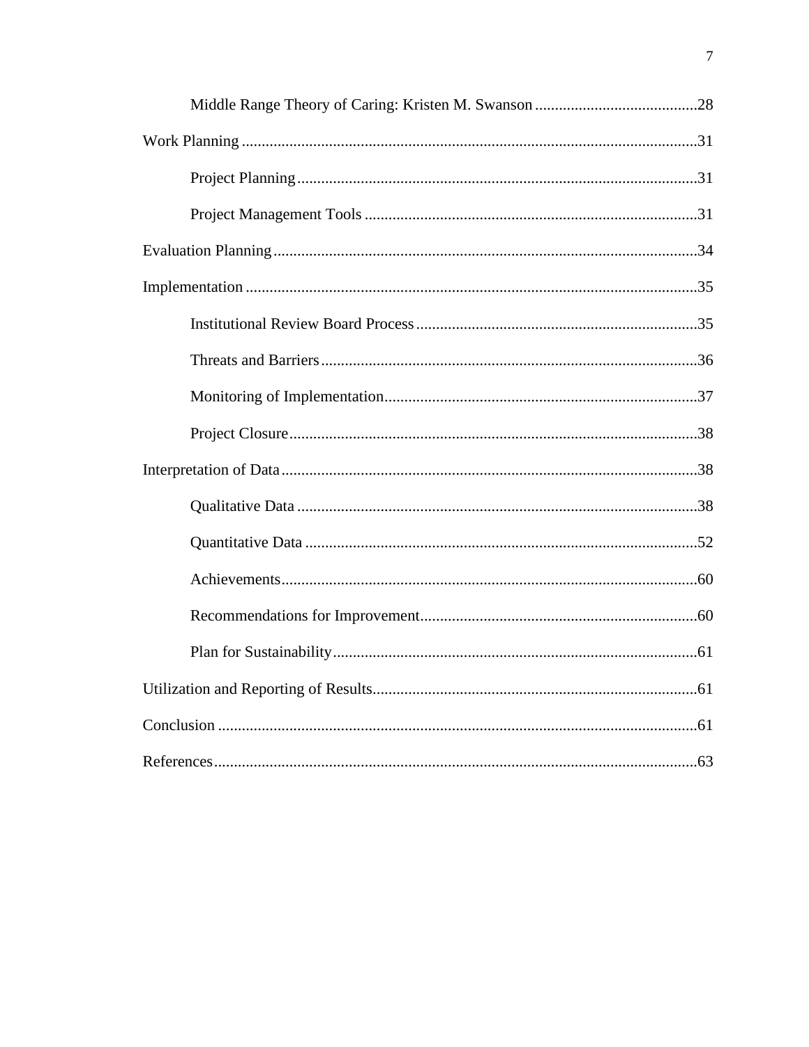Middle Range Theory of Caring: Kristen M. Swanson ........................................28

Work Planning ..................................................................................................31

Project Planning....................................................................................31

Project Management Tools ...................................................................31

Evaluation Planning..........................................................................................34

Implementation .................................................................................................35

Institutional Review Board Process......................................................35

Threats and Barriers..............................................................................36

Monitoring of Implementation..............................................................37

Project Closure......................................................................................38

Interpretation of Data........................................................................................38

Qualitative Data ....................................................................................38

Quantitative Data ..................................................................................52

Achievements........................................................................................60

Recommendations for Improvement.....................................................60

Plan for Sustainability...........................................................................61

Utilization and Reporting of Results.................................................................61

Conclusion ........................................................................................................61

References.........................................................................................................63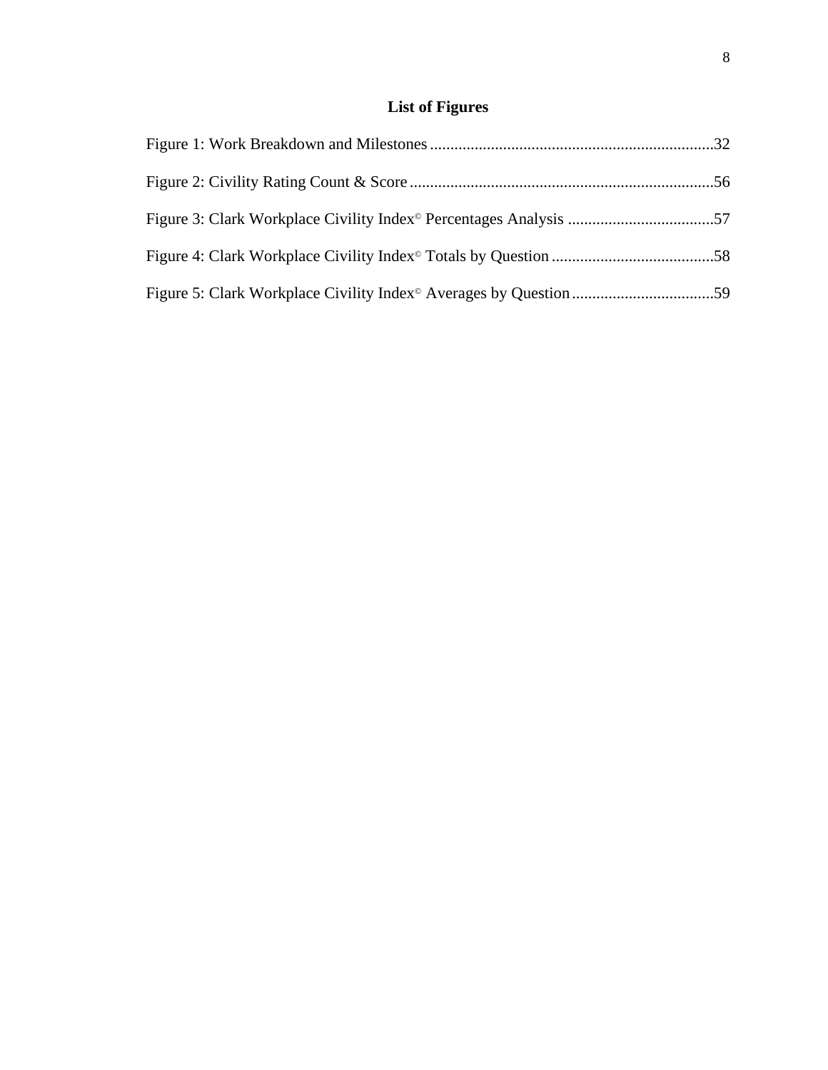## List of Figures

Figure 1: Work Breakdown and Milestones ....................................................................32

Figure 2: Civility Rating Count & Score ..........................................................................56

Figure 3: Clark Workplace Civility Index© Percentages Analysis ....................................57

Figure 4: Clark Workplace Civility Index© Totals by Question ........................................58

Figure 5: Clark Workplace Civility Index© Averages by Question ...................................59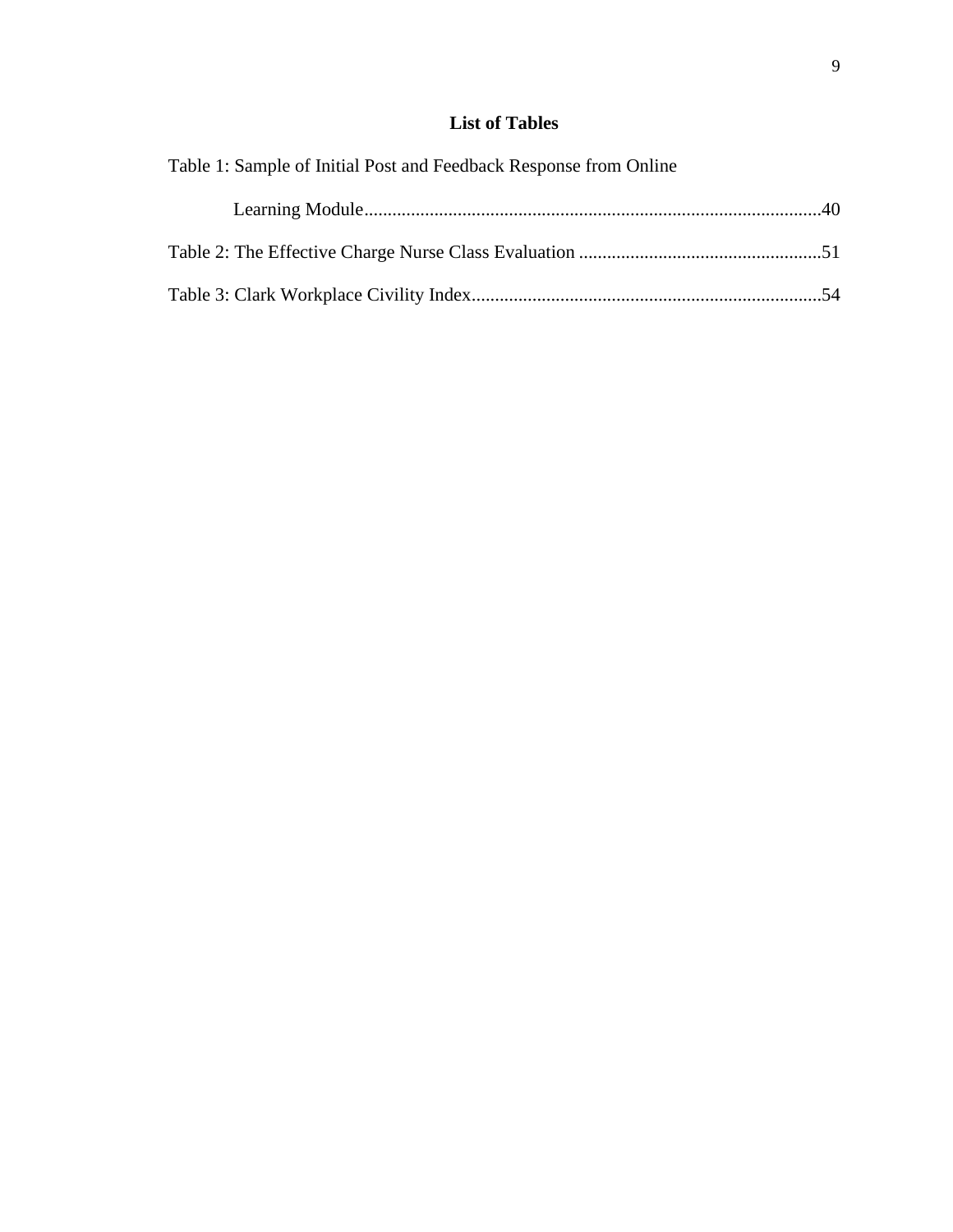# List of Tables

Table 1: Sample of Initial Post and Feedback Response from Online Learning Module..........40

Table 2: The Effective Charge Nurse Class Evaluation..........51

Table 3: Clark Workplace Civility Index..........54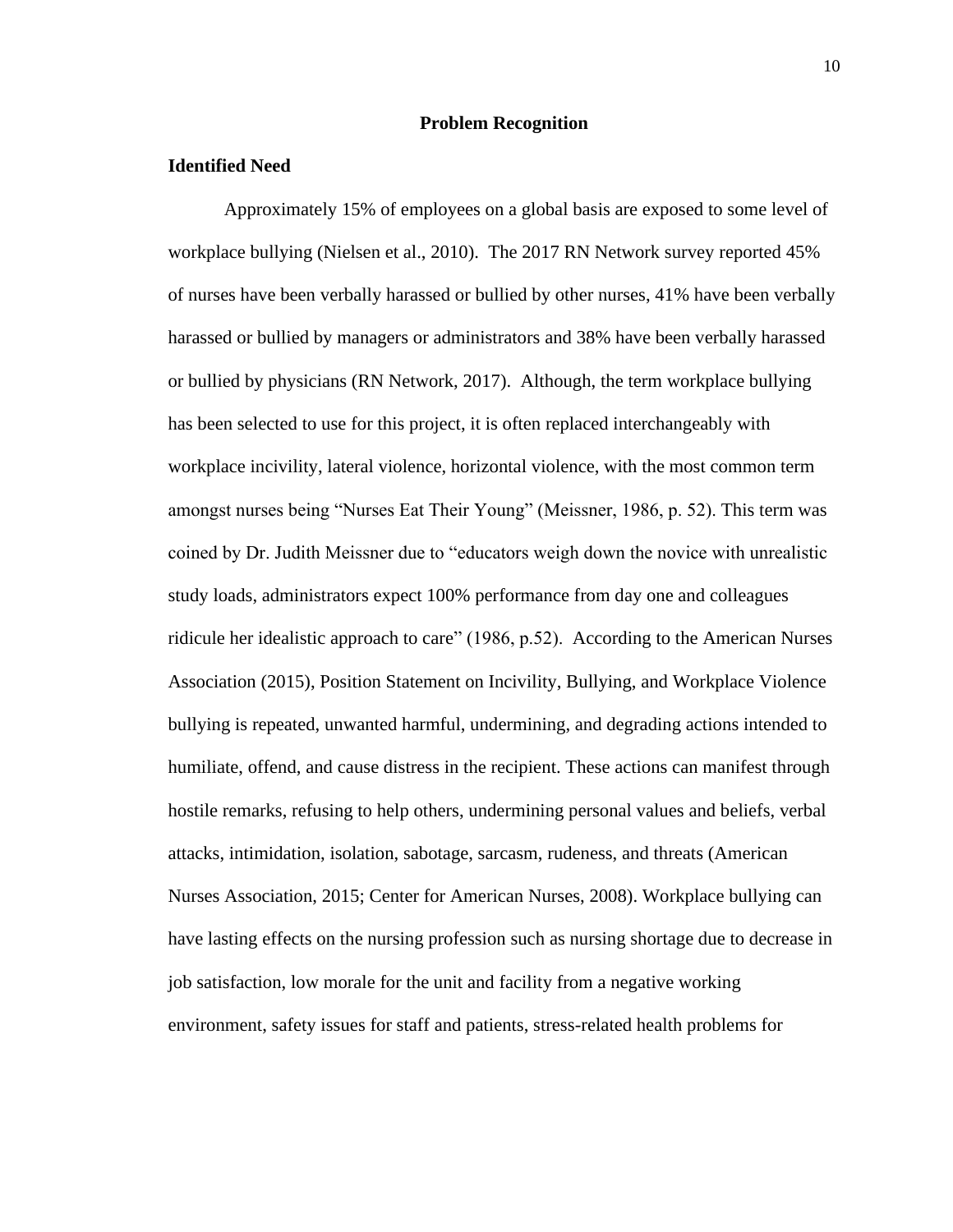## Problem Recognition

### Identified Need

Approximately 15% of employees on a global basis are exposed to some level of workplace bullying (Nielsen et al., 2010). The 2017 RN Network survey reported 45% of nurses have been verbally harassed or bullied by other nurses, 41% have been verbally harassed or bullied by managers or administrators and 38% have been verbally harassed or bullied by physicians (RN Network, 2017). Although, the term workplace bullying has been selected to use for this project, it is often replaced interchangeably with workplace incivility, lateral violence, horizontal violence, with the most common term amongst nurses being "Nurses Eat Their Young" (Meissner, 1986, p. 52). This term was coined by Dr. Judith Meissner due to "educators weigh down the novice with unrealistic study loads, administrators expect 100% performance from day one and colleagues ridicule her idealistic approach to care" (1986, p.52). According to the American Nurses Association (2015), Position Statement on Incivility, Bullying, and Workplace Violence bullying is repeated, unwanted harmful, undermining, and degrading actions intended to humiliate, offend, and cause distress in the recipient. These actions can manifest through hostile remarks, refusing to help others, undermining personal values and beliefs, verbal attacks, intimidation, isolation, sabotage, sarcasm, rudeness, and threats (American Nurses Association, 2015; Center for American Nurses, 2008). Workplace bullying can have lasting effects on the nursing profession such as nursing shortage due to decrease in job satisfaction, low morale for the unit and facility from a negative working environment, safety issues for staff and patients, stress-related health problems for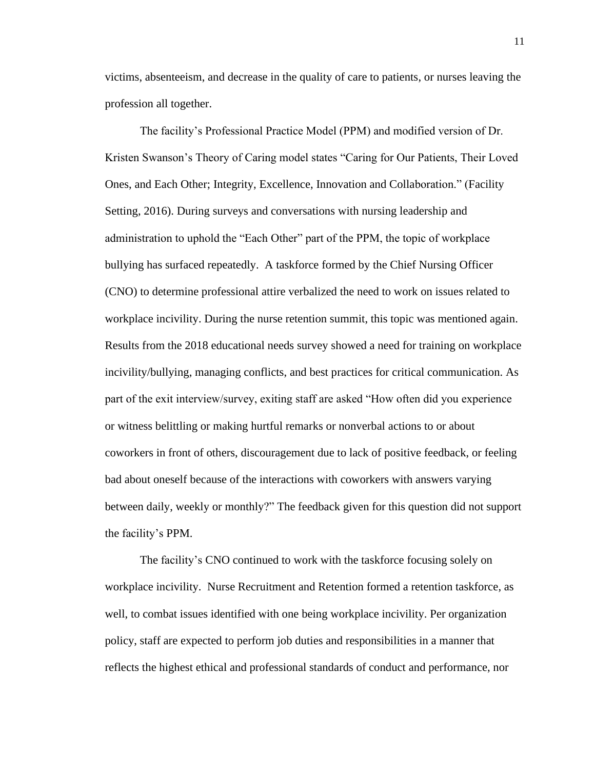victims, absenteeism, and decrease in the quality of care to patients, or nurses leaving the profession all together.

The facility's Professional Practice Model (PPM) and modified version of Dr. Kristen Swanson's Theory of Caring model states "Caring for Our Patients, Their Loved Ones, and Each Other; Integrity, Excellence, Innovation and Collaboration." (Facility Setting, 2016). During surveys and conversations with nursing leadership and administration to uphold the "Each Other" part of the PPM, the topic of workplace bullying has surfaced repeatedly. A taskforce formed by the Chief Nursing Officer (CNO) to determine professional attire verbalized the need to work on issues related to workplace incivility. During the nurse retention summit, this topic was mentioned again. Results from the 2018 educational needs survey showed a need for training on workplace incivility/bullying, managing conflicts, and best practices for critical communication. As part of the exit interview/survey, exiting staff are asked "How often did you experience or witness belittling or making hurtful remarks or nonverbal actions to or about coworkers in front of others, discouragement due to lack of positive feedback, or feeling bad about oneself because of the interactions with coworkers with answers varying between daily, weekly or monthly?" The feedback given for this question did not support the facility's PPM.

The facility's CNO continued to work with the taskforce focusing solely on workplace incivility. Nurse Recruitment and Retention formed a retention taskforce, as well, to combat issues identified with one being workplace incivility. Per organization policy, staff are expected to perform job duties and responsibilities in a manner that reflects the highest ethical and professional standards of conduct and performance, nor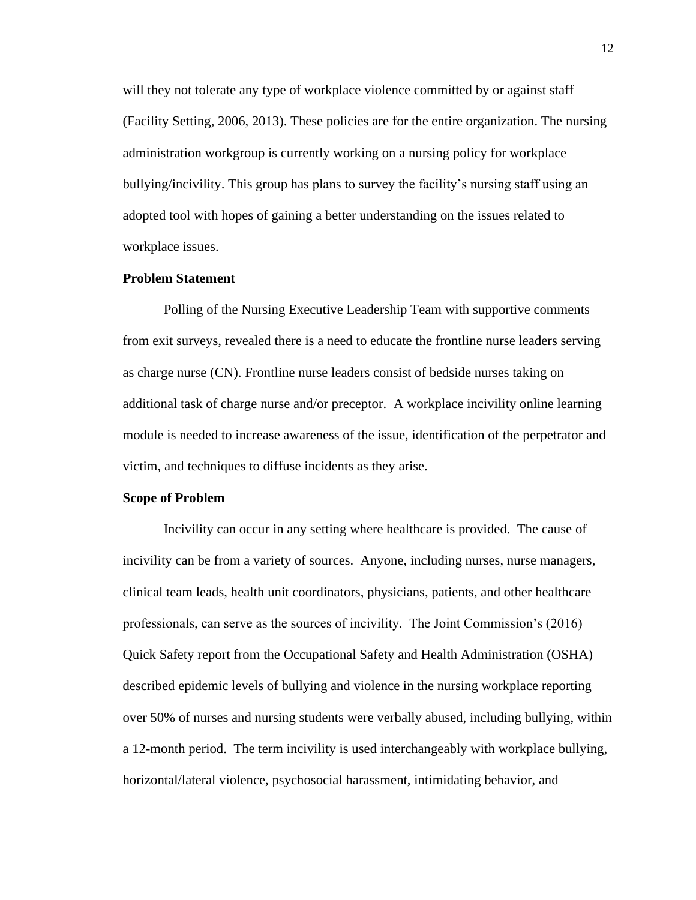will they not tolerate any type of workplace violence committed by or against staff (Facility Setting, 2006, 2013). These policies are for the entire organization. The nursing administration workgroup is currently working on a nursing policy for workplace bullying/incivility. This group has plans to survey the facility's nursing staff using an adopted tool with hopes of gaining a better understanding on the issues related to workplace issues.

**Problem Statement**

Polling of the Nursing Executive Leadership Team with supportive comments from exit surveys, revealed there is a need to educate the frontline nurse leaders serving as charge nurse (CN). Frontline nurse leaders consist of bedside nurses taking on additional task of charge nurse and/or preceptor. A workplace incivility online learning module is needed to increase awareness of the issue, identification of the perpetrator and victim, and techniques to diffuse incidents as they arise.

**Scope of Problem**

Incivility can occur in any setting where healthcare is provided. The cause of incivility can be from a variety of sources. Anyone, including nurses, nurse managers, clinical team leads, health unit coordinators, physicians, patients, and other healthcare professionals, can serve as the sources of incivility. The Joint Commission's (2016) Quick Safety report from the Occupational Safety and Health Administration (OSHA) described epidemic levels of bullying and violence in the nursing workplace reporting over 50% of nurses and nursing students were verbally abused, including bullying, within a 12-month period. The term incivility is used interchangeably with workplace bullying, horizontal/lateral violence, psychosocial harassment, intimidating behavior, and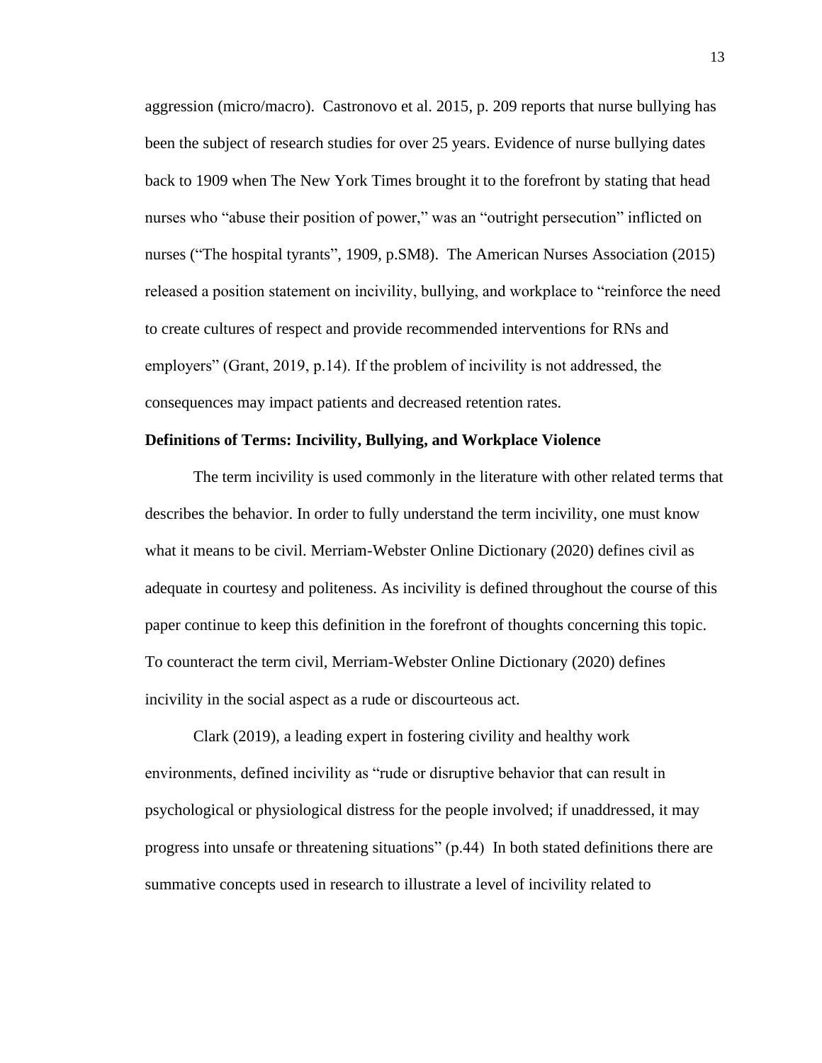aggression (micro/macro). Castronovo et al. 2015, p. 209 reports that nurse bullying has been the subject of research studies for over 25 years. Evidence of nurse bullying dates back to 1909 when The New York Times brought it to the forefront by stating that head nurses who "abuse their position of power," was an "outright persecution" inflicted on nurses ("The hospital tyrants", 1909, p.SM8). The American Nurses Association (2015) released a position statement on incivility, bullying, and workplace to "reinforce the need to create cultures of respect and provide recommended interventions for RNs and employers" (Grant, 2019, p.14). If the problem of incivility is not addressed, the consequences may impact patients and decreased retention rates.

**Definitions of Terms: Incivility, Bullying, and Workplace Violence**

The term incivility is used commonly in the literature with other related terms that describes the behavior. In order to fully understand the term incivility, one must know what it means to be civil. Merriam-Webster Online Dictionary (2020) defines civil as adequate in courtesy and politeness. As incivility is defined throughout the course of this paper continue to keep this definition in the forefront of thoughts concerning this topic. To counteract the term civil, Merriam-Webster Online Dictionary (2020) defines incivility in the social aspect as a rude or discourteous act.

Clark (2019), a leading expert in fostering civility and healthy work environments, defined incivility as "rude or disruptive behavior that can result in psychological or physiological distress for the people involved; if unaddressed, it may progress into unsafe or threatening situations" (p.44) In both stated definitions there are summative concepts used in research to illustrate a level of incivility related to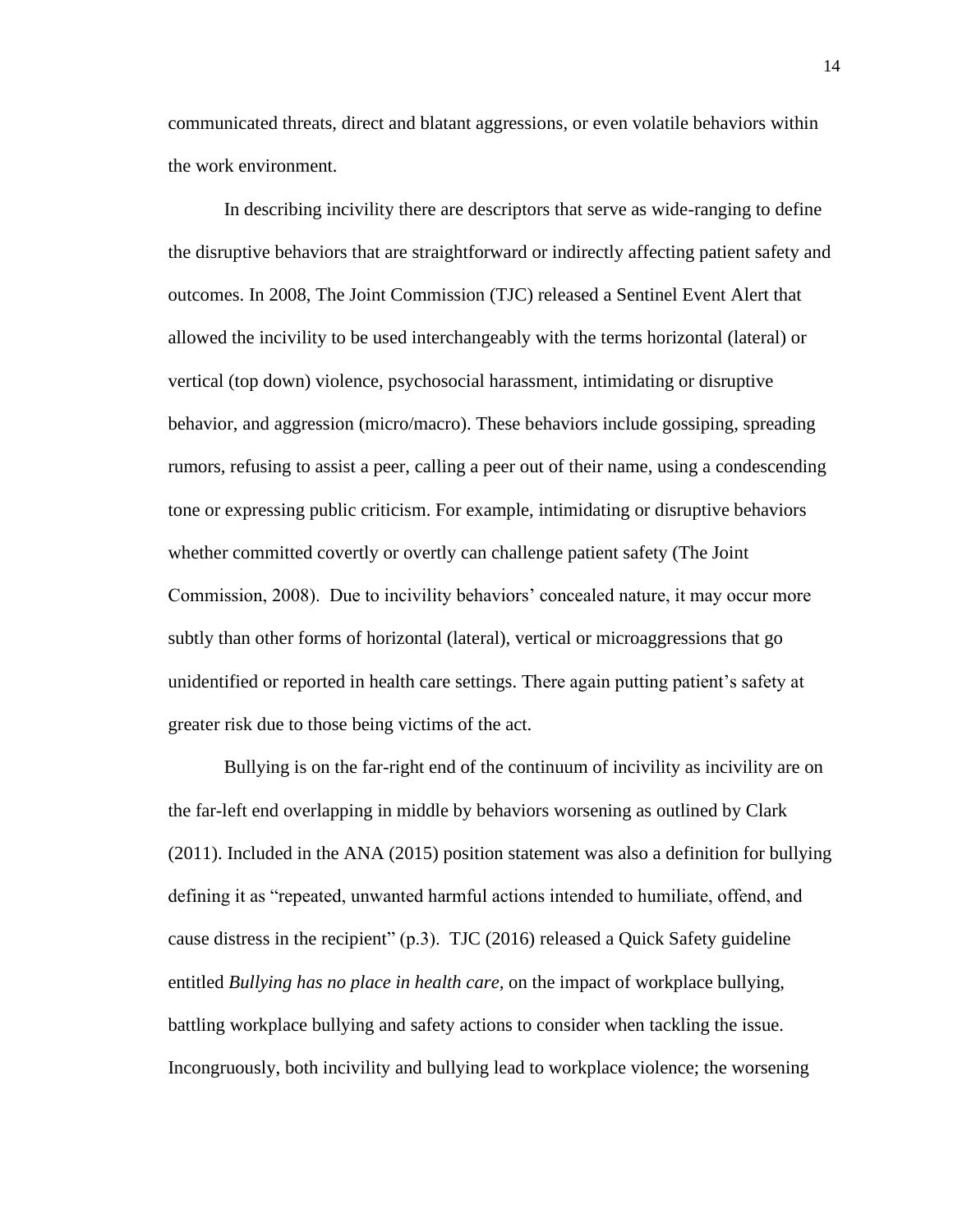communicated threats, direct and blatant aggressions, or even volatile behaviors within the work environment.

In describing incivility there are descriptors that serve as wide-ranging to define the disruptive behaviors that are straightforward or indirectly affecting patient safety and outcomes. In 2008, The Joint Commission (TJC) released a Sentinel Event Alert that allowed the incivility to be used interchangeably with the terms horizontal (lateral) or vertical (top down) violence, psychosocial harassment, intimidating or disruptive behavior, and aggression (micro/macro). These behaviors include gossiping, spreading rumors, refusing to assist a peer, calling a peer out of their name, using a condescending tone or expressing public criticism. For example, intimidating or disruptive behaviors whether committed covertly or overtly can challenge patient safety (The Joint Commission, 2008). Due to incivility behaviors' concealed nature, it may occur more subtly than other forms of horizontal (lateral), vertical or microaggressions that go unidentified or reported in health care settings. There again putting patient's safety at greater risk due to those being victims of the act.

Bullying is on the far-right end of the continuum of incivility as incivility are on the far-left end overlapping in middle by behaviors worsening as outlined by Clark (2011). Included in the ANA (2015) position statement was also a definition for bullying defining it as "repeated, unwanted harmful actions intended to humiliate, offend, and cause distress in the recipient" (p.3). TJC (2016) released a Quick Safety guideline entitled *Bullying has no place in health care*, on the impact of workplace bullying, battling workplace bullying and safety actions to consider when tackling the issue. Incongruously, both incivility and bullying lead to workplace violence; the worsening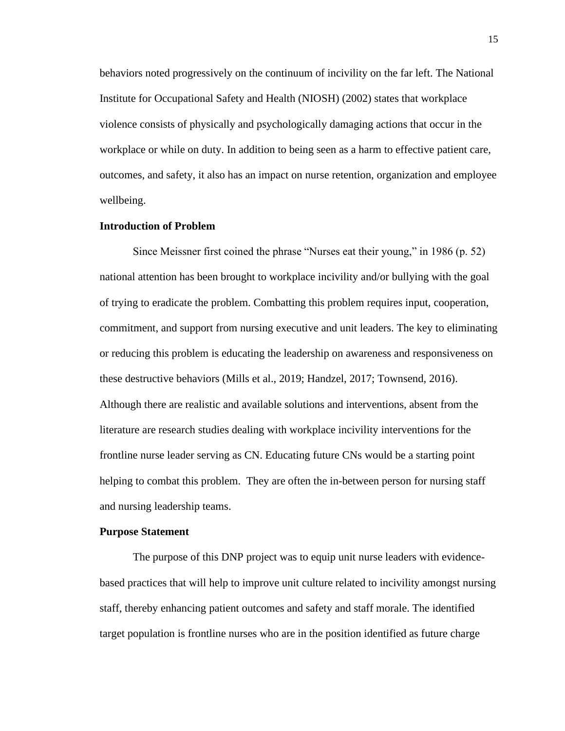behaviors noted progressively on the continuum of incivility on the far left. The National Institute for Occupational Safety and Health (NIOSH) (2002) states that workplace violence consists of physically and psychologically damaging actions that occur in the workplace or while on duty. In addition to being seen as a harm to effective patient care, outcomes, and safety, it also has an impact on nurse retention, organization and employee wellbeing.

**Introduction of Problem**

Since Meissner first coined the phrase "Nurses eat their young," in 1986 (p. 52) national attention has been brought to workplace incivility and/or bullying with the goal of trying to eradicate the problem. Combatting this problem requires input, cooperation, commitment, and support from nursing executive and unit leaders. The key to eliminating or reducing this problem is educating the leadership on awareness and responsiveness on these destructive behaviors (Mills et al., 2019; Handzel, 2017; Townsend, 2016). Although there are realistic and available solutions and interventions, absent from the literature are research studies dealing with workplace incivility interventions for the frontline nurse leader serving as CN. Educating future CNs would be a starting point helping to combat this problem. They are often the in-between person for nursing staff and nursing leadership teams.

**Purpose Statement**

The purpose of this DNP project was to equip unit nurse leaders with evidence-based practices that will help to improve unit culture related to incivility amongst nursing staff, thereby enhancing patient outcomes and safety and staff morale. The identified target population is frontline nurses who are in the position identified as future charge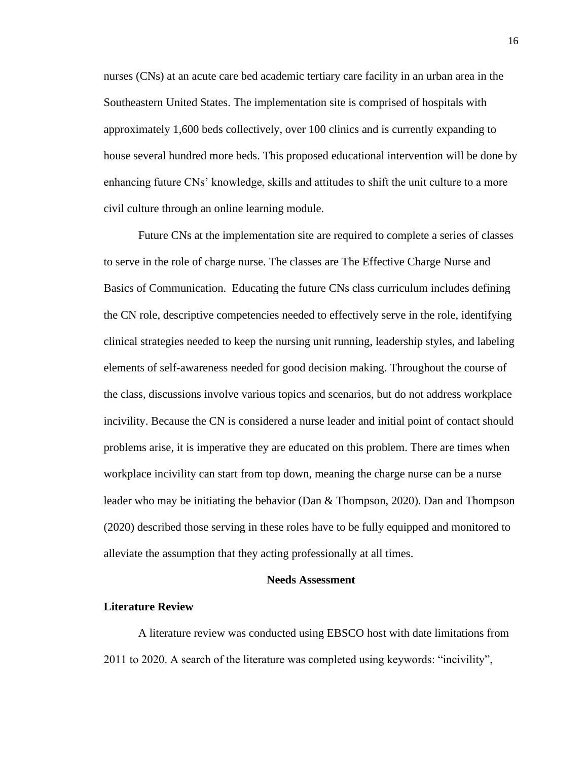nurses (CNs) at an acute care bed academic tertiary care facility in an urban area in the Southeastern United States. The implementation site is comprised of hospitals with approximately 1,600 beds collectively, over 100 clinics and is currently expanding to house several hundred more beds. This proposed educational intervention will be done by enhancing future CNs' knowledge, skills and attitudes to shift the unit culture to a more civil culture through an online learning module.

Future CNs at the implementation site are required to complete a series of classes to serve in the role of charge nurse. The classes are The Effective Charge Nurse and Basics of Communication.  Educating the future CNs class curriculum includes defining the CN role, descriptive competencies needed to effectively serve in the role, identifying clinical strategies needed to keep the nursing unit running, leadership styles, and labeling elements of self-awareness needed for good decision making. Throughout the course of the class, discussions involve various topics and scenarios, but do not address workplace incivility. Because the CN is considered a nurse leader and initial point of contact should problems arise, it is imperative they are educated on this problem. There are times when workplace incivility can start from top down, meaning the charge nurse can be a nurse leader who may be initiating the behavior (Dan & Thompson, 2020). Dan and Thompson (2020) described those serving in these roles have to be fully equipped and monitored to alleviate the assumption that they acting professionally at all times.

## Needs Assessment

### Literature Review

A literature review was conducted using EBSCO host with date limitations from 2011 to 2020. A search of the literature was completed using keywords: "incivility",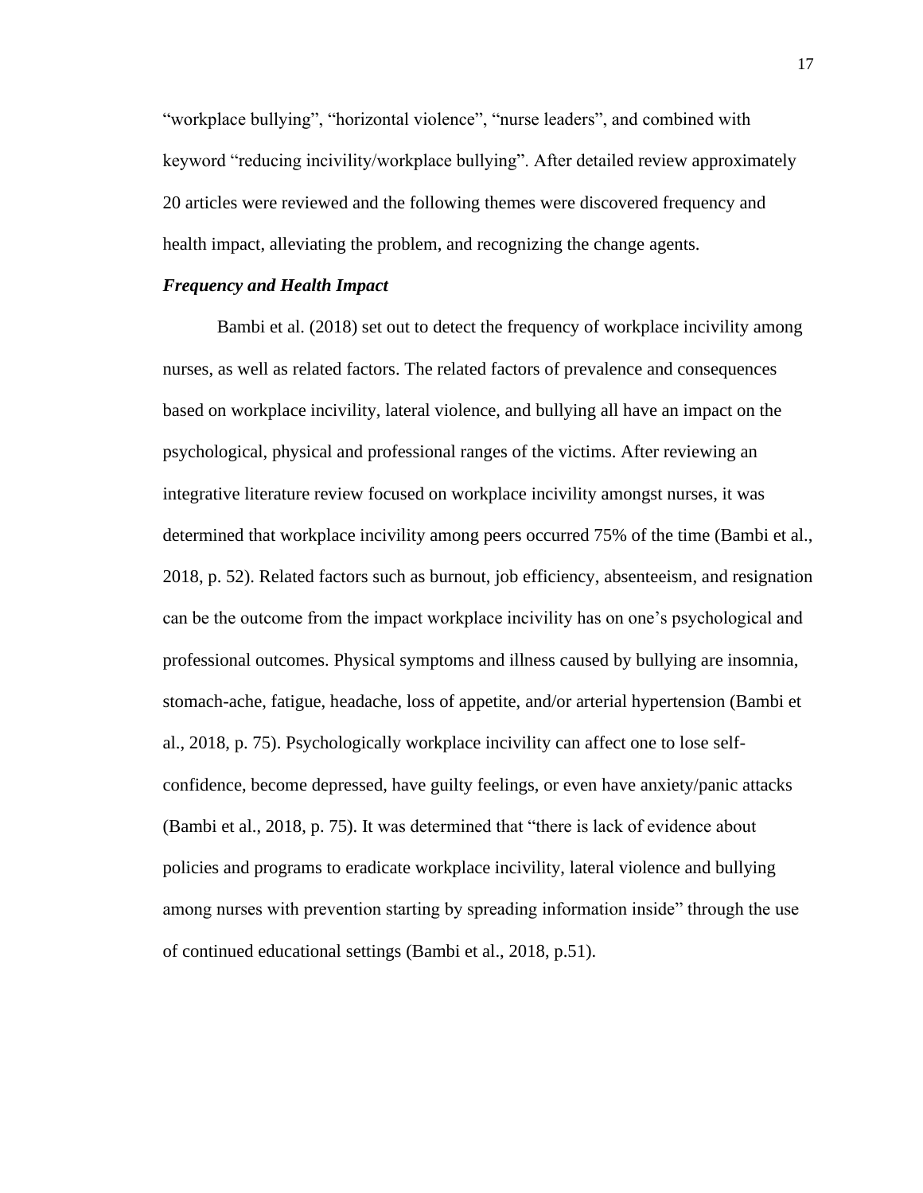“workplace bullying”, “horizontal violence”, “nurse leaders”, and combined with keyword “reducing incivility/workplace bullying”. After detailed review approximately 20 articles were reviewed and the following themes were discovered frequency and health impact, alleviating the problem, and recognizing the change agents.

### *Frequency and Health Impact*

Bambi et al. (2018) set out to detect the frequency of workplace incivility among nurses, as well as related factors. The related factors of prevalence and consequences based on workplace incivility, lateral violence, and bullying all have an impact on the psychological, physical and professional ranges of the victims. After reviewing an integrative literature review focused on workplace incivility amongst nurses, it was determined that workplace incivility among peers occurred 75% of the time (Bambi et al., 2018, p. 52). Related factors such as burnout, job efficiency, absenteeism, and resignation can be the outcome from the impact workplace incivility has on one’s psychological and professional outcomes. Physical symptoms and illness caused by bullying are insomnia, stomach-ache, fatigue, headache, loss of appetite, and/or arterial hypertension (Bambi et al., 2018, p. 75). Psychologically workplace incivility can affect one to lose self-confidence, become depressed, have guilty feelings, or even have anxiety/panic attacks (Bambi et al., 2018, p. 75). It was determined that “there is lack of evidence about policies and programs to eradicate workplace incivility, lateral violence and bullying among nurses with prevention starting by spreading information inside” through the use of continued educational settings (Bambi et al., 2018, p.51).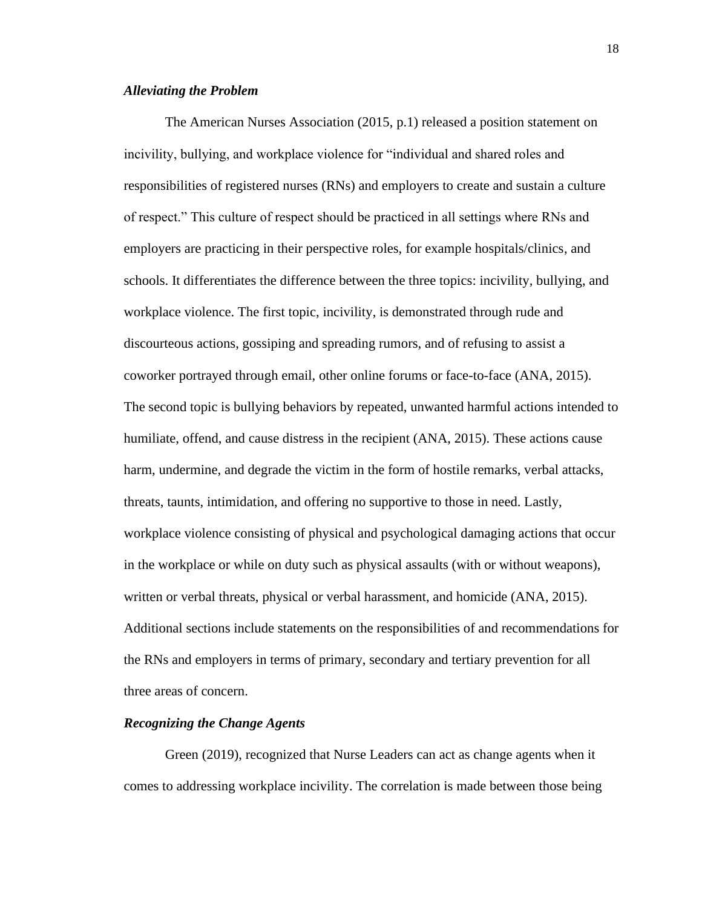### *Alleviating the Problem*

The American Nurses Association (2015, p.1) released a position statement on incivility, bullying, and workplace violence for "individual and shared roles and responsibilities of registered nurses (RNs) and employers to create and sustain a culture of respect." This culture of respect should be practiced in all settings where RNs and employers are practicing in their perspective roles, for example hospitals/clinics, and schools. It differentiates the difference between the three topics: incivility, bullying, and workplace violence. The first topic, incivility, is demonstrated through rude and discourteous actions, gossiping and spreading rumors, and of refusing to assist a coworker portrayed through email, other online forums or face-to-face (ANA, 2015). The second topic is bullying behaviors by repeated, unwanted harmful actions intended to humiliate, offend, and cause distress in the recipient (ANA, 2015). These actions cause harm, undermine, and degrade the victim in the form of hostile remarks, verbal attacks, threats, taunts, intimidation, and offering no supportive to those in need. Lastly, workplace violence consisting of physical and psychological damaging actions that occur in the workplace or while on duty such as physical assaults (with or without weapons), written or verbal threats, physical or verbal harassment, and homicide (ANA, 2015). Additional sections include statements on the responsibilities of and recommendations for the RNs and employers in terms of primary, secondary and tertiary prevention for all three areas of concern.

### *Recognizing the Change Agents*

Green (2019), recognized that Nurse Leaders can act as change agents when it comes to addressing workplace incivility. The correlation is made between those being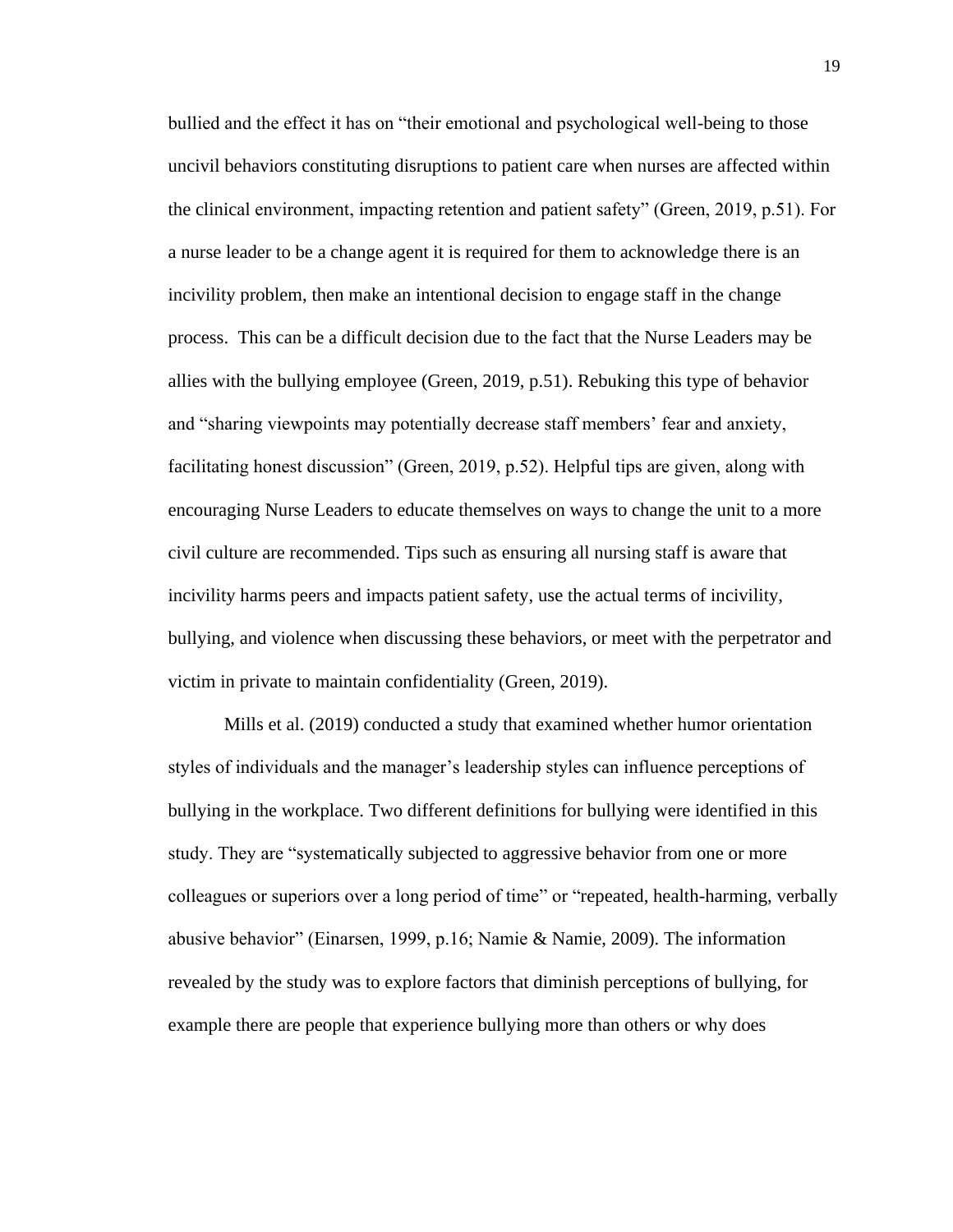bullied and the effect it has on "their emotional and psychological well-being to those uncivil behaviors constituting disruptions to patient care when nurses are affected within the clinical environment, impacting retention and patient safety" (Green, 2019, p.51). For a nurse leader to be a change agent it is required for them to acknowledge there is an incivility problem, then make an intentional decision to engage staff in the change process. This can be a difficult decision due to the fact that the Nurse Leaders may be allies with the bullying employee (Green, 2019, p.51). Rebuking this type of behavior and "sharing viewpoints may potentially decrease staff members' fear and anxiety, facilitating honest discussion" (Green, 2019, p.52). Helpful tips are given, along with encouraging Nurse Leaders to educate themselves on ways to change the unit to a more civil culture are recommended. Tips such as ensuring all nursing staff is aware that incivility harms peers and impacts patient safety, use the actual terms of incivility, bullying, and violence when discussing these behaviors, or meet with the perpetrator and victim in private to maintain confidentiality (Green, 2019).

Mills et al. (2019) conducted a study that examined whether humor orientation styles of individuals and the manager's leadership styles can influence perceptions of bullying in the workplace. Two different definitions for bullying were identified in this study. They are "systematically subjected to aggressive behavior from one or more colleagues or superiors over a long period of time" or "repeated, health-harming, verbally abusive behavior" (Einarsen, 1999, p.16; Namie & Namie, 2009). The information revealed by the study was to explore factors that diminish perceptions of bullying, for example there are people that experience bullying more than others or why does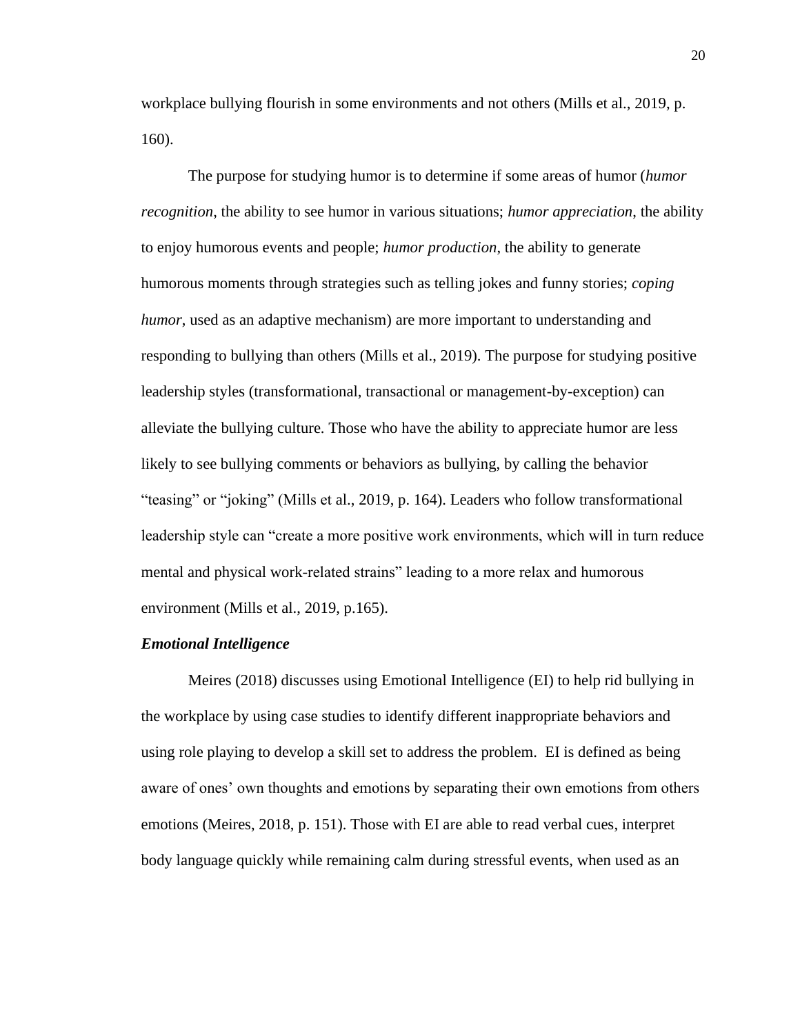workplace bullying flourish in some environments and not others (Mills et al., 2019, p. 160).

The purpose for studying humor is to determine if some areas of humor (*humor recognition*, the ability to see humor in various situations; *humor appreciation*, the ability to enjoy humorous events and people; *humor production*, the ability to generate humorous moments through strategies such as telling jokes and funny stories; *coping humor*, used as an adaptive mechanism) are more important to understanding and responding to bullying than others (Mills et al., 2019). The purpose for studying positive leadership styles (transformational, transactional or management-by-exception) can alleviate the bullying culture. Those who have the ability to appreciate humor are less likely to see bullying comments or behaviors as bullying, by calling the behavior "teasing" or "joking" (Mills et al., 2019, p. 164). Leaders who follow transformational leadership style can "create a more positive work environments, which will in turn reduce mental and physical work-related strains" leading to a more relax and humorous environment (Mills et al., 2019, p.165).

### *Emotional Intelligence*

Meires (2018) discusses using Emotional Intelligence (EI) to help rid bullying in the workplace by using case studies to identify different inappropriate behaviors and using role playing to develop a skill set to address the problem.  EI is defined as being aware of ones' own thoughts and emotions by separating their own emotions from others emotions (Meires, 2018, p. 151). Those with EI are able to read verbal cues, interpret body language quickly while remaining calm during stressful events, when used as an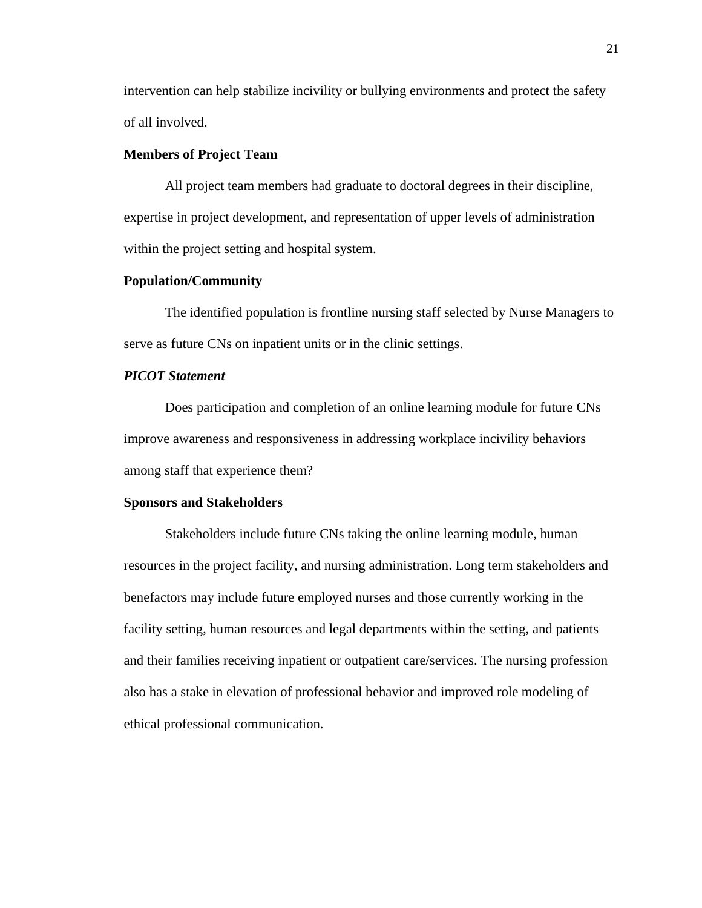intervention can help stabilize incivility or bullying environments and protect the safety of all involved.

### Members of Project Team

All project team members had graduate to doctoral degrees in their discipline, expertise in project development, and representation of upper levels of administration within the project setting and hospital system.

### Population/Community

The identified population is frontline nursing staff selected by Nurse Managers to serve as future CNs on inpatient units or in the clinic settings.

#### *PICOT Statement*

Does participation and completion of an online learning module for future CNs improve awareness and responsiveness in addressing workplace incivility behaviors among staff that experience them?

### Sponsors and Stakeholders

Stakeholders include future CNs taking the online learning module, human resources in the project facility, and nursing administration. Long term stakeholders and benefactors may include future employed nurses and those currently working in the facility setting, human resources and legal departments within the setting, and patients and their families receiving inpatient or outpatient care/services. The nursing profession also has a stake in elevation of professional behavior and improved role modeling of ethical professional communication.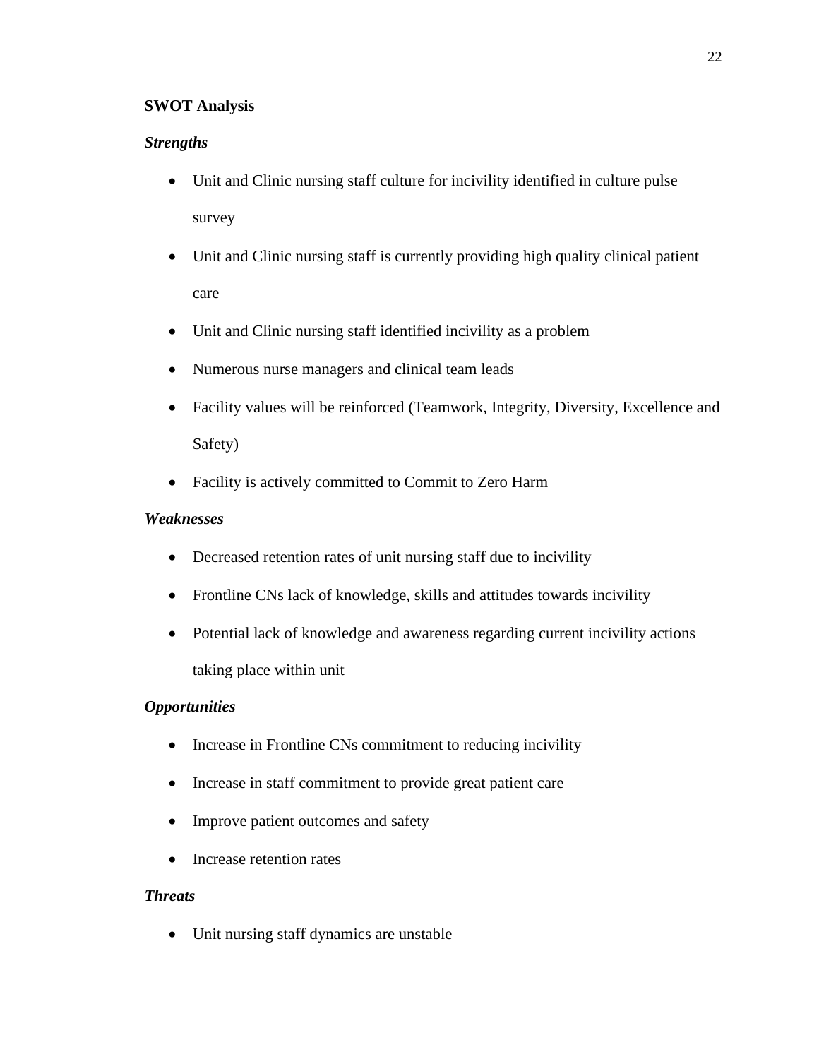**SWOT Analysis**

***Strengths***

- Unit and Clinic nursing staff culture for incivility identified in culture pulse survey
- Unit and Clinic nursing staff is currently providing high quality clinical patient care
- Unit and Clinic nursing staff identified incivility as a problem
- Numerous nurse managers and clinical team leads
- Facility values will be reinforced (Teamwork, Integrity, Diversity, Excellence and Safety)
- Facility is actively committed to Commit to Zero Harm

***Weaknesses***

- Decreased retention rates of unit nursing staff due to incivility
- Frontline CNs lack of knowledge, skills and attitudes towards incivility
- Potential lack of knowledge and awareness regarding current incivility actions taking place within unit

***Opportunities***

- Increase in Frontline CNs commitment to reducing incivility
- Increase in staff commitment to provide great patient care
- Improve patient outcomes and safety
- Increase retention rates

***Threats***

- Unit nursing staff dynamics are unstable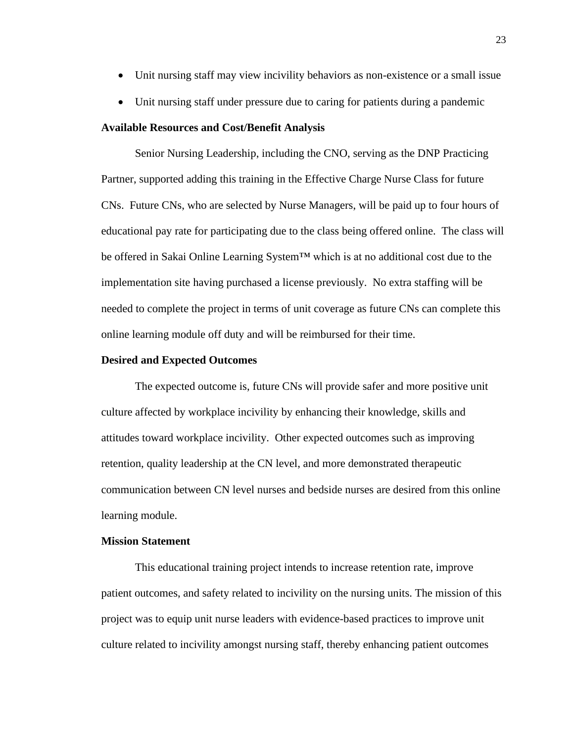- Unit nursing staff may view incivility behaviors as non-existence or a small issue
- Unit nursing staff under pressure due to caring for patients during a pandemic

**Available Resources and Cost/Benefit Analysis**

Senior Nursing Leadership, including the CNO, serving as the DNP Practicing Partner, supported adding this training in the Effective Charge Nurse Class for future CNs. Future CNs, who are selected by Nurse Managers, will be paid up to four hours of educational pay rate for participating due to the class being offered online. The class will be offered in Sakai Online Learning System™ which is at no additional cost due to the implementation site having purchased a license previously. No extra staffing will be needed to complete the project in terms of unit coverage as future CNs can complete this online learning module off duty and will be reimbursed for their time.

**Desired and Expected Outcomes**

The expected outcome is, future CNs will provide safer and more positive unit culture affected by workplace incivility by enhancing their knowledge, skills and attitudes toward workplace incivility. Other expected outcomes such as improving retention, quality leadership at the CN level, and more demonstrated therapeutic communication between CN level nurses and bedside nurses are desired from this online learning module.

**Mission Statement**

This educational training project intends to increase retention rate, improve patient outcomes, and safety related to incivility on the nursing units. The mission of this project was to equip unit nurse leaders with evidence-based practices to improve unit culture related to incivility amongst nursing staff, thereby enhancing patient outcomes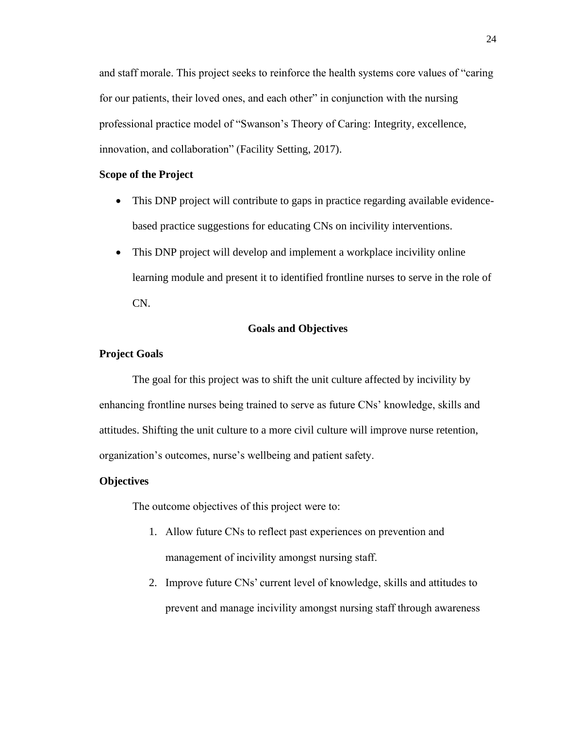and staff morale. This project seeks to reinforce the health systems core values of "caring for our patients, their loved ones, and each other" in conjunction with the nursing professional practice model of "Swanson's Theory of Caring: Integrity, excellence, innovation, and collaboration" (Facility Setting, 2017).

### Scope of the Project

- This DNP project will contribute to gaps in practice regarding available evidence-based practice suggestions for educating CNs on incivility interventions.
- This DNP project will develop and implement a workplace incivility online learning module and present it to identified frontline nurses to serve in the role of CN.

## Goals and Objectives

### Project Goals

The goal for this project was to shift the unit culture affected by incivility by enhancing frontline nurses being trained to serve as future CNs' knowledge, skills and attitudes. Shifting the unit culture to a more civil culture will improve nurse retention, organization's outcomes, nurse's wellbeing and patient safety.

### Objectives

The outcome objectives of this project were to:

1. Allow future CNs to reflect past experiences on prevention and management of incivility amongst nursing staff.
2. Improve future CNs' current level of knowledge, skills and attitudes to prevent and manage incivility amongst nursing staff through awareness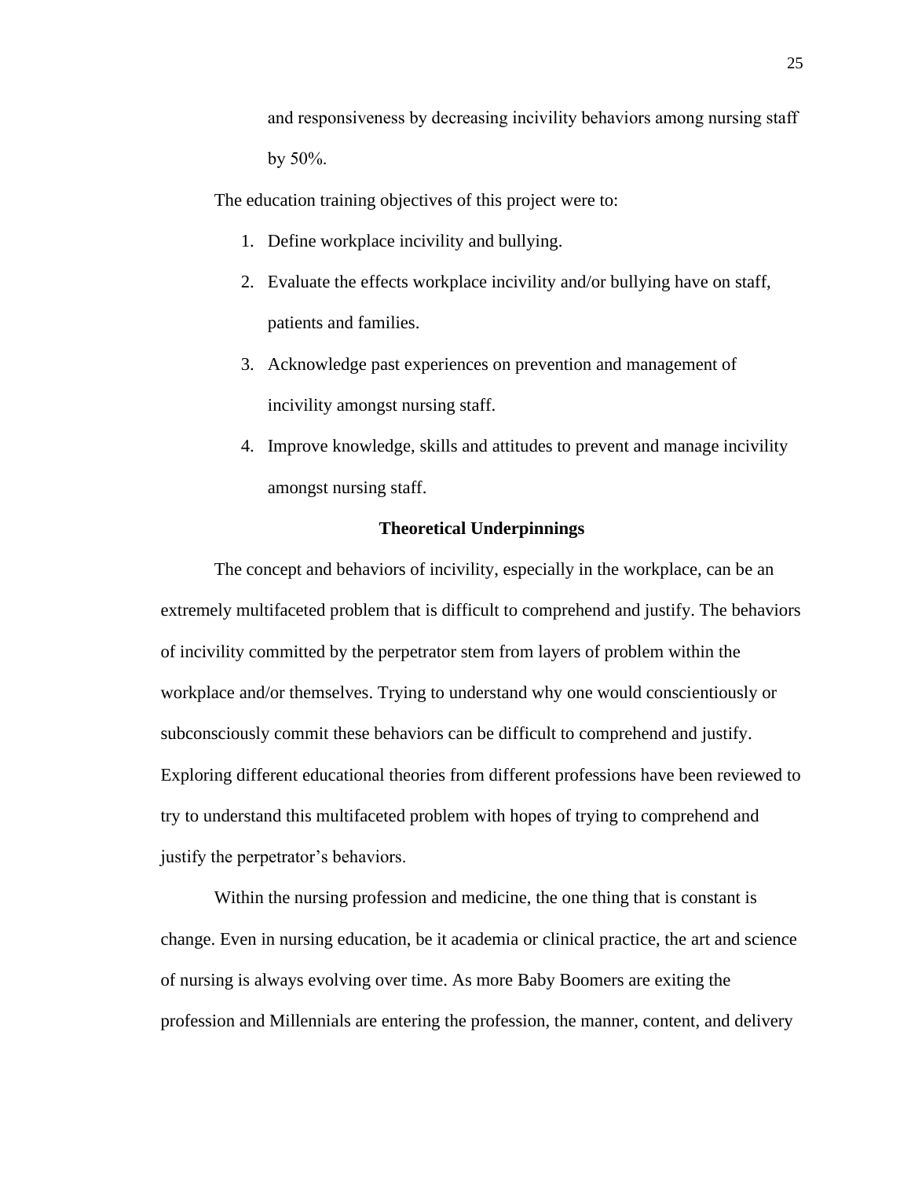and responsiveness by decreasing incivility behaviors among nursing staff by 50%.

The education training objectives of this project were to:

1. Define workplace incivility and bullying.
2. Evaluate the effects workplace incivility and/or bullying have on staff, patients and families.
3. Acknowledge past experiences on prevention and management of incivility amongst nursing staff.
4. Improve knowledge, skills and attitudes to prevent and manage incivility amongst nursing staff.

## Theoretical Underpinnings

The concept and behaviors of incivility, especially in the workplace, can be an extremely multifaceted problem that is difficult to comprehend and justify. The behaviors of incivility committed by the perpetrator stem from layers of problem within the workplace and/or themselves. Trying to understand why one would conscientiously or subconsciously commit these behaviors can be difficult to comprehend and justify. Exploring different educational theories from different professions have been reviewed to try to understand this multifaceted problem with hopes of trying to comprehend and justify the perpetrator's behaviors.

Within the nursing profession and medicine, the one thing that is constant is change. Even in nursing education, be it academia or clinical practice, the art and science of nursing is always evolving over time. As more Baby Boomers are exiting the profession and Millennials are entering the profession, the manner, content, and delivery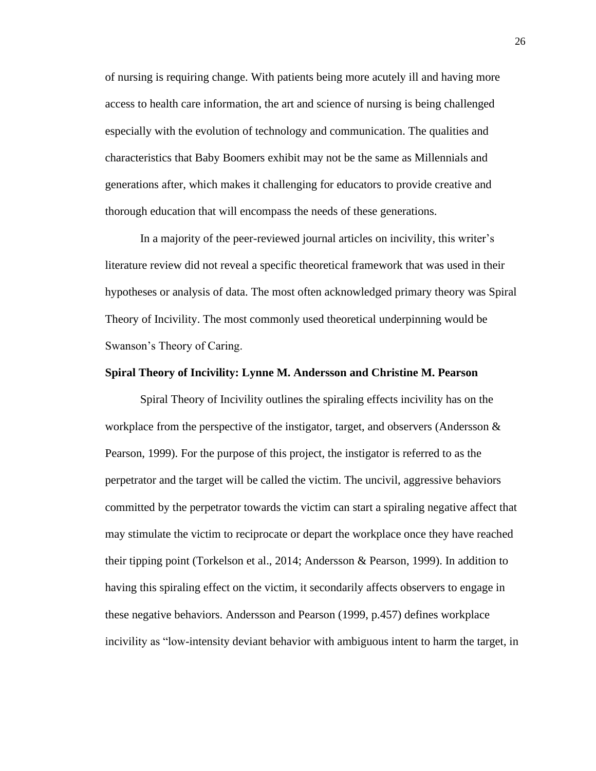of nursing is requiring change. With patients being more acutely ill and having more access to health care information, the art and science of nursing is being challenged especially with the evolution of technology and communication. The qualities and characteristics that Baby Boomers exhibit may not be the same as Millennials and generations after, which makes it challenging for educators to provide creative and thorough education that will encompass the needs of these generations.

In a majority of the peer-reviewed journal articles on incivility, this writer's literature review did not reveal a specific theoretical framework that was used in their hypotheses or analysis of data. The most often acknowledged primary theory was Spiral Theory of Incivility. The most commonly used theoretical underpinning would be Swanson's Theory of Caring.

**Spiral Theory of Incivility: Lynne M. Andersson and Christine M. Pearson**

Spiral Theory of Incivility outlines the spiraling effects incivility has on the workplace from the perspective of the instigator, target, and observers (Andersson & Pearson, 1999). For the purpose of this project, the instigator is referred to as the perpetrator and the target will be called the victim. The uncivil, aggressive behaviors committed by the perpetrator towards the victim can start a spiraling negative affect that may stimulate the victim to reciprocate or depart the workplace once they have reached their tipping point (Torkelson et al., 2014; Andersson & Pearson, 1999). In addition to having this spiraling effect on the victim, it secondarily affects observers to engage in these negative behaviors. Andersson and Pearson (1999, p.457) defines workplace incivility as "low-intensity deviant behavior with ambiguous intent to harm the target, in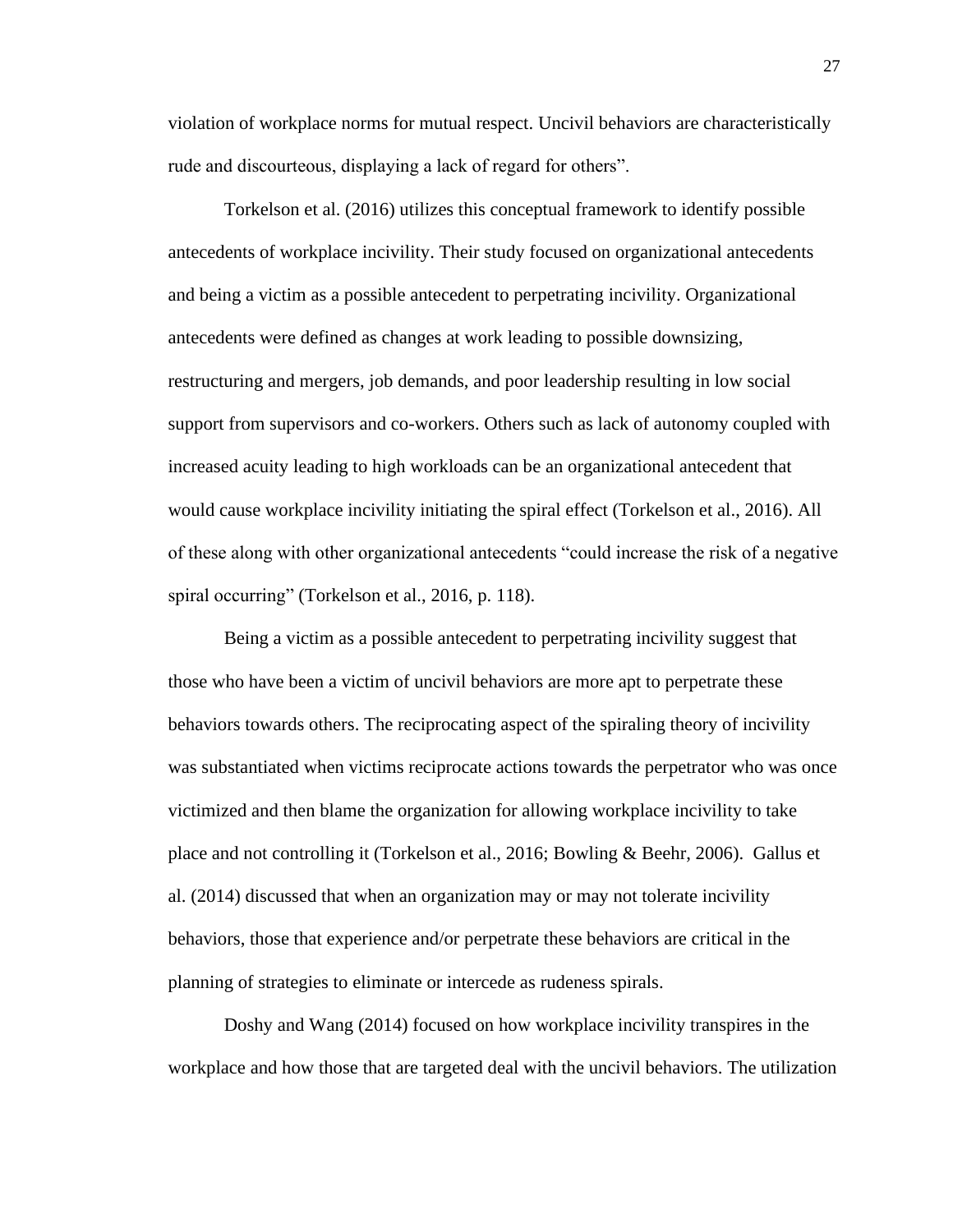violation of workplace norms for mutual respect. Uncivil behaviors are characteristically rude and discourteous, displaying a lack of regard for others".

Torkelson et al. (2016) utilizes this conceptual framework to identify possible antecedents of workplace incivility. Their study focused on organizational antecedents and being a victim as a possible antecedent to perpetrating incivility. Organizational antecedents were defined as changes at work leading to possible downsizing, restructuring and mergers, job demands, and poor leadership resulting in low social support from supervisors and co-workers. Others such as lack of autonomy coupled with increased acuity leading to high workloads can be an organizational antecedent that would cause workplace incivility initiating the spiral effect (Torkelson et al., 2016). All of these along with other organizational antecedents "could increase the risk of a negative spiral occurring" (Torkelson et al., 2016, p. 118).

Being a victim as a possible antecedent to perpetrating incivility suggest that those who have been a victim of uncivil behaviors are more apt to perpetrate these behaviors towards others. The reciprocating aspect of the spiraling theory of incivility was substantiated when victims reciprocate actions towards the perpetrator who was once victimized and then blame the organization for allowing workplace incivility to take place and not controlling it (Torkelson et al., 2016; Bowling & Beehr, 2006). Gallus et al. (2014) discussed that when an organization may or may not tolerate incivility behaviors, those that experience and/or perpetrate these behaviors are critical in the planning of strategies to eliminate or intercede as rudeness spirals.

Doshy and Wang (2014) focused on how workplace incivility transpires in the workplace and how those that are targeted deal with the uncivil behaviors. The utilization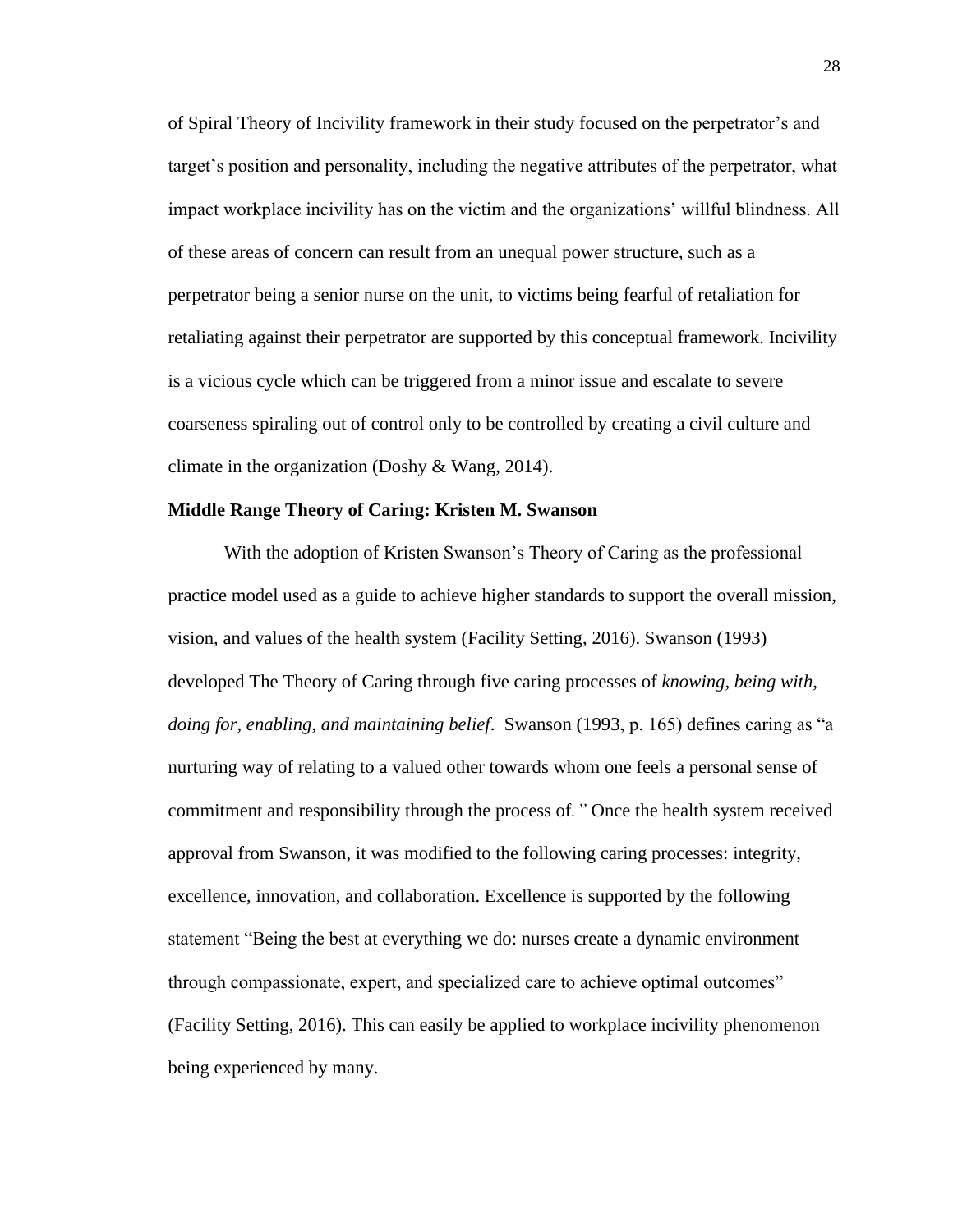of Spiral Theory of Incivility framework in their study focused on the perpetrator's and target's position and personality, including the negative attributes of the perpetrator, what impact workplace incivility has on the victim and the organizations' willful blindness. All of these areas of concern can result from an unequal power structure, such as a perpetrator being a senior nurse on the unit, to victims being fearful of retaliation for retaliating against their perpetrator are supported by this conceptual framework. Incivility is a vicious cycle which can be triggered from a minor issue and escalate to severe coarseness spiraling out of control only to be controlled by creating a civil culture and climate in the organization (Doshy & Wang, 2014).

**Middle Range Theory of Caring: Kristen M. Swanson**

With the adoption of Kristen Swanson's Theory of Caring as the professional practice model used as a guide to achieve higher standards to support the overall mission, vision, and values of the health system (Facility Setting, 2016). Swanson (1993) developed The Theory of Caring through five caring processes of *knowing, being with, doing for, enabling, and maintaining belief*. Swanson (1993, p. 165) defines caring as "a nurturing way of relating to a valued other towards whom one feels a personal sense of commitment and responsibility through the process of*."* Once the health system received approval from Swanson, it was modified to the following caring processes: integrity, excellence, innovation, and collaboration. Excellence is supported by the following statement "Being the best at everything we do: nurses create a dynamic environment through compassionate, expert, and specialized care to achieve optimal outcomes" (Facility Setting, 2016). This can easily be applied to workplace incivility phenomenon being experienced by many.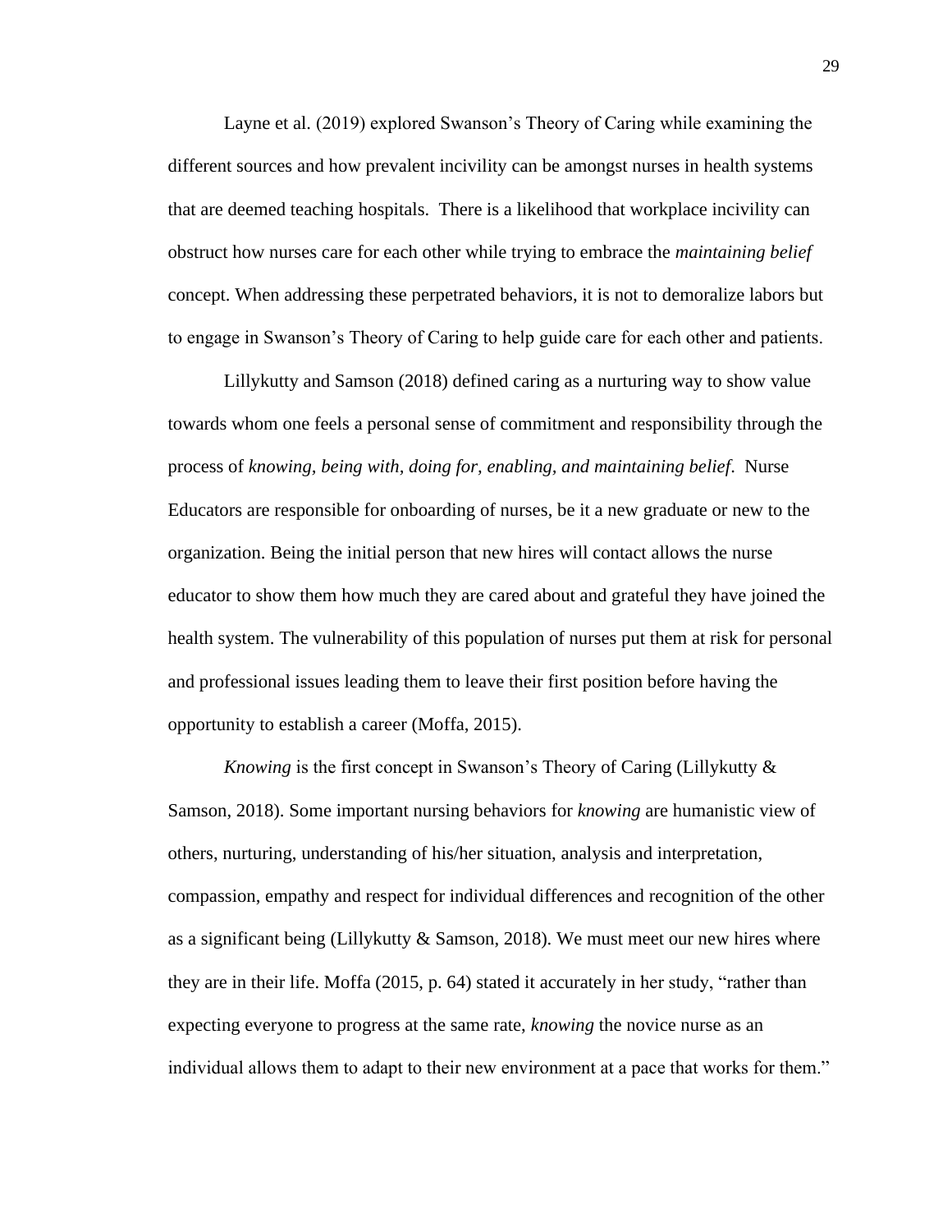Layne et al. (2019) explored Swanson's Theory of Caring while examining the different sources and how prevalent incivility can be amongst nurses in health systems that are deemed teaching hospitals. There is a likelihood that workplace incivility can obstruct how nurses care for each other while trying to embrace the *maintaining belief* concept. When addressing these perpetrated behaviors, it is not to demoralize labors but to engage in Swanson's Theory of Caring to help guide care for each other and patients.

Lillykutty and Samson (2018) defined caring as a nurturing way to show value towards whom one feels a personal sense of commitment and responsibility through the process of *knowing, being with, doing for, enabling, and maintaining belief*. Nurse Educators are responsible for onboarding of nurses, be it a new graduate or new to the organization. Being the initial person that new hires will contact allows the nurse educator to show them how much they are cared about and grateful they have joined the health system. The vulnerability of this population of nurses put them at risk for personal and professional issues leading them to leave their first position before having the opportunity to establish a career (Moffa, 2015).

*Knowing* is the first concept in Swanson's Theory of Caring (Lillykutty & Samson, 2018). Some important nursing behaviors for *knowing* are humanistic view of others, nurturing, understanding of his/her situation, analysis and interpretation, compassion, empathy and respect for individual differences and recognition of the other as a significant being (Lillykutty & Samson, 2018). We must meet our new hires where they are in their life. Moffa (2015, p. 64) stated it accurately in her study, "rather than expecting everyone to progress at the same rate, *knowing* the novice nurse as an individual allows them to adapt to their new environment at a pace that works for them."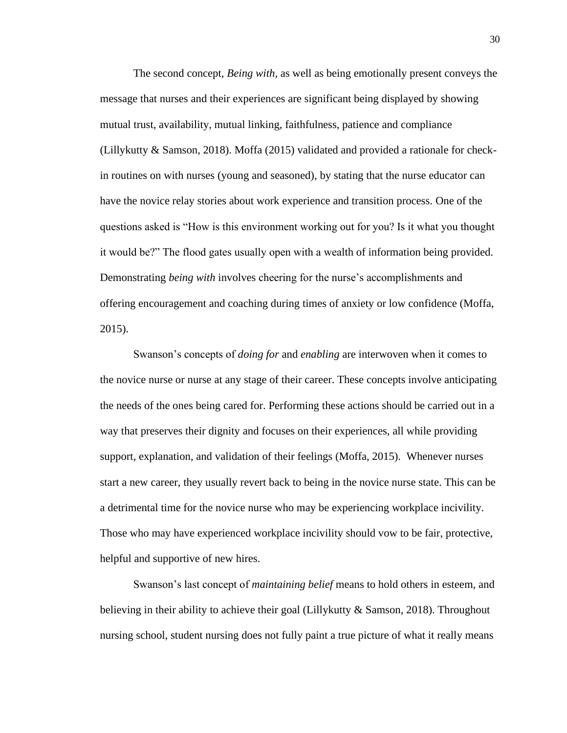The second concept, *Being with*, as well as being emotionally present conveys the message that nurses and their experiences are significant being displayed by showing mutual trust, availability, mutual linking, faithfulness, patience and compliance (Lillykutty & Samson, 2018). Moffa (2015) validated and provided a rationale for check-in routines on with nurses (young and seasoned), by stating that the nurse educator can have the novice relay stories about work experience and transition process. One of the questions asked is "How is this environment working out for you? Is it what you thought it would be?" The flood gates usually open with a wealth of information being provided. Demonstrating *being with* involves cheering for the nurse's accomplishments and offering encouragement and coaching during times of anxiety or low confidence (Moffa, 2015).

Swanson's concepts of *doing for* and *enabling* are interwoven when it comes to the novice nurse or nurse at any stage of their career. These concepts involve anticipating the needs of the ones being cared for. Performing these actions should be carried out in a way that preserves their dignity and focuses on their experiences, all while providing support, explanation, and validation of their feelings (Moffa, 2015). Whenever nurses start a new career, they usually revert back to being in the novice nurse state. This can be a detrimental time for the novice nurse who may be experiencing workplace incivility. Those who may have experienced workplace incivility should vow to be fair, protective, helpful and supportive of new hires.

Swanson's last concept of *maintaining belief* means to hold others in esteem, and believing in their ability to achieve their goal (Lillykutty & Samson, 2018). Throughout nursing school, student nursing does not fully paint a true picture of what it really means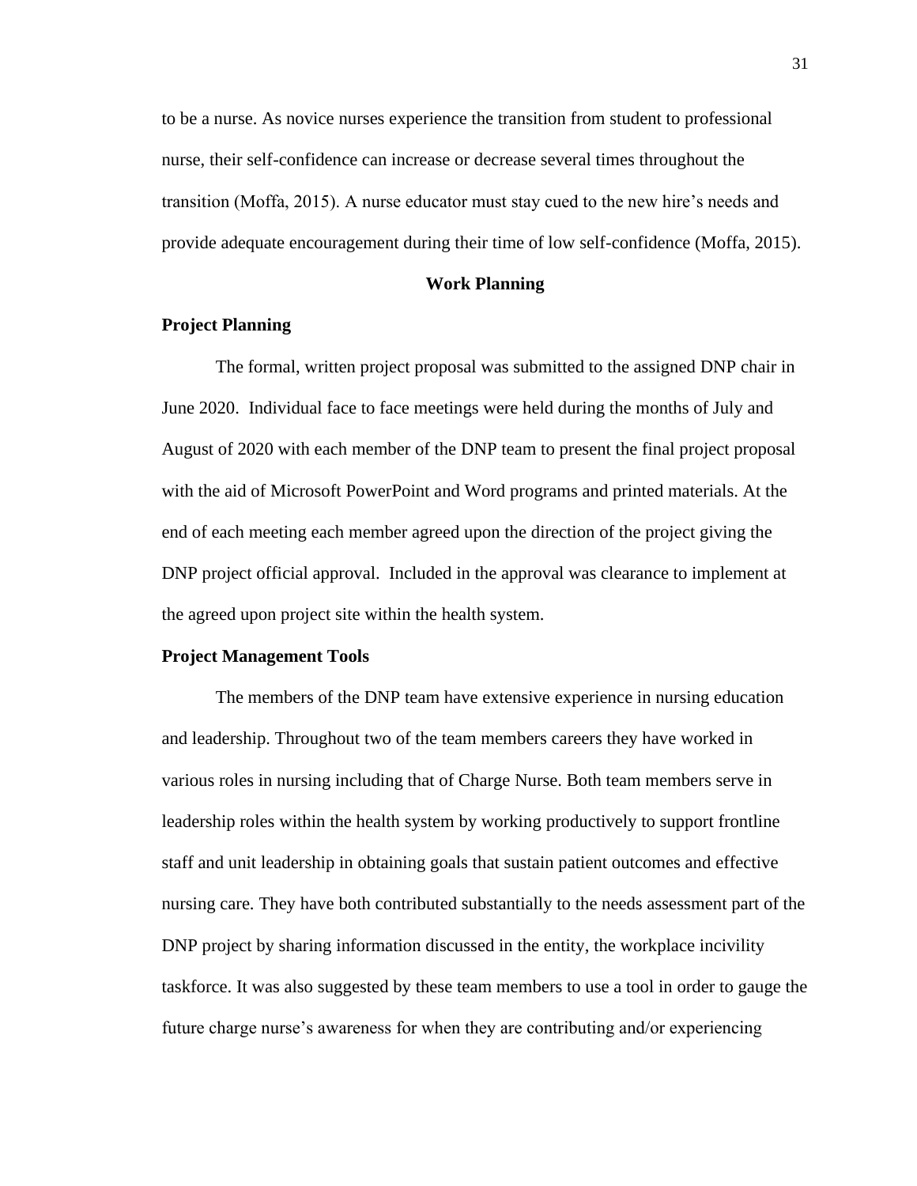to be a nurse. As novice nurses experience the transition from student to professional nurse, their self-confidence can increase or decrease several times throughout the transition (Moffa, 2015). A nurse educator must stay cued to the new hire's needs and provide adequate encouragement during their time of low self-confidence (Moffa, 2015).

## Work Planning

### Project Planning

The formal, written project proposal was submitted to the assigned DNP chair in June 2020. Individual face to face meetings were held during the months of July and August of 2020 with each member of the DNP team to present the final project proposal with the aid of Microsoft PowerPoint and Word programs and printed materials. At the end of each meeting each member agreed upon the direction of the project giving the DNP project official approval. Included in the approval was clearance to implement at the agreed upon project site within the health system.

### Project Management Tools

The members of the DNP team have extensive experience in nursing education and leadership. Throughout two of the team members careers they have worked in various roles in nursing including that of Charge Nurse. Both team members serve in leadership roles within the health system by working productively to support frontline staff and unit leadership in obtaining goals that sustain patient outcomes and effective nursing care. They have both contributed substantially to the needs assessment part of the DNP project by sharing information discussed in the entity, the workplace incivility taskforce. It was also suggested by these team members to use a tool in order to gauge the future charge nurse's awareness for when they are contributing and/or experiencing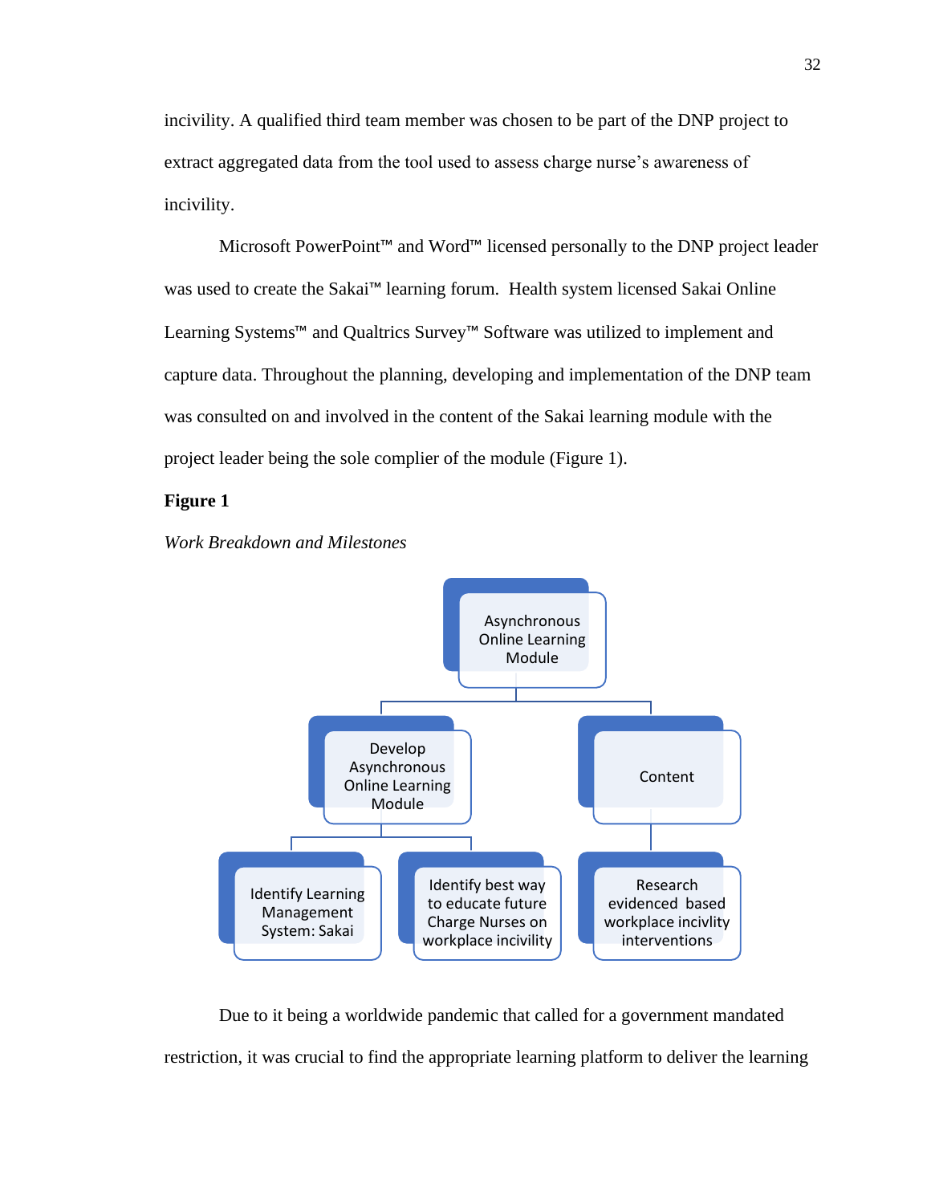incivility. A qualified third team member was chosen to be part of the DNP project to extract aggregated data from the tool used to assess charge nurse's awareness of incivility.

Microsoft PowerPoint™ and Word™ licensed personally to the DNP project leader was used to create the Sakai™ learning forum. Health system licensed Sakai Online Learning Systems™ and Qualtrics Survey™ Software was utilized to implement and capture data. Throughout the planning, developing and implementation of the DNP team was consulted on and involved in the content of the Sakai learning module with the project leader being the sole complier of the module (Figure 1).

**Figure 1**

*Work Breakdown and Milestones*

- Asynchronous Online Learning Module
  - Develop Asynchronous Online Learning Module
    - Identify Learning Management System: Sakai
    - Identify best way to educate future Charge Nurses on workplace incivility
  - Content
    - Research evidenced based workplace incivlity interventions

Due to it being a worldwide pandemic that called for a government mandated restriction, it was crucial to find the appropriate learning platform to deliver the learning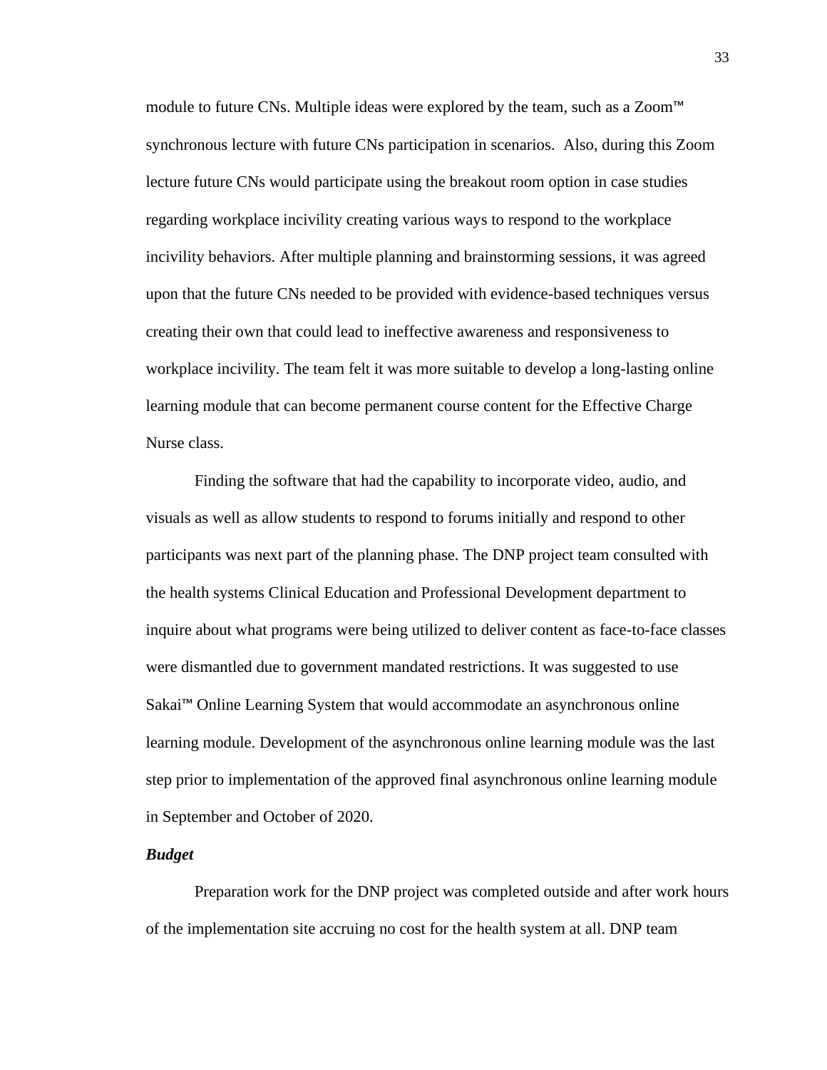module to future CNs. Multiple ideas were explored by the team, such as a Zoom™ synchronous lecture with future CNs participation in scenarios. Also, during this Zoom lecture future CNs would participate using the breakout room option in case studies regarding workplace incivility creating various ways to respond to the workplace incivility behaviors. After multiple planning and brainstorming sessions, it was agreed upon that the future CNs needed to be provided with evidence-based techniques versus creating their own that could lead to ineffective awareness and responsiveness to workplace incivility. The team felt it was more suitable to develop a long-lasting online learning module that can become permanent course content for the Effective Charge Nurse class.

Finding the software that had the capability to incorporate video, audio, and visuals as well as allow students to respond to forums initially and respond to other participants was next part of the planning phase. The DNP project team consulted with the health systems Clinical Education and Professional Development department to inquire about what programs were being utilized to deliver content as face-to-face classes were dismantled due to government mandated restrictions. It was suggested to use Sakai™ Online Learning System that would accommodate an asynchronous online learning module. Development of the asynchronous online learning module was the last step prior to implementation of the approved final asynchronous online learning module in September and October of 2020.

***Budget***

Preparation work for the DNP project was completed outside and after work hours of the implementation site accruing no cost for the health system at all. DNP team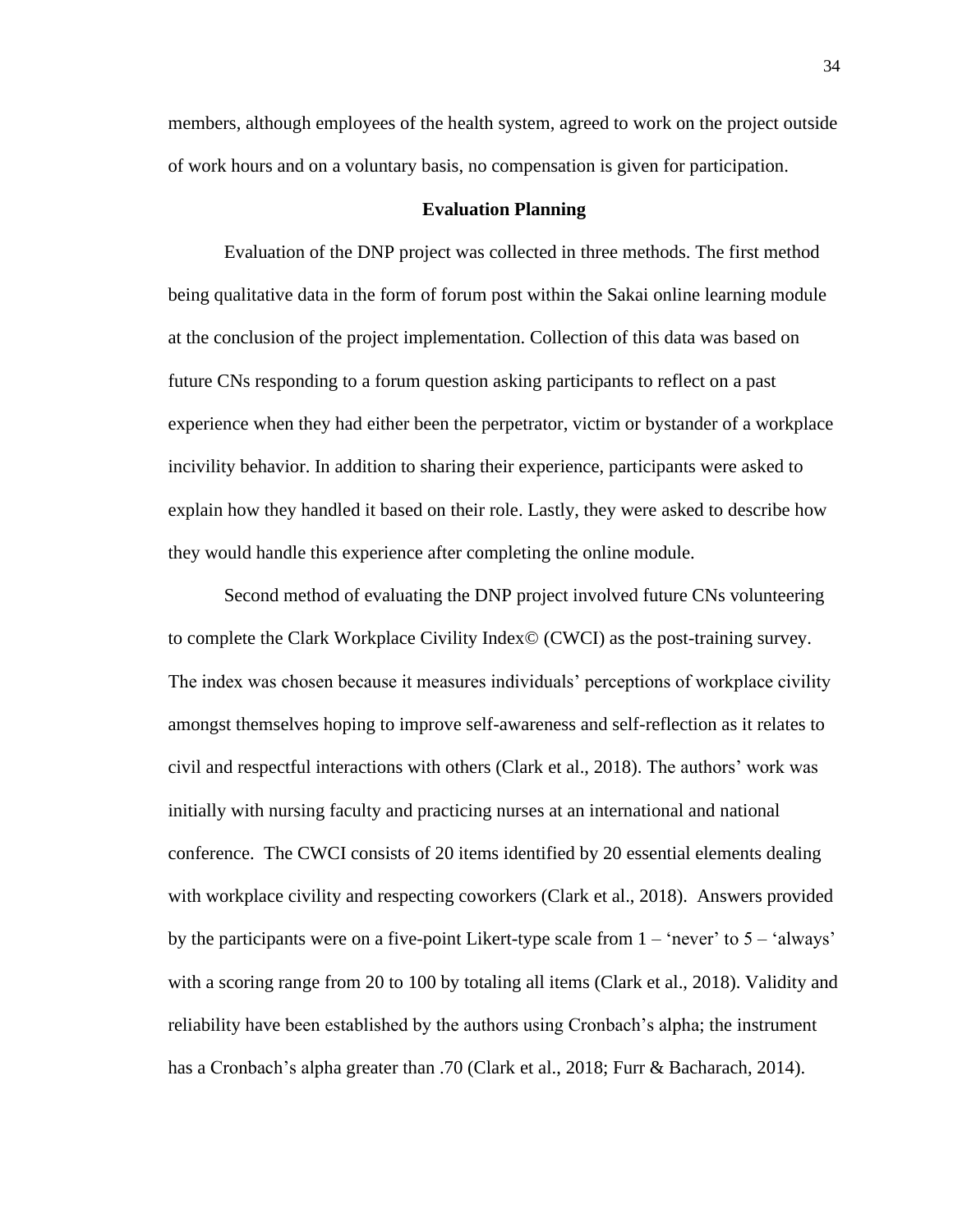members, although employees of the health system, agreed to work on the project outside of work hours and on a voluntary basis, no compensation is given for participation.

## Evaluation Planning

Evaluation of the DNP project was collected in three methods. The first method being qualitative data in the form of forum post within the Sakai online learning module at the conclusion of the project implementation. Collection of this data was based on future CNs responding to a forum question asking participants to reflect on a past experience when they had either been the perpetrator, victim or bystander of a workplace incivility behavior. In addition to sharing their experience, participants were asked to explain how they handled it based on their role. Lastly, they were asked to describe how they would handle this experience after completing the online module.

Second method of evaluating the DNP project involved future CNs volunteering to complete the Clark Workplace Civility Index© (CWCI) as the post-training survey. The index was chosen because it measures individuals' perceptions of workplace civility amongst themselves hoping to improve self-awareness and self-reflection as it relates to civil and respectful interactions with others (Clark et al., 2018). The authors' work was initially with nursing faculty and practicing nurses at an international and national conference. The CWCI consists of 20 items identified by 20 essential elements dealing with workplace civility and respecting coworkers (Clark et al., 2018). Answers provided by the participants were on a five-point Likert-type scale from 1 – 'never' to 5 – 'always' with a scoring range from 20 to 100 by totaling all items (Clark et al., 2018). Validity and reliability have been established by the authors using Cronbach's alpha; the instrument has a Cronbach's alpha greater than .70 (Clark et al., 2018; Furr & Bacharach, 2014).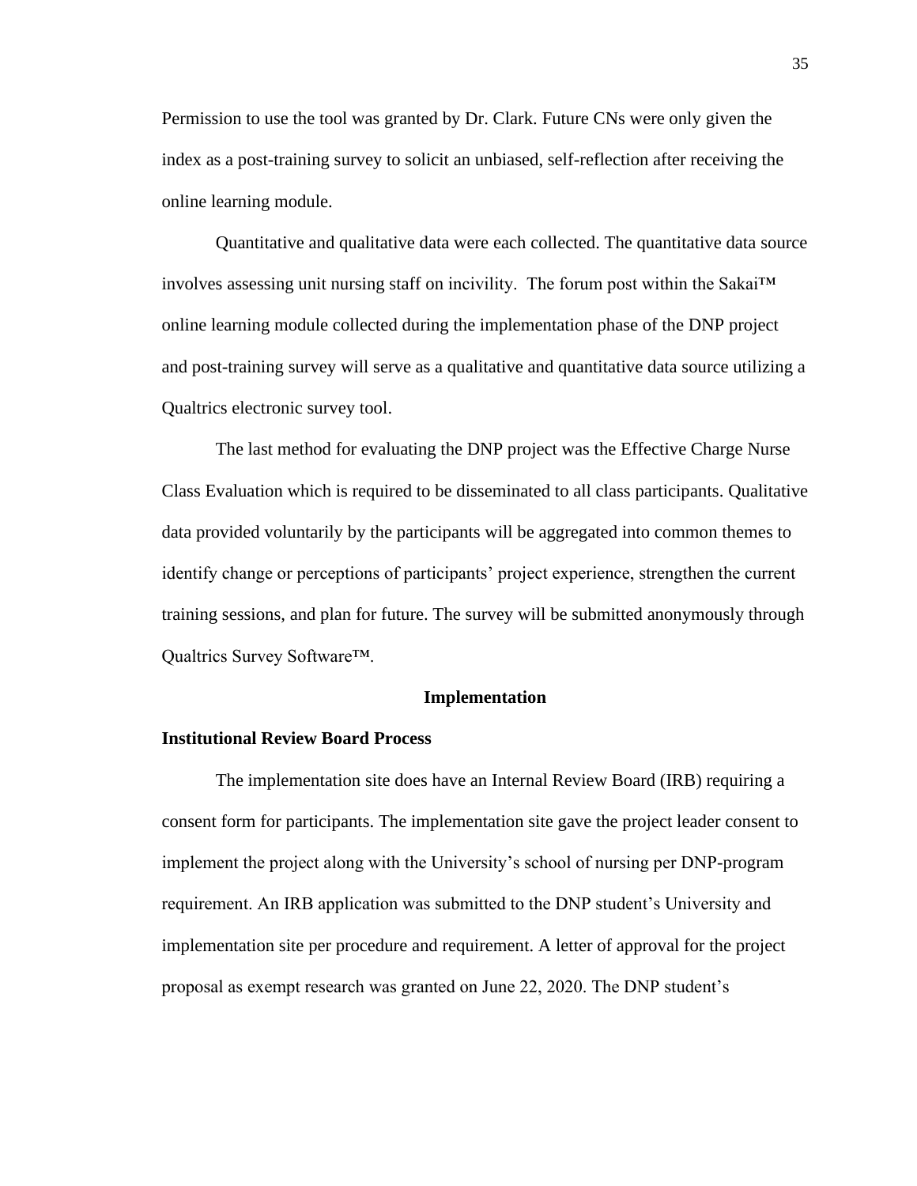Permission to use the tool was granted by Dr. Clark. Future CNs were only given the index as a post-training survey to solicit an unbiased, self-reflection after receiving the online learning module.

Quantitative and qualitative data were each collected. The quantitative data source involves assessing unit nursing staff on incivility. The forum post within the Sakai™ online learning module collected during the implementation phase of the DNP project and post-training survey will serve as a qualitative and quantitative data source utilizing a Qualtrics electronic survey tool.

The last method for evaluating the DNP project was the Effective Charge Nurse Class Evaluation which is required to be disseminated to all class participants. Qualitative data provided voluntarily by the participants will be aggregated into common themes to identify change or perceptions of participants' project experience, strengthen the current training sessions, and plan for future. The survey will be submitted anonymously through Qualtrics Survey Software™.

## Implementation

### Institutional Review Board Process

The implementation site does have an Internal Review Board (IRB) requiring a consent form for participants. The implementation site gave the project leader consent to implement the project along with the University's school of nursing per DNP-program requirement. An IRB application was submitted to the DNP student's University and implementation site per procedure and requirement. A letter of approval for the project proposal as exempt research was granted on June 22, 2020. The DNP student's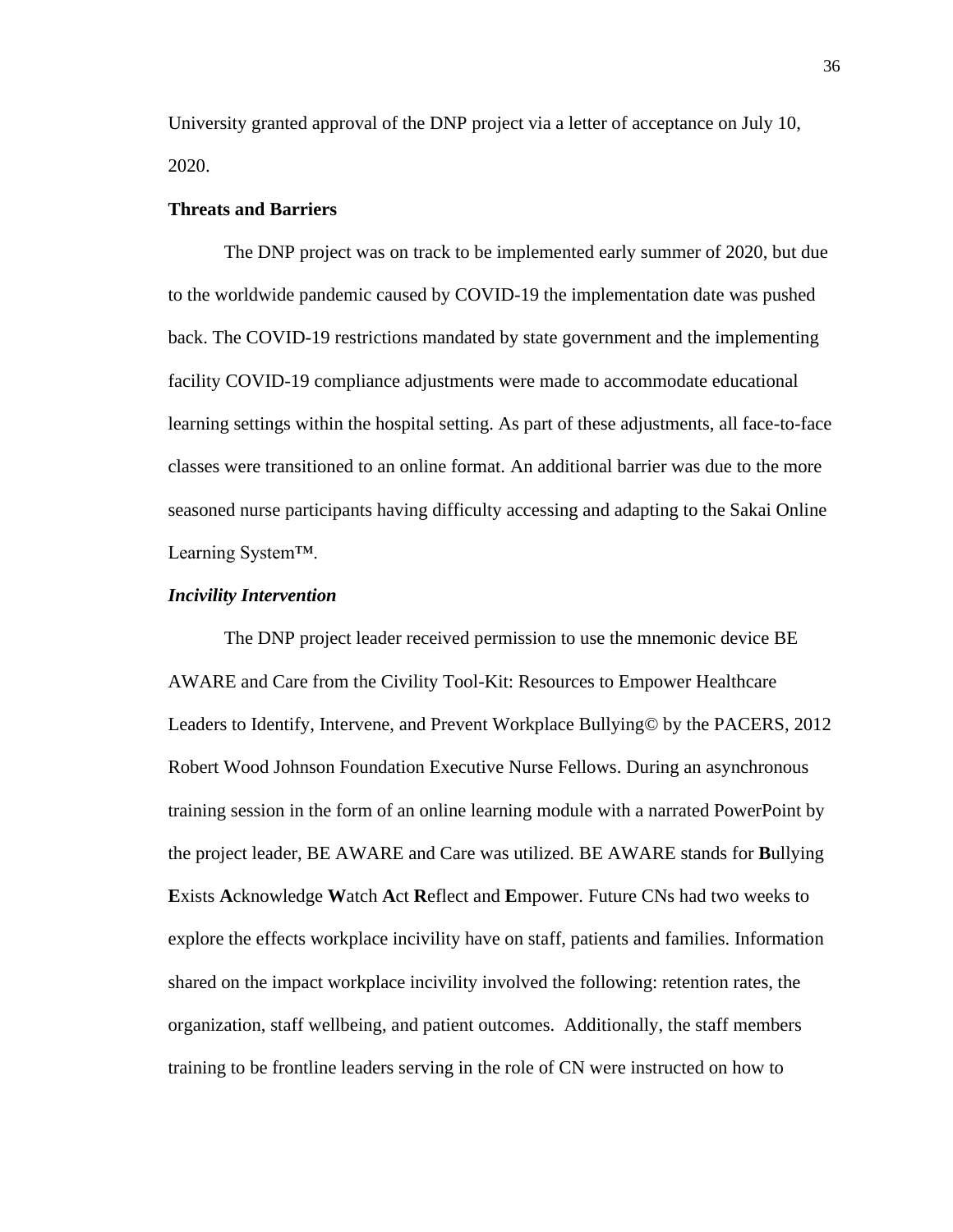University granted approval of the DNP project via a letter of acceptance on July 10, 2020.

**Threats and Barriers**

The DNP project was on track to be implemented early summer of 2020, but due to the worldwide pandemic caused by COVID-19 the implementation date was pushed back. The COVID-19 restrictions mandated by state government and the implementing facility COVID-19 compliance adjustments were made to accommodate educational learning settings within the hospital setting. As part of these adjustments, all face-to-face classes were transitioned to an online format. An additional barrier was due to the more seasoned nurse participants having difficulty accessing and adapting to the Sakai Online Learning System™.

***Incivility Intervention***

The DNP project leader received permission to use the mnemonic device BE AWARE and Care from the Civility Tool-Kit: Resources to Empower Healthcare Leaders to Identify, Intervene, and Prevent Workplace Bullying© by the PACERS, 2012 Robert Wood Johnson Foundation Executive Nurse Fellows. During an asynchronous training session in the form of an online learning module with a narrated PowerPoint by the project leader, BE AWARE and Care was utilized. BE AWARE stands for **B**ullying **E**xists **A**cknowledge **W**atch **A**ct **R**eflect and **E**mpower. Future CNs had two weeks to explore the effects workplace incivility have on staff, patients and families. Information shared on the impact workplace incivility involved the following: retention rates, the organization, staff wellbeing, and patient outcomes. Additionally, the staff members training to be frontline leaders serving in the role of CN were instructed on how to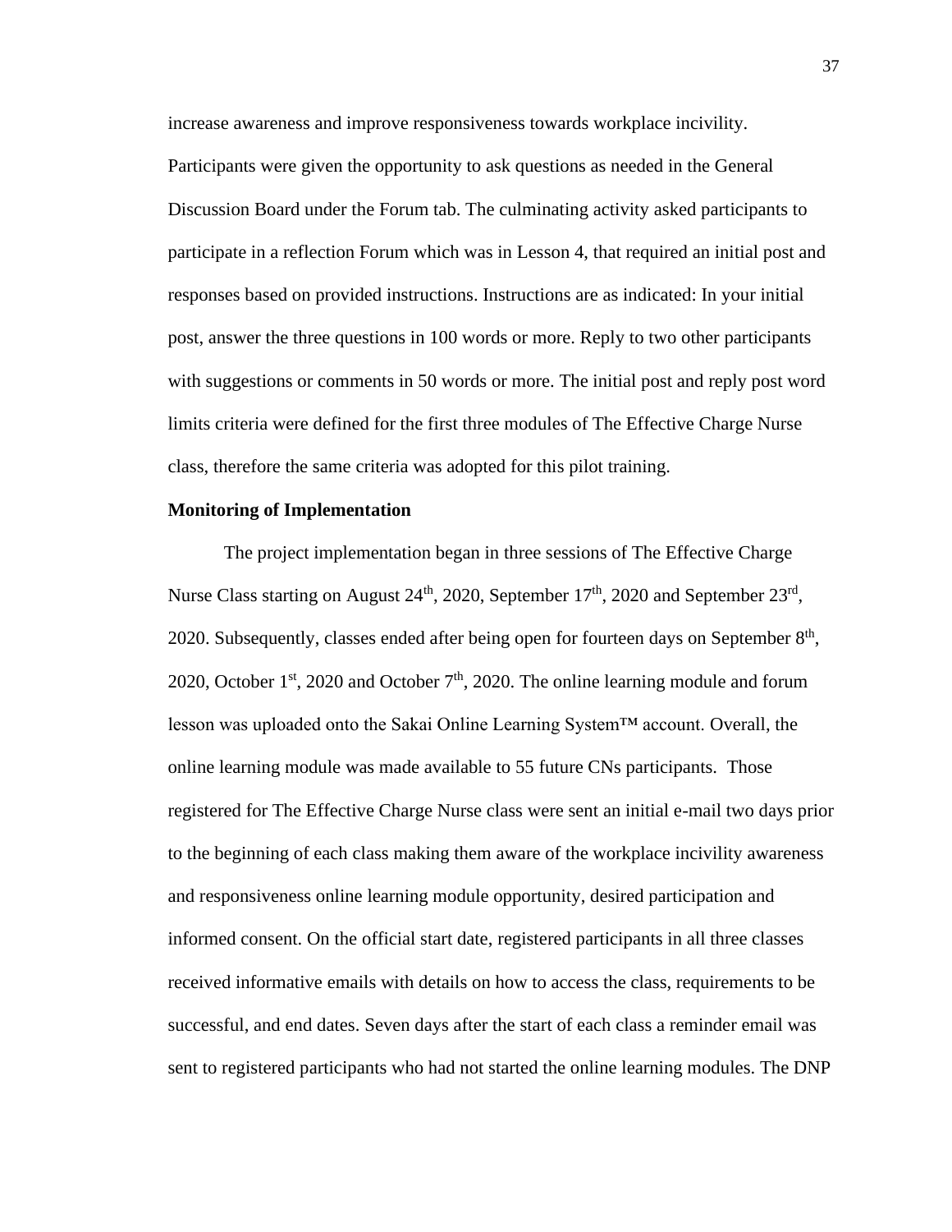increase awareness and improve responsiveness towards workplace incivility. Participants were given the opportunity to ask questions as needed in the General Discussion Board under the Forum tab. The culminating activity asked participants to participate in a reflection Forum which was in Lesson 4, that required an initial post and responses based on provided instructions. Instructions are as indicated: In your initial post, answer the three questions in 100 words or more. Reply to two other participants with suggestions or comments in 50 words or more. The initial post and reply post word limits criteria were defined for the first three modules of The Effective Charge Nurse class, therefore the same criteria was adopted for this pilot training.

**Monitoring of Implementation**

The project implementation began in three sessions of The Effective Charge Nurse Class starting on August 24th, 2020, September 17th, 2020 and September 23rd, 2020. Subsequently, classes ended after being open for fourteen days on September 8th, 2020, October 1st, 2020 and October 7th, 2020. The online learning module and forum lesson was uploaded onto the Sakai Online Learning System™ account. Overall, the online learning module was made available to 55 future CNs participants. Those registered for The Effective Charge Nurse class were sent an initial e-mail two days prior to the beginning of each class making them aware of the workplace incivility awareness and responsiveness online learning module opportunity, desired participation and informed consent. On the official start date, registered participants in all three classes received informative emails with details on how to access the class, requirements to be successful, and end dates. Seven days after the start of each class a reminder email was sent to registered participants who had not started the online learning modules. The DNP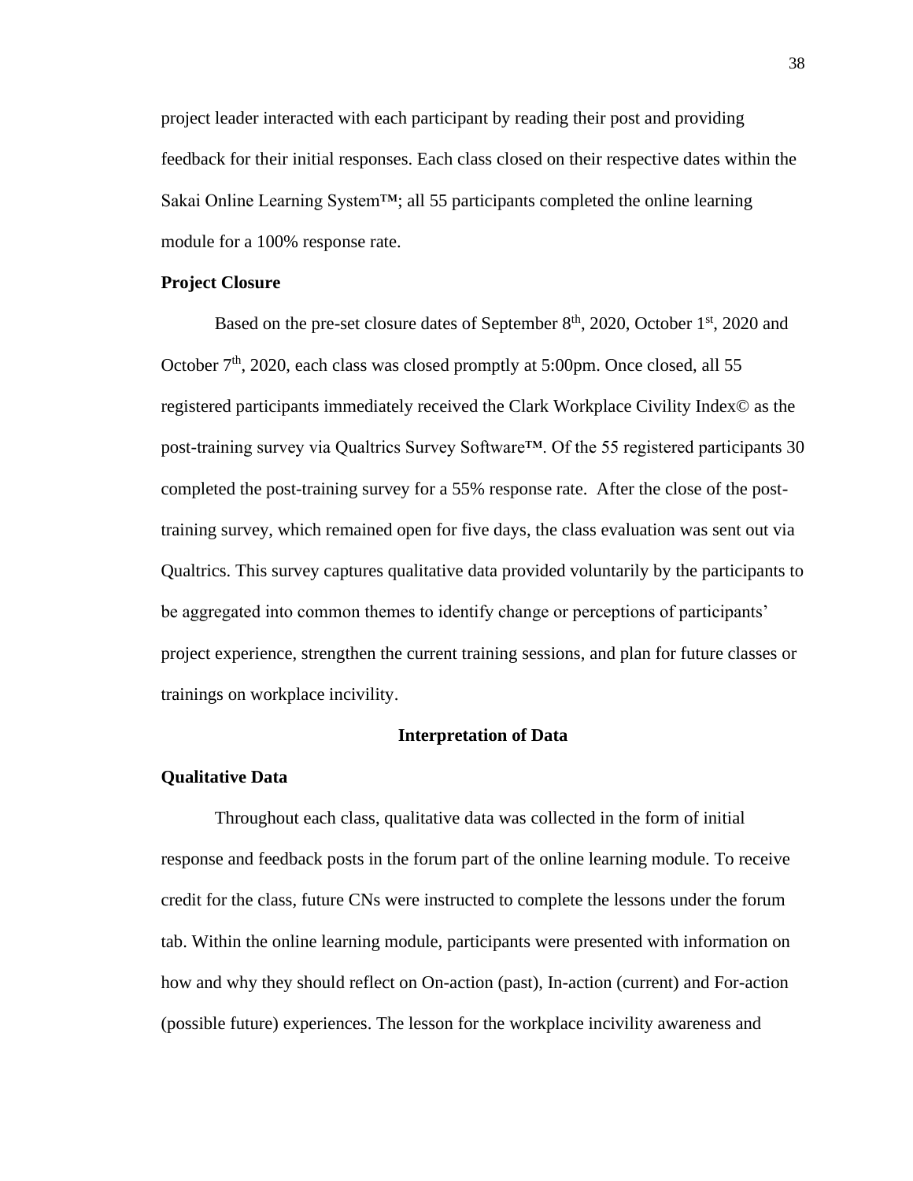project leader interacted with each participant by reading their post and providing feedback for their initial responses. Each class closed on their respective dates within the Sakai Online Learning System™; all 55 participants completed the online learning module for a 100% response rate.

**Project Closure**

Based on the pre-set closure dates of September 8th, 2020, October 1st, 2020 and October 7th, 2020, each class was closed promptly at 5:00pm. Once closed, all 55 registered participants immediately received the Clark Workplace Civility Index© as the post-training survey via Qualtrics Survey Software™. Of the 55 registered participants 30 completed the post-training survey for a 55% response rate. After the close of the post-training survey, which remained open for five days, the class evaluation was sent out via Qualtrics. This survey captures qualitative data provided voluntarily by the participants to be aggregated into common themes to identify change or perceptions of participants' project experience, strengthen the current training sessions, and plan for future classes or trainings on workplace incivility.

## Interpretation of Data

**Qualitative Data**

Throughout each class, qualitative data was collected in the form of initial response and feedback posts in the forum part of the online learning module. To receive credit for the class, future CNs were instructed to complete the lessons under the forum tab. Within the online learning module, participants were presented with information on how and why they should reflect on On-action (past), In-action (current) and For-action (possible future) experiences. The lesson for the workplace incivility awareness and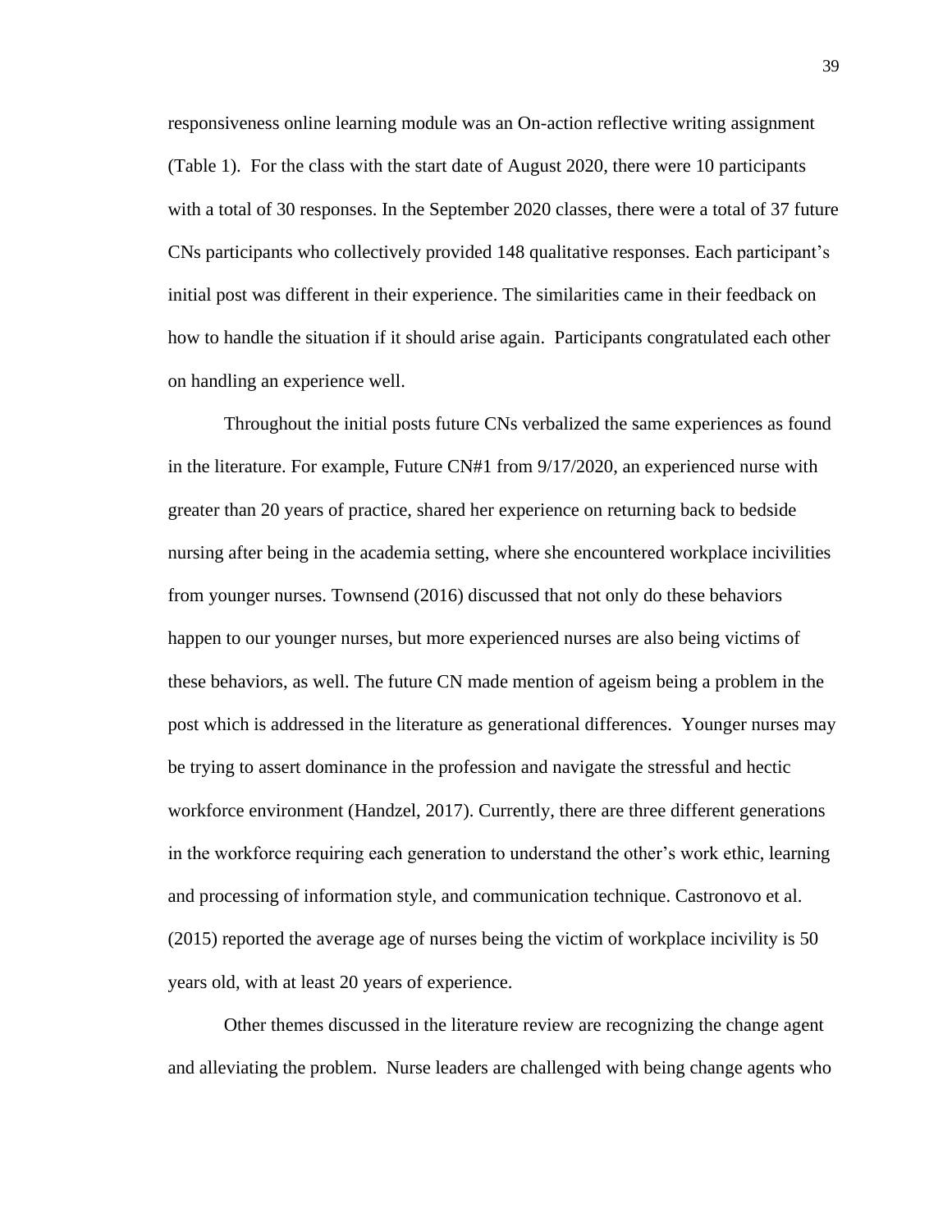responsiveness online learning module was an On-action reflective writing assignment (Table 1). For the class with the start date of August 2020, there were 10 participants with a total of 30 responses. In the September 2020 classes, there were a total of 37 future CNs participants who collectively provided 148 qualitative responses. Each participant's initial post was different in their experience. The similarities came in their feedback on how to handle the situation if it should arise again. Participants congratulated each other on handling an experience well.

Throughout the initial posts future CNs verbalized the same experiences as found in the literature. For example, Future CN#1 from 9/17/2020, an experienced nurse with greater than 20 years of practice, shared her experience on returning back to bedside nursing after being in the academia setting, where she encountered workplace incivilities from younger nurses. Townsend (2016) discussed that not only do these behaviors happen to our younger nurses, but more experienced nurses are also being victims of these behaviors, as well. The future CN made mention of ageism being a problem in the post which is addressed in the literature as generational differences. Younger nurses may be trying to assert dominance in the profession and navigate the stressful and hectic workforce environment (Handzel, 2017). Currently, there are three different generations in the workforce requiring each generation to understand the other's work ethic, learning and processing of information style, and communication technique. Castronovo et al. (2015) reported the average age of nurses being the victim of workplace incivility is 50 years old, with at least 20 years of experience.

Other themes discussed in the literature review are recognizing the change agent and alleviating the problem. Nurse leaders are challenged with being change agents who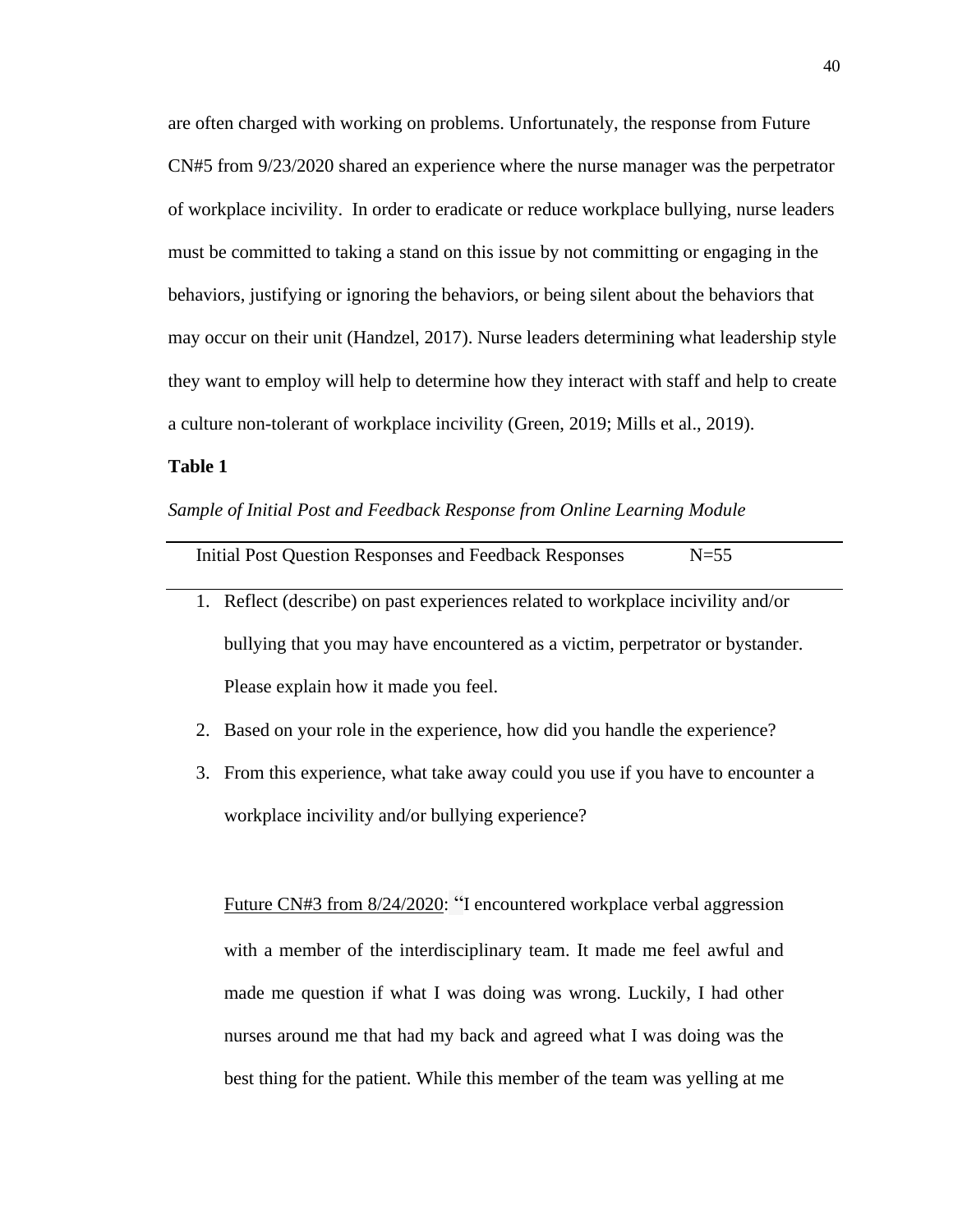are often charged with working on problems. Unfortunately, the response from Future CN#5 from 9/23/2020 shared an experience where the nurse manager was the perpetrator of workplace incivility. In order to eradicate or reduce workplace bullying, nurse leaders must be committed to taking a stand on this issue by not committing or engaging in the behaviors, justifying or ignoring the behaviors, or being silent about the behaviors that may occur on their unit (Handzel, 2017). Nurse leaders determining what leadership style they want to employ will help to determine how they interact with staff and help to create a culture non-tolerant of workplace incivility (Green, 2019; Mills et al., 2019).

**Table 1**

*Sample of Initial Post and Feedback Response from Online Learning Module*

| Initial Post Question Responses and Feedback Responses | N=55 |
|---|---|

1. Reflect (describe) on past experiences related to workplace incivility and/or bullying that you may have encountered as a victim, perpetrator or bystander. Please explain how it made you feel.
2. Based on your role in the experience, how did you handle the experience?
3. From this experience, what take away could you use if you have to encounter a workplace incivility and/or bullying experience?

<u>Future CN#3 from 8/24/2020</u>: "I encountered workplace verbal aggression with a member of the interdisciplinary team. It made me feel awful and made me question if what I was doing was wrong. Luckily, I had other nurses around me that had my back and agreed what I was doing was the best thing for the patient. While this member of the team was yelling at me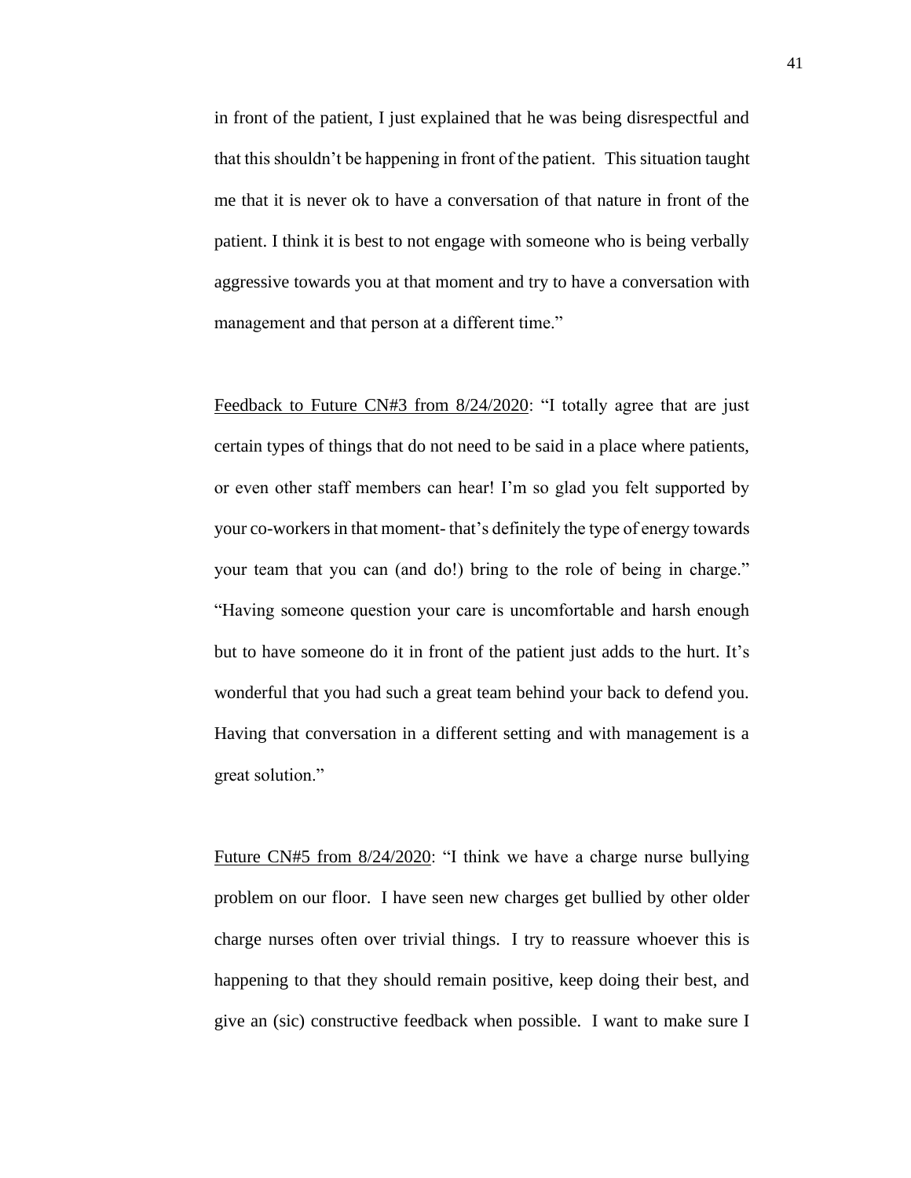in front of the patient, I just explained that he was being disrespectful and that this shouldn't be happening in front of the patient. This situation taught me that it is never ok to have a conversation of that nature in front of the patient. I think it is best to not engage with someone who is being verbally aggressive towards you at that moment and try to have a conversation with management and that person at a different time."

<u>Feedback to Future CN#3 from 8/24/2020</u>: "I totally agree that are just certain types of things that do not need to be said in a place where patients, or even other staff members can hear! I'm so glad you felt supported by your co-workers in that moment- that's definitely the type of energy towards your team that you can (and do!) bring to the role of being in charge." "Having someone question your care is uncomfortable and harsh enough but to have someone do it in front of the patient just adds to the hurt. It's wonderful that you had such a great team behind your back to defend you. Having that conversation in a different setting and with management is a great solution."

<u>Future CN#5 from 8/24/2020</u>: "I think we have a charge nurse bullying problem on our floor. I have seen new charges get bullied by other older charge nurses often over trivial things. I try to reassure whoever this is happening to that they should remain positive, keep doing their best, and give an (sic) constructive feedback when possible. I want to make sure I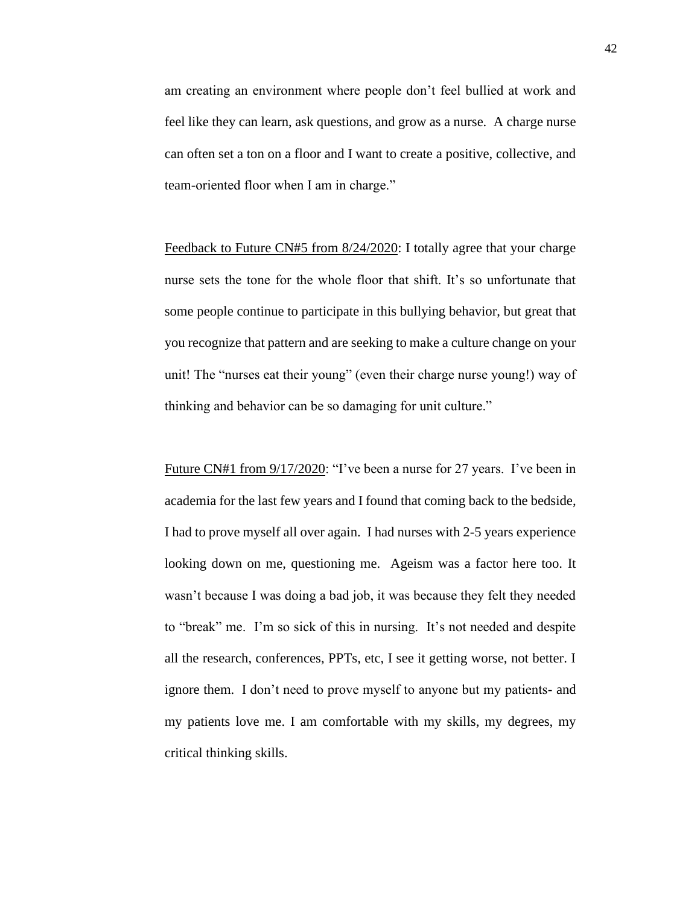am creating an environment where people don't feel bullied at work and feel like they can learn, ask questions, and grow as a nurse. A charge nurse can often set a ton on a floor and I want to create a positive, collective, and team-oriented floor when I am in charge."

<u>Feedback to Future CN#5 from 8/24/2020</u>: I totally agree that your charge nurse sets the tone for the whole floor that shift. It's so unfortunate that some people continue to participate in this bullying behavior, but great that you recognize that pattern and are seeking to make a culture change on your unit! The "nurses eat their young" (even their charge nurse young!) way of thinking and behavior can be so damaging for unit culture."

<u>Future CN#1 from 9/17/2020</u>: "I've been a nurse for 27 years. I've been in academia for the last few years and I found that coming back to the bedside, I had to prove myself all over again. I had nurses with 2-5 years experience looking down on me, questioning me. Ageism was a factor here too. It wasn't because I was doing a bad job, it was because they felt they needed to "break" me. I'm so sick of this in nursing. It's not needed and despite all the research, conferences, PPTs, etc, I see it getting worse, not better. I ignore them. I don't need to prove myself to anyone but my patients- and my patients love me. I am comfortable with my skills, my degrees, my critical thinking skills.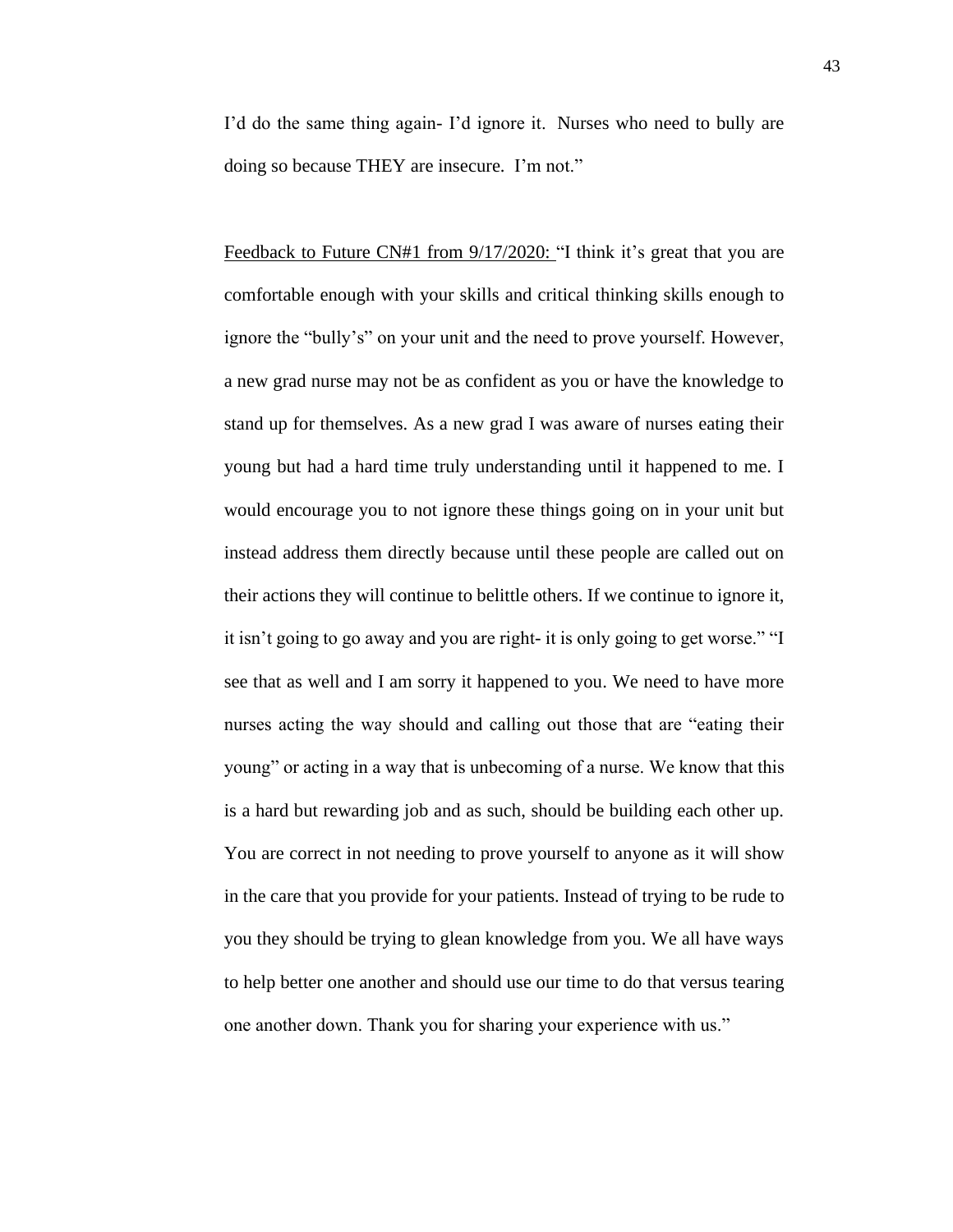I'd do the same thing again- I'd ignore it. Nurses who need to bully are doing so because THEY are insecure. I'm not."

<u>Feedback to Future CN#1 from 9/17/2020:</u> "I think it's great that you are comfortable enough with your skills and critical thinking skills enough to ignore the "bully's" on your unit and the need to prove yourself. However, a new grad nurse may not be as confident as you or have the knowledge to stand up for themselves. As a new grad I was aware of nurses eating their young but had a hard time truly understanding until it happened to me. I would encourage you to not ignore these things going on in your unit but instead address them directly because until these people are called out on their actions they will continue to belittle others. If we continue to ignore it, it isn't going to go away and you are right- it is only going to get worse." "I see that as well and I am sorry it happened to you. We need to have more nurses acting the way should and calling out those that are "eating their young" or acting in a way that is unbecoming of a nurse. We know that this is a hard but rewarding job and as such, should be building each other up. You are correct in not needing to prove yourself to anyone as it will show in the care that you provide for your patients. Instead of trying to be rude to you they should be trying to glean knowledge from you. We all have ways to help better one another and should use our time to do that versus tearing one another down. Thank you for sharing your experience with us."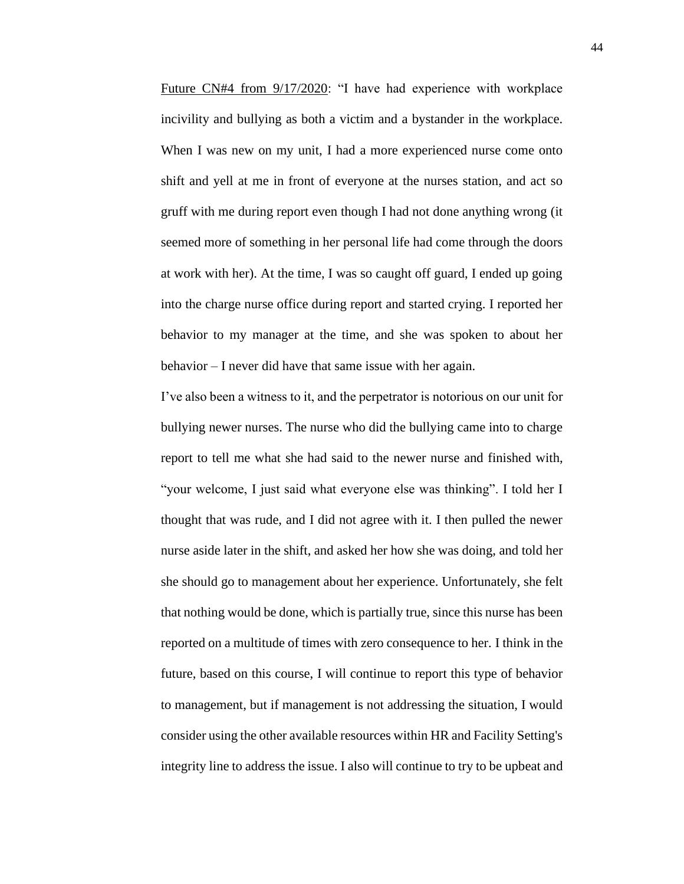<u>Future CN#4 from 9/17/2020</u>: "I have had experience with workplace incivility and bullying as both a victim and a bystander in the workplace. When I was new on my unit, I had a more experienced nurse come onto shift and yell at me in front of everyone at the nurses station, and act so gruff with me during report even though I had not done anything wrong (it seemed more of something in her personal life had come through the doors at work with her). At the time, I was so caught off guard, I ended up going into the charge nurse office during report and started crying. I reported her behavior to my manager at the time, and she was spoken to about her behavior – I never did have that same issue with her again.

I've also been a witness to it, and the perpetrator is notorious on our unit for bullying newer nurses. The nurse who did the bullying came into to charge report to tell me what she had said to the newer nurse and finished with, "your welcome, I just said what everyone else was thinking". I told her I thought that was rude, and I did not agree with it. I then pulled the newer nurse aside later in the shift, and asked her how she was doing, and told her she should go to management about her experience. Unfortunately, she felt that nothing would be done, which is partially true, since this nurse has been reported on a multitude of times with zero consequence to her. I think in the future, based on this course, I will continue to report this type of behavior to management, but if management is not addressing the situation, I would consider using the other available resources within HR and Facility Setting's integrity line to address the issue. I also will continue to try to be upbeat and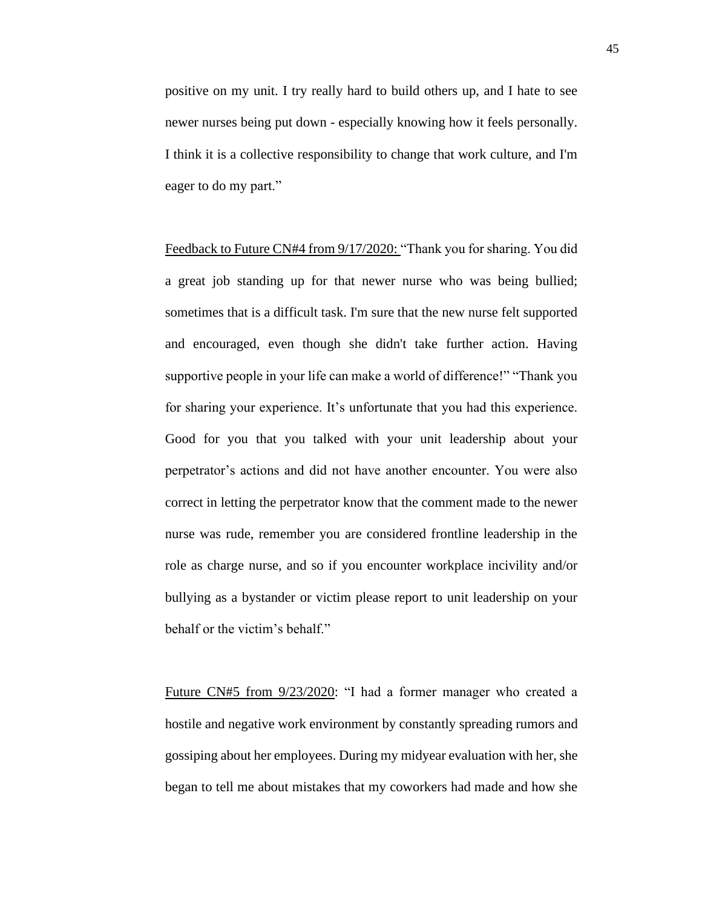positive on my unit. I try really hard to build others up, and I hate to see newer nurses being put down - especially knowing how it feels personally. I think it is a collective responsibility to change that work culture, and I'm eager to do my part."

Feedback to Future CN#4 from 9/17/2020: "Thank you for sharing. You did a great job standing up for that newer nurse who was being bullied; sometimes that is a difficult task. I'm sure that the new nurse felt supported and encouraged, even though she didn't take further action. Having supportive people in your life can make a world of difference!" "Thank you for sharing your experience. It's unfortunate that you had this experience. Good for you that you talked with your unit leadership about your perpetrator's actions and did not have another encounter. You were also correct in letting the perpetrator know that the comment made to the newer nurse was rude, remember you are considered frontline leadership in the role as charge nurse, and so if you encounter workplace incivility and/or bullying as a bystander or victim please report to unit leadership on your behalf or the victim's behalf."

Future CN#5 from 9/23/2020: "I had a former manager who created a hostile and negative work environment by constantly spreading rumors and gossiping about her employees. During my midyear evaluation with her, she began to tell me about mistakes that my coworkers had made and how she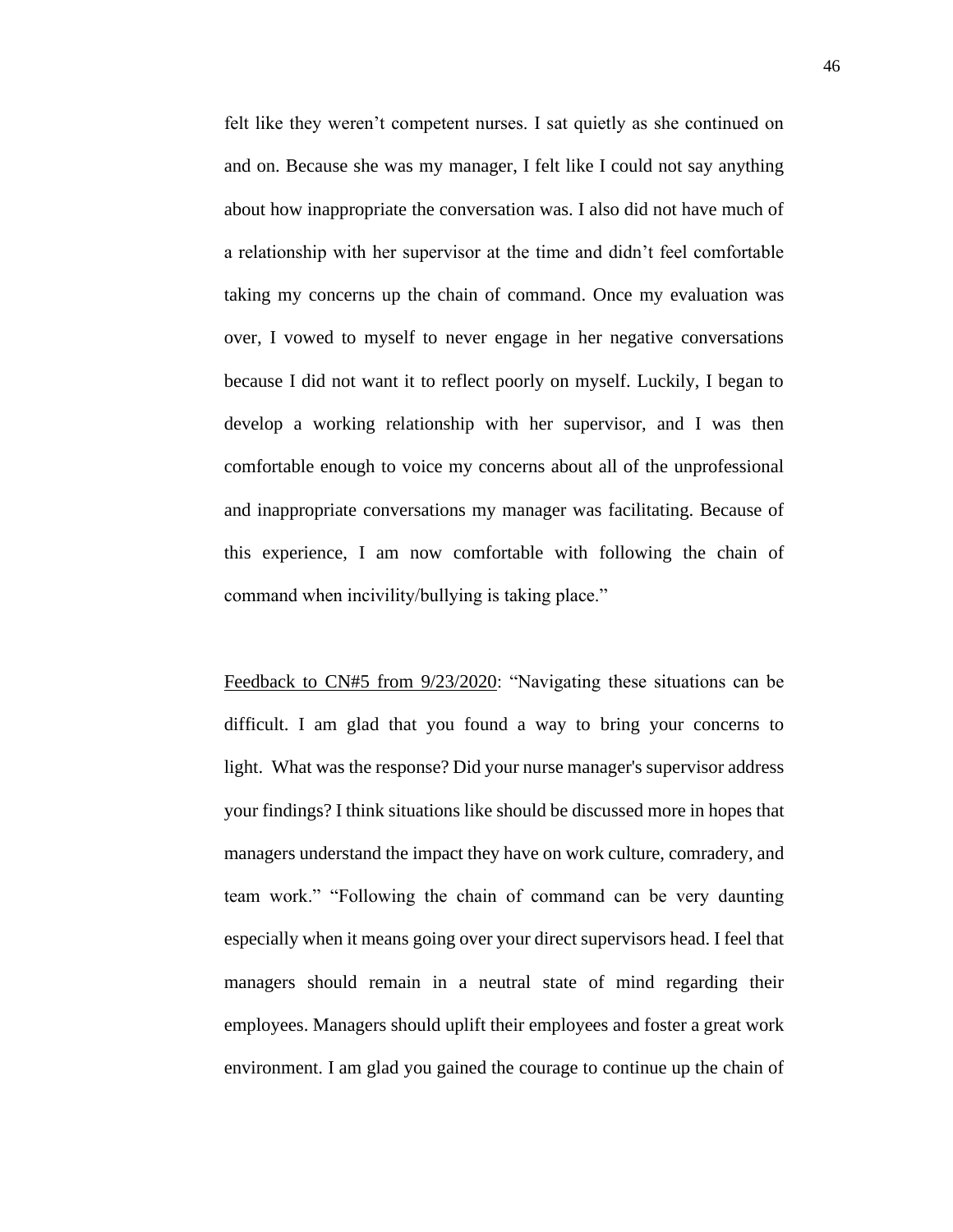felt like they weren't competent nurses. I sat quietly as she continued on and on. Because she was my manager, I felt like I could not say anything about how inappropriate the conversation was. I also did not have much of a relationship with her supervisor at the time and didn't feel comfortable taking my concerns up the chain of command. Once my evaluation was over, I vowed to myself to never engage in her negative conversations because I did not want it to reflect poorly on myself. Luckily, I began to develop a working relationship with her supervisor, and I was then comfortable enough to voice my concerns about all of the unprofessional and inappropriate conversations my manager was facilitating. Because of this experience, I am now comfortable with following the chain of command when incivility/bullying is taking place."

<u>Feedback to CN#5 from 9/23/2020</u>: "Navigating these situations can be difficult. I am glad that you found a way to bring your concerns to light. What was the response? Did your nurse manager's supervisor address your findings? I think situations like should be discussed more in hopes that managers understand the impact they have on work culture, comradery, and team work." "Following the chain of command can be very daunting especially when it means going over your direct supervisors head. I feel that managers should remain in a neutral state of mind regarding their employees. Managers should uplift their employees and foster a great work environment. I am glad you gained the courage to continue up the chain of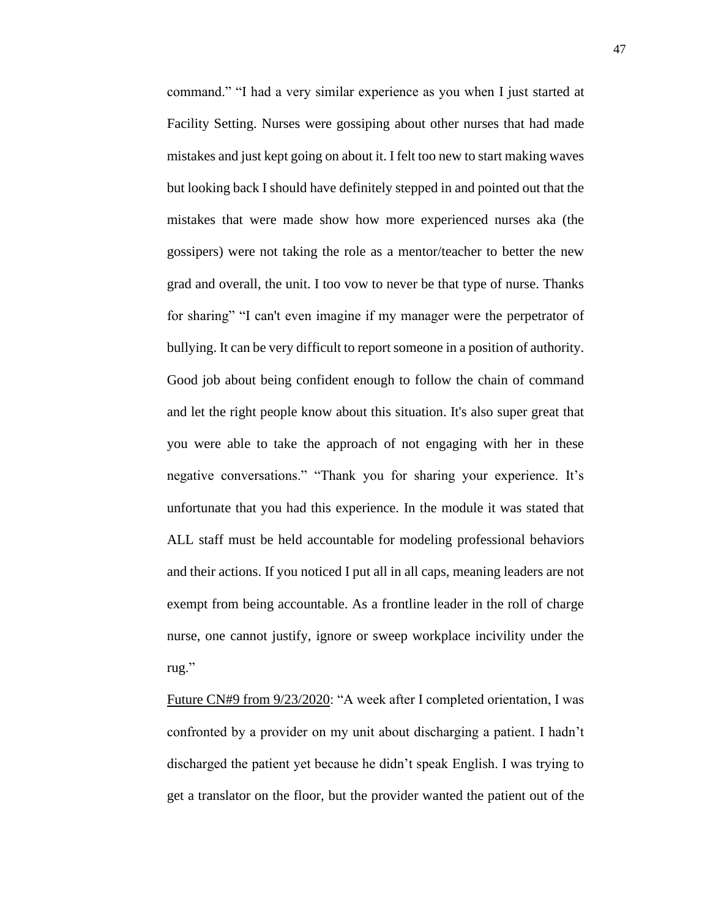command." "I had a very similar experience as you when I just started at Facility Setting. Nurses were gossiping about other nurses that had made mistakes and just kept going on about it. I felt too new to start making waves but looking back I should have definitely stepped in and pointed out that the mistakes that were made show how more experienced nurses aka (the gossipers) were not taking the role as a mentor/teacher to better the new grad and overall, the unit. I too vow to never be that type of nurse. Thanks for sharing" "I can't even imagine if my manager were the perpetrator of bullying. It can be very difficult to report someone in a position of authority. Good job about being confident enough to follow the chain of command and let the right people know about this situation. It's also super great that you were able to take the approach of not engaging with her in these negative conversations." "Thank you for sharing your experience. It's unfortunate that you had this experience. In the module it was stated that ALL staff must be held accountable for modeling professional behaviors and their actions. If you noticed I put all in all caps, meaning leaders are not exempt from being accountable. As a frontline leader in the roll of charge nurse, one cannot justify, ignore or sweep workplace incivility under the rug."

<u>Future CN#9 from 9/23/2020</u>: "A week after I completed orientation, I was confronted by a provider on my unit about discharging a patient. I hadn't discharged the patient yet because he didn't speak English. I was trying to get a translator on the floor, but the provider wanted the patient out of the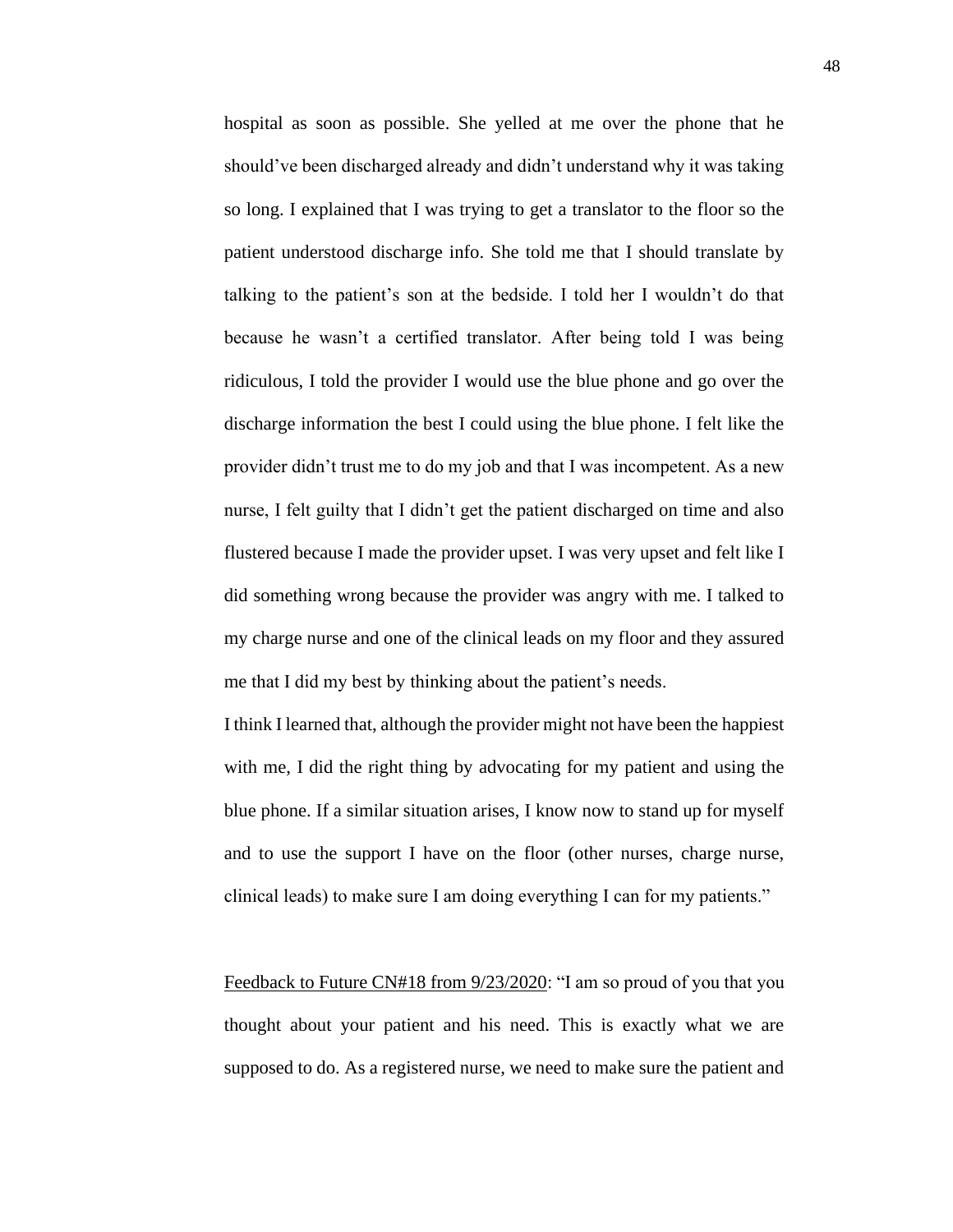hospital as soon as possible. She yelled at me over the phone that he should've been discharged already and didn't understand why it was taking so long. I explained that I was trying to get a translator to the floor so the patient understood discharge info. She told me that I should translate by talking to the patient's son at the bedside. I told her I wouldn't do that because he wasn't a certified translator. After being told I was being ridiculous, I told the provider I would use the blue phone and go over the discharge information the best I could using the blue phone. I felt like the provider didn't trust me to do my job and that I was incompetent. As a new nurse, I felt guilty that I didn't get the patient discharged on time and also flustered because I made the provider upset. I was very upset and felt like I did something wrong because the provider was angry with me. I talked to my charge nurse and one of the clinical leads on my floor and they assured me that I did my best by thinking about the patient's needs.

I think I learned that, although the provider might not have been the happiest with me, I did the right thing by advocating for my patient and using the blue phone. If a similar situation arises, I know now to stand up for myself and to use the support I have on the floor (other nurses, charge nurse, clinical leads) to make sure I am doing everything I can for my patients."

<u>Feedback to Future CN#18 from 9/23/2020</u>: "I am so proud of you that you thought about your patient and his need. This is exactly what we are supposed to do. As a registered nurse, we need to make sure the patient and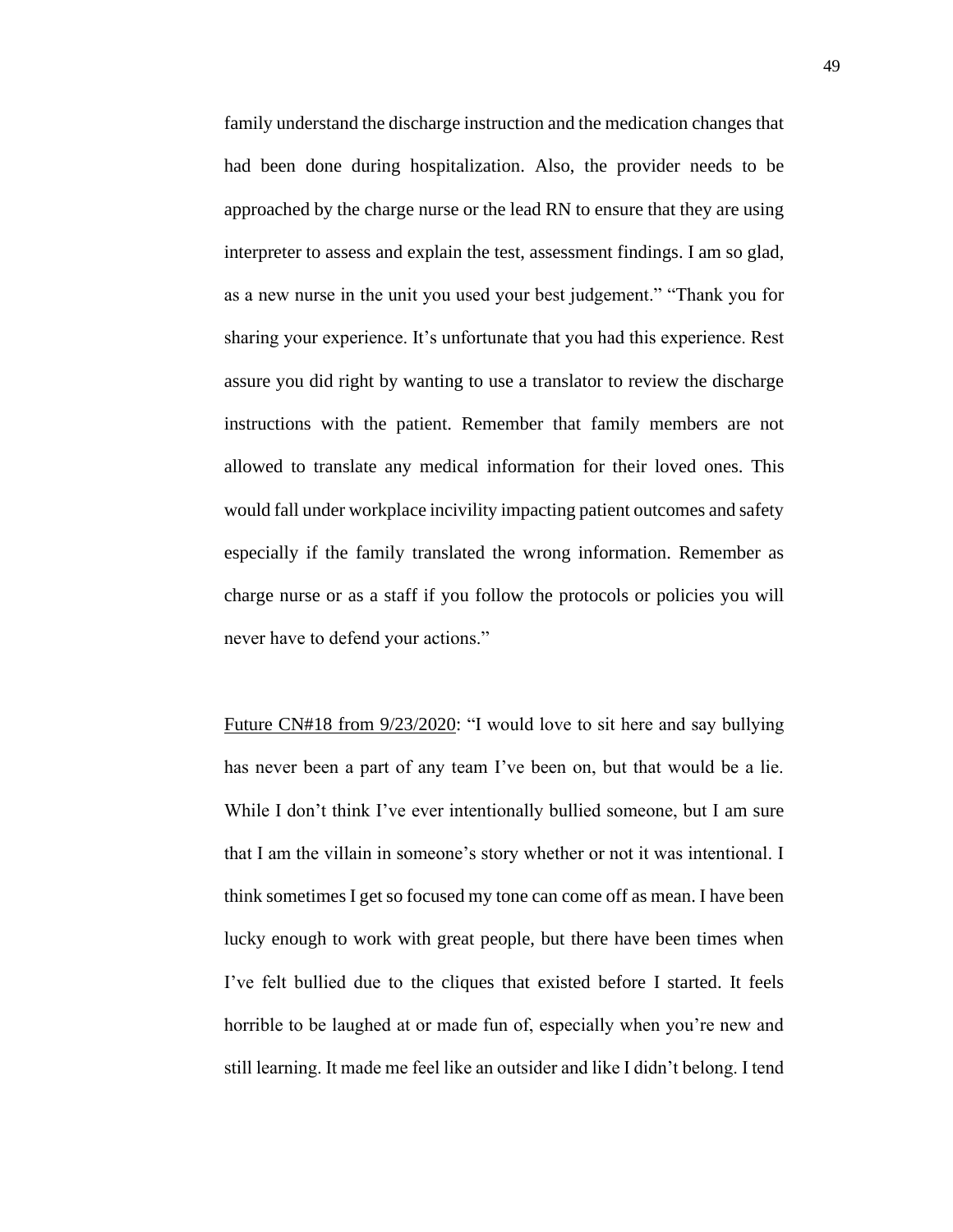family understand the discharge instruction and the medication changes that had been done during hospitalization. Also, the provider needs to be approached by the charge nurse or the lead RN to ensure that they are using interpreter to assess and explain the test, assessment findings. I am so glad, as a new nurse in the unit you used your best judgement." "Thank you for sharing your experience. It's unfortunate that you had this experience. Rest assure you did right by wanting to use a translator to review the discharge instructions with the patient. Remember that family members are not allowed to translate any medical information for their loved ones. This would fall under workplace incivility impacting patient outcomes and safety especially if the family translated the wrong information. Remember as charge nurse or as a staff if you follow the protocols or policies you will never have to defend your actions."

<u>Future CN#18 from 9/23/2020</u>: "I would love to sit here and say bullying has never been a part of any team I've been on, but that would be a lie. While I don't think I've ever intentionally bullied someone, but I am sure that I am the villain in someone's story whether or not it was intentional. I think sometimes I get so focused my tone can come off as mean. I have been lucky enough to work with great people, but there have been times when I've felt bullied due to the cliques that existed before I started. It feels horrible to be laughed at or made fun of, especially when you're new and still learning. It made me feel like an outsider and like I didn't belong. I tend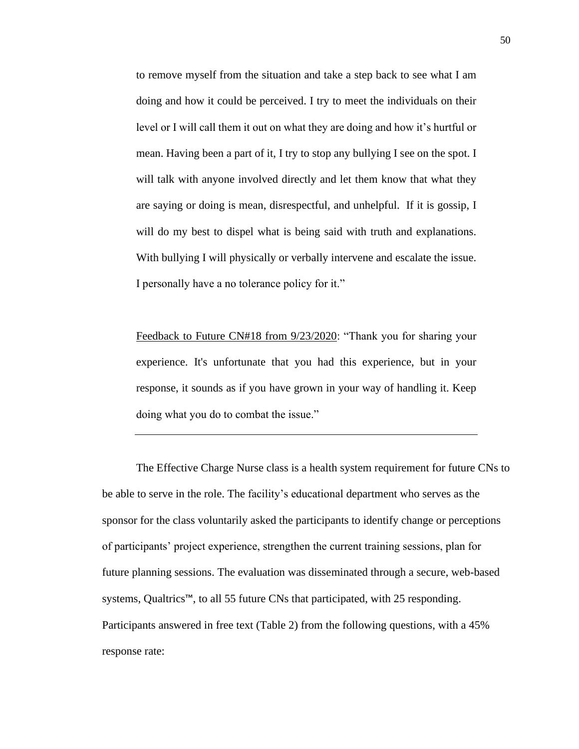> to remove myself from the situation and take a step back to see what I am doing and how it could be perceived. I try to meet the individuals on their level or I will call them it out on what they are doing and how it's hurtful or mean. Having been a part of it, I try to stop any bullying I see on the spot. I will talk with anyone involved directly and let them know that what they are saying or doing is mean, disrespectful, and unhelpful. If it is gossip, I will do my best to dispel what is being said with truth and explanations. With bullying I will physically or verbally intervene and escalate the issue. I personally have a no tolerance policy for it."
>
> <u>Feedback to Future CN#18 from 9/23/2020</u>: "Thank you for sharing your experience. It's unfortunate that you had this experience, but in your response, it sounds as if you have grown in your way of handling it. Keep doing what you do to combat the issue."

---

The Effective Charge Nurse class is a health system requirement for future CNs to be able to serve in the role. The facility's educational department who serves as the sponsor for the class voluntarily asked the participants to identify change or perceptions of participants' project experience, strengthen the current training sessions, plan for future planning sessions. The evaluation was disseminated through a secure, web-based systems, Qualtrics™, to all 55 future CNs that participated, with 25 responding. Participants answered in free text (Table 2) from the following questions, with a 45% response rate: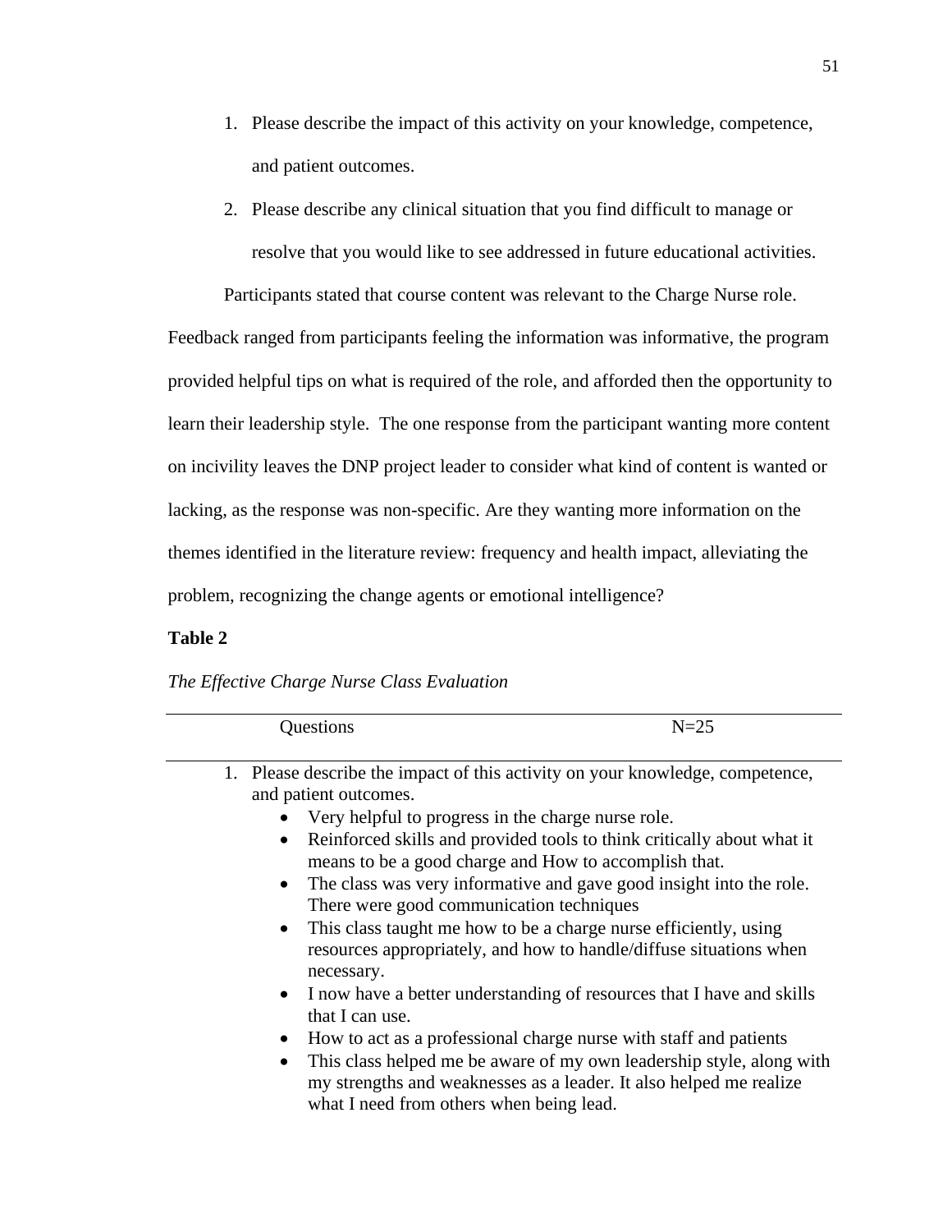1. Please describe the impact of this activity on your knowledge, competence, and patient outcomes.
2. Please describe any clinical situation that you find difficult to manage or resolve that you would like to see addressed in future educational activities.

Participants stated that course content was relevant to the Charge Nurse role. Feedback ranged from participants feeling the information was informative, the program provided helpful tips on what is required of the role, and afforded then the opportunity to learn their leadership style. The one response from the participant wanting more content on incivility leaves the DNP project leader to consider what kind of content is wanted or lacking, as the response was non-specific. Are they wanting more information on the themes identified in the literature review: frequency and health impact, alleviating the problem, recognizing the change agents or emotional intelligence?

**Table 2**

*The Effective Charge Nurse Class Evaluation*

| Questions | N=25 |
|---|---|
| 1. Please describe the impact of this activity on your knowledge, competence, and patient outcomes.<br>• Very helpful to progress in the charge nurse role.<br>• Reinforced skills and provided tools to think critically about what it means to be a good charge and How to accomplish that.<br>• The class was very informative and gave good insight into the role. There were good communication techniques<br>• This class taught me how to be a charge nurse efficiently, using resources appropriately, and how to handle/diffuse situations when necessary.<br>• I now have a better understanding of resources that I have and skills that I can use.<br>• How to act as a professional charge nurse with staff and patients<br>• This class helped me be aware of my own leadership style, along with my strengths and weaknesses as a leader. It also helped me realize what I need from others when being lead. | |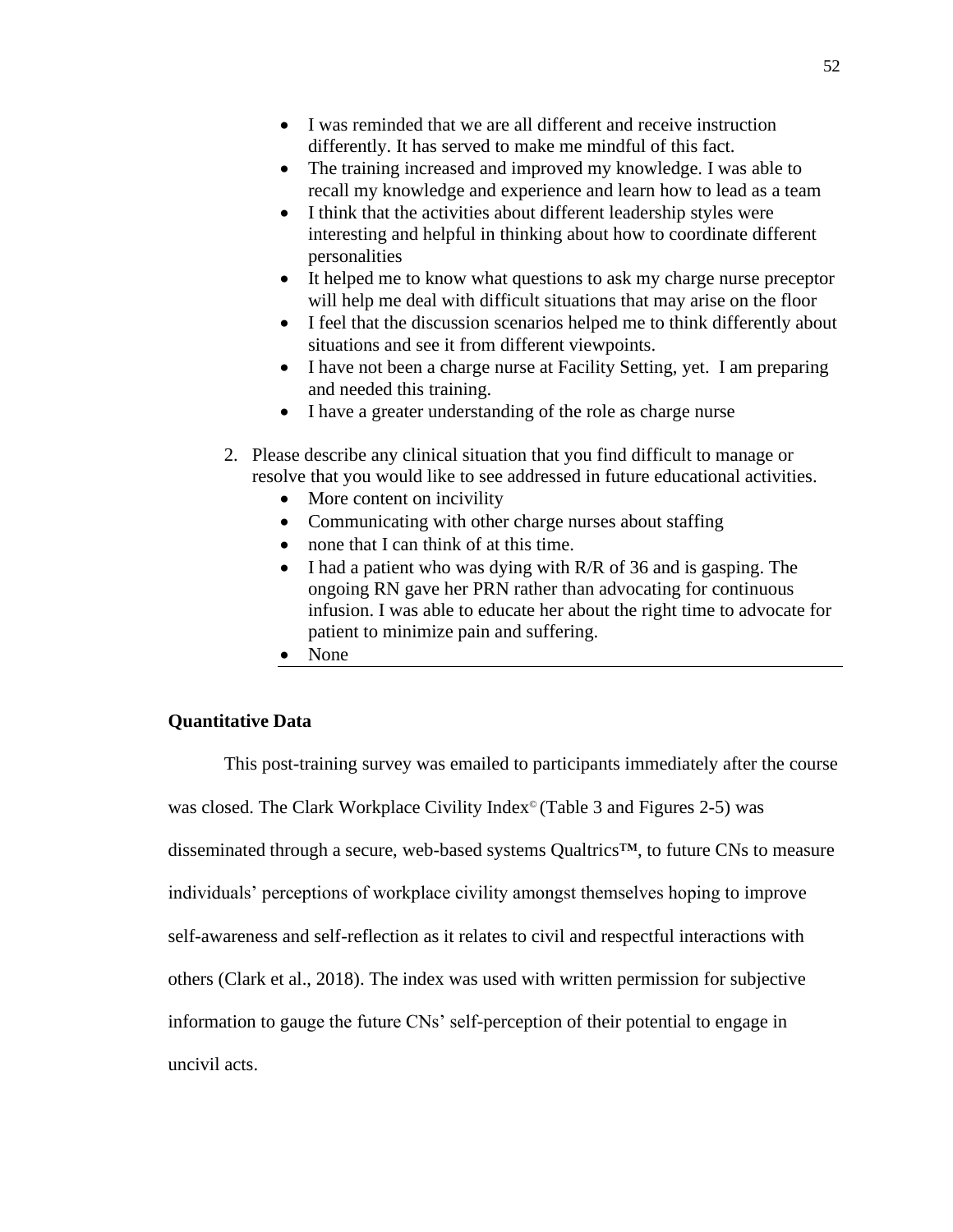- I was reminded that we are all different and receive instruction differently. It has served to make me mindful of this fact.
- The training increased and improved my knowledge. I was able to recall my knowledge and experience and learn how to lead as a team
- I think that the activities about different leadership styles were interesting and helpful in thinking about how to coordinate different personalities
- It helped me to know what questions to ask my charge nurse preceptor will help me deal with difficult situations that may arise on the floor
- I feel that the discussion scenarios helped me to think differently about situations and see it from different viewpoints.
- I have not been a charge nurse at Facility Setting, yet. I am preparing and needed this training.
- I have a greater understanding of the role as charge nurse

2. Please describe any clinical situation that you find difficult to manage or resolve that you would like to see addressed in future educational activities.
    - More content on incivility
    - Communicating with other charge nurses about staffing
    - none that I can think of at this time.
    - I had a patient who was dying with R/R of 36 and is gasping. The ongoing RN gave her PRN rather than advocating for continuous infusion. I was able to educate her about the right time to advocate for patient to minimize pain and suffering.
    - None

**Quantitative Data**

This post-training survey was emailed to participants immediately after the course was closed. The Clark Workplace Civility Index© (Table 3 and Figures 2-5) was disseminated through a secure, web-based systems Qualtrics™, to future CNs to measure individuals' perceptions of workplace civility amongst themselves hoping to improve self-awareness and self-reflection as it relates to civil and respectful interactions with others (Clark et al., 2018). The index was used with written permission for subjective information to gauge the future CNs' self-perception of their potential to engage in uncivil acts.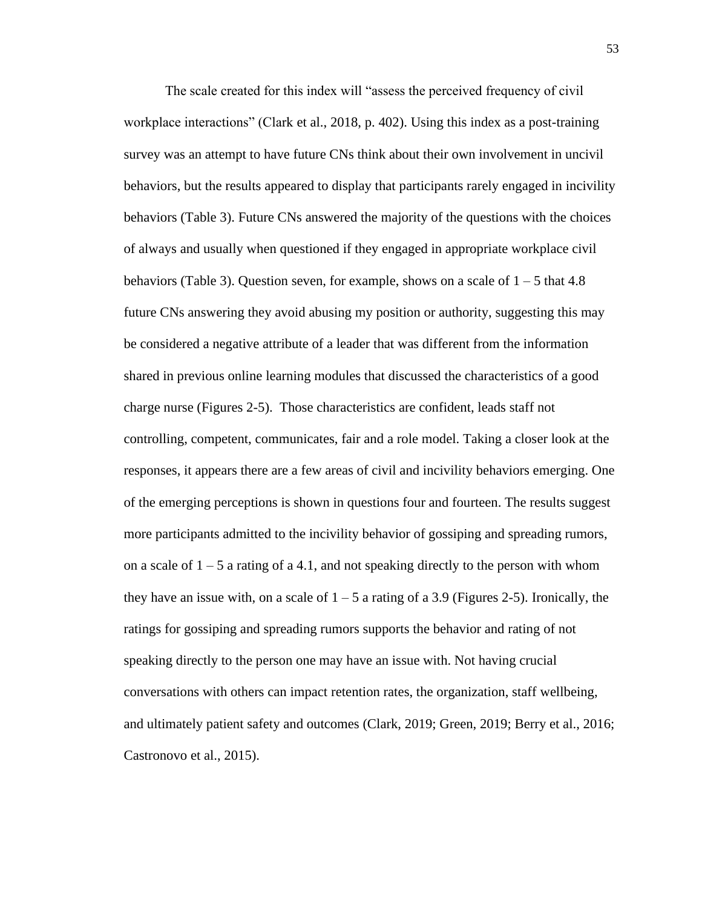The scale created for this index will "assess the perceived frequency of civil workplace interactions" (Clark et al., 2018, p. 402). Using this index as a post-training survey was an attempt to have future CNs think about their own involvement in uncivil behaviors, but the results appeared to display that participants rarely engaged in incivility behaviors (Table 3). Future CNs answered the majority of the questions with the choices of always and usually when questioned if they engaged in appropriate workplace civil behaviors (Table 3). Question seven, for example, shows on a scale of 1 – 5 that 4.8 future CNs answering they avoid abusing my position or authority, suggesting this may be considered a negative attribute of a leader that was different from the information shared in previous online learning modules that discussed the characteristics of a good charge nurse (Figures 2-5). Those characteristics are confident, leads staff not controlling, competent, communicates, fair and a role model. Taking a closer look at the responses, it appears there are a few areas of civil and incivility behaviors emerging. One of the emerging perceptions is shown in questions four and fourteen. The results suggest more participants admitted to the incivility behavior of gossiping and spreading rumors, on a scale of 1 – 5 a rating of a 4.1, and not speaking directly to the person with whom they have an issue with, on a scale of 1 – 5 a rating of a 3.9 (Figures 2-5). Ironically, the ratings for gossiping and spreading rumors supports the behavior and rating of not speaking directly to the person one may have an issue with. Not having crucial conversations with others can impact retention rates, the organization, staff wellbeing, and ultimately patient safety and outcomes (Clark, 2019; Green, 2019; Berry et al., 2016; Castronovo et al., 2015).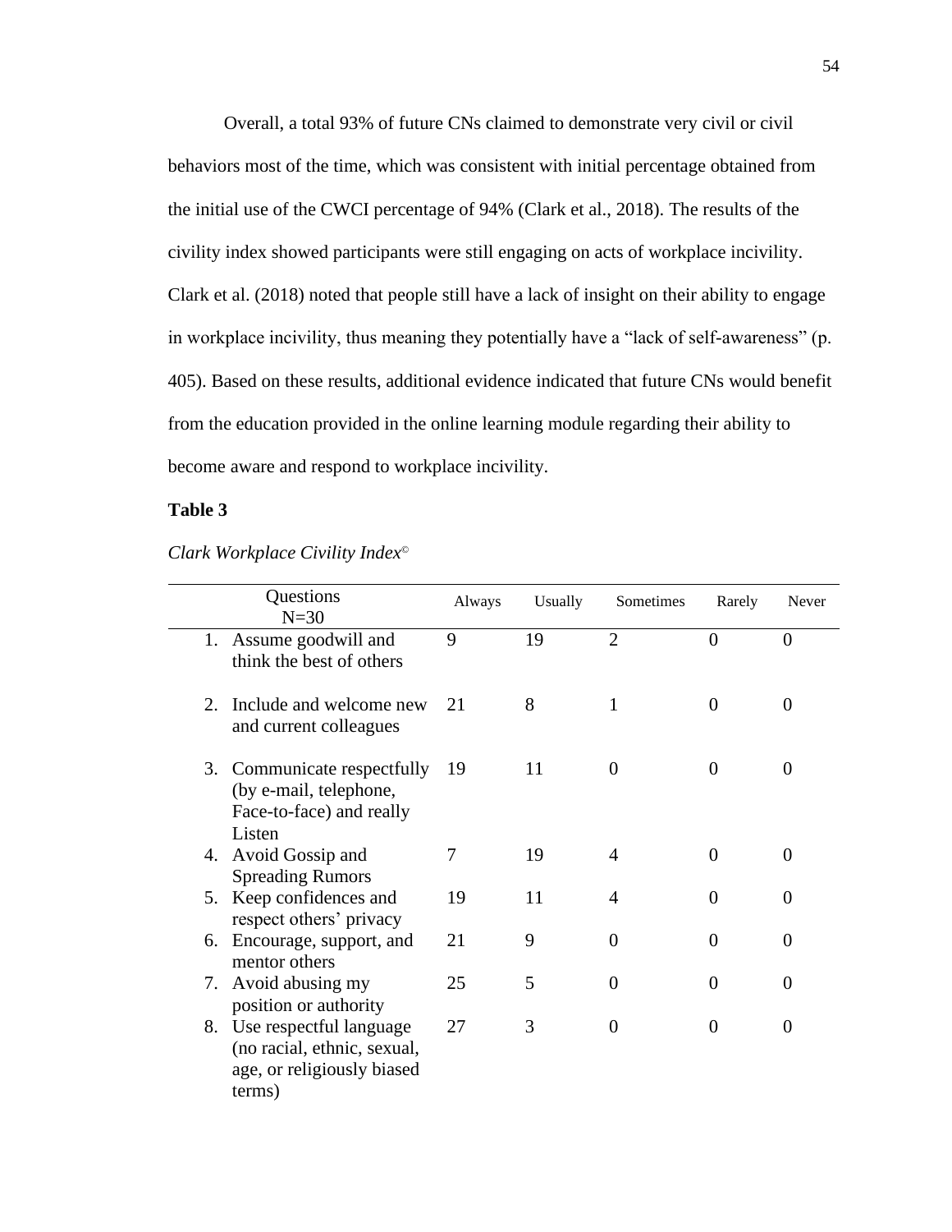Overall, a total 93% of future CNs claimed to demonstrate very civil or civil behaviors most of the time, which was consistent with initial percentage obtained from the initial use of the CWCI percentage of 94% (Clark et al., 2018). The results of the civility index showed participants were still engaging on acts of workplace incivility. Clark et al. (2018) noted that people still have a lack of insight on their ability to engage in workplace incivility, thus meaning they potentially have a "lack of self-awareness" (p. 405). Based on these results, additional evidence indicated that future CNs would benefit from the education provided in the online learning module regarding their ability to become aware and respond to workplace incivility.

**Table 3**

*Clark Workplace Civility Index©*

| Questions N=30 | Always | Usually | Sometimes | Rarely | Never |
|---|---|---|---|---|---|
| 1. Assume goodwill and think the best of others | 9 | 19 | 2 | 0 | 0 |
| 2. Include and welcome new and current colleagues | 21 | 8 | 1 | 0 | 0 |
| 3. Communicate respectfully (by e-mail, telephone, Face-to-face) and really Listen | 19 | 11 | 0 | 0 | 0 |
| 4. Avoid Gossip and Spreading Rumors | 7 | 19 | 4 | 0 | 0 |
| 5. Keep confidences and respect others' privacy | 19 | 11 | 4 | 0 | 0 |
| 6. Encourage, support, and mentor others | 21 | 9 | 0 | 0 | 0 |
| 7. Avoid abusing my position or authority | 25 | 5 | 0 | 0 | 0 |
| 8. Use respectful language (no racial, ethnic, sexual, age, or religiously biased terms) | 27 | 3 | 0 | 0 | 0 |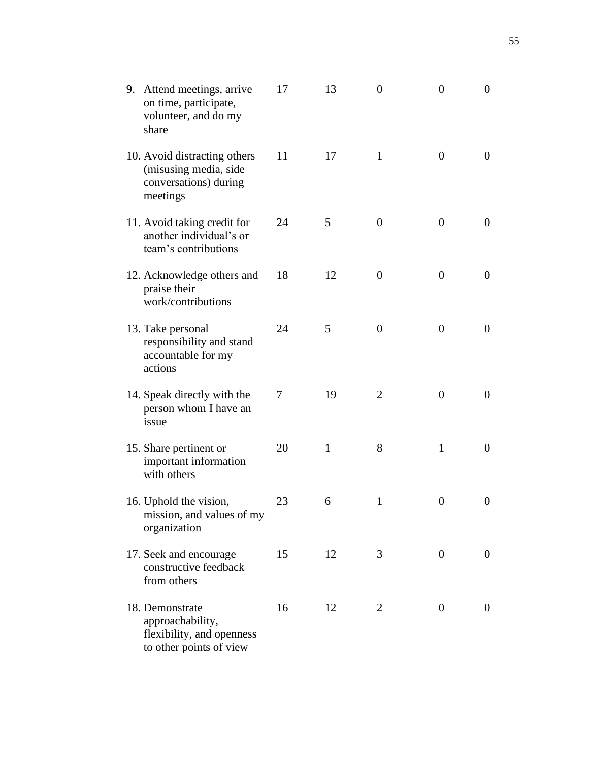| | | | | | |
|---|---|---|---|---|---|
| 9. Attend meetings, arrive on time, participate, volunteer, and do my share | 17 | 13 | 0 | 0 | 0 |
| 10. Avoid distracting others (misusing media, side conversations) during meetings | 11 | 17 | 1 | 0 | 0 |
| 11. Avoid taking credit for another individual's or team's contributions | 24 | 5 | 0 | 0 | 0 |
| 12. Acknowledge others and praise their work/contributions | 18 | 12 | 0 | 0 | 0 |
| 13. Take personal responsibility and stand accountable for my actions | 24 | 5 | 0 | 0 | 0 |
| 14. Speak directly with the person whom I have an issue | 7 | 19 | 2 | 0 | 0 |
| 15. Share pertinent or important information with others | 20 | 1 | 8 | 1 | 0 |
| 16. Uphold the vision, mission, and values of my organization | 23 | 6 | 1 | 0 | 0 |
| 17. Seek and encourage constructive feedback from others | 15 | 12 | 3 | 0 | 0 |
| 18. Demonstrate approachability, flexibility, and openness to other points of view | 16 | 12 | 2 | 0 | 0 |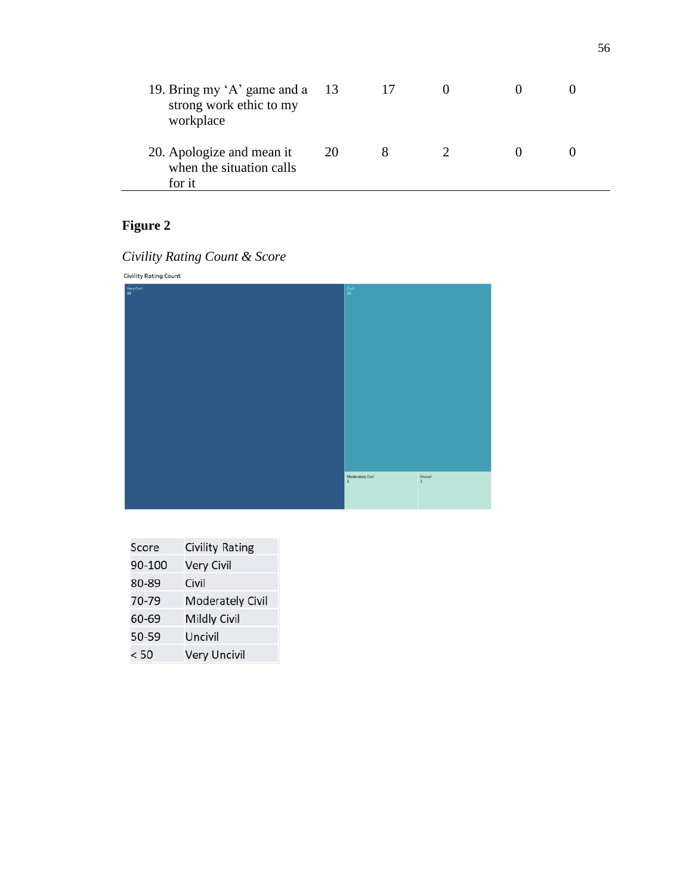| | | | | | |
|---|---|---|---|---|---|
| 19. Bring my ‘A’ game and a strong work ethic to my workplace | 13 | 17 | 0 | 0 | 0 |
| 20. Apologize and mean it when the situation calls for it | 20 | 8 | 2 | 0 | 0 |

**Figure 2**

*Civility Rating Count & Score*

Civility Rating Count

Very Civil 18

Civil 10

Moderately Civil 1

Uncivil 1

| Score | Civility Rating |
|---|---|
| 90-100 | Very Civil |
| 80-89 | Civil |
| 70-79 | Moderately Civil |
| 60-69 | Mildly Civil |
| 50-59 | Uncivil |
| < 50 | Very Uncivil |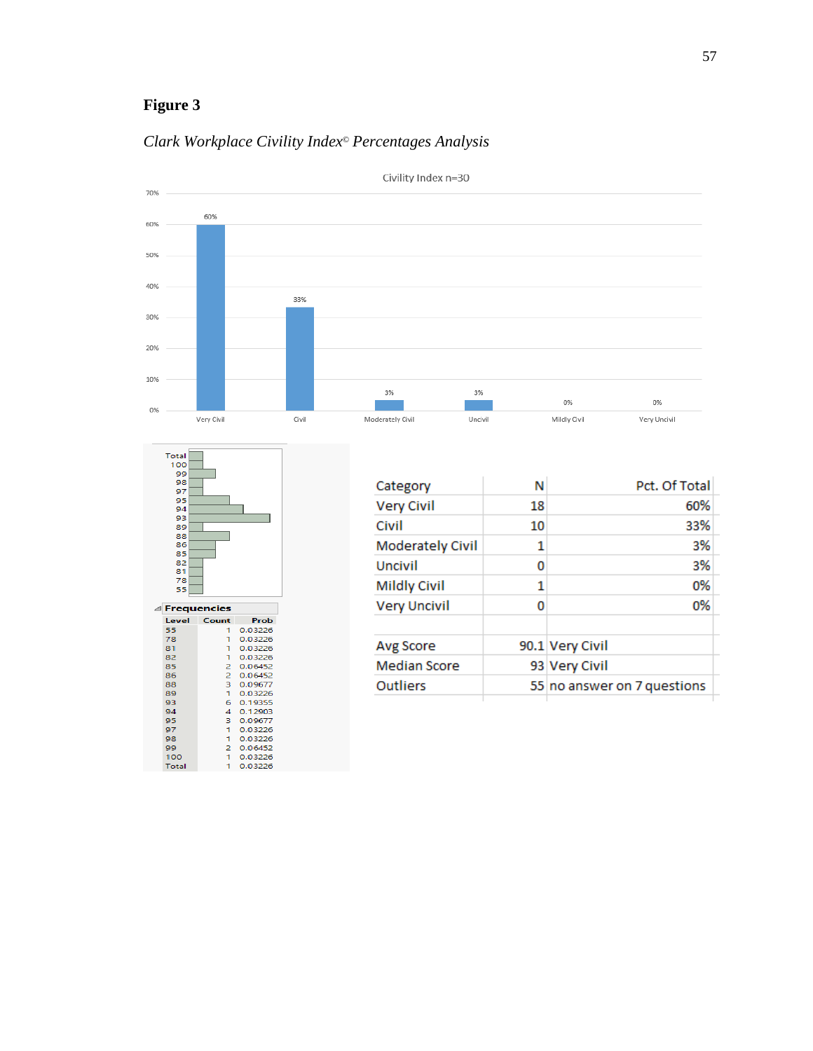**Figure 3**

*Clark Workplace Civility Index© Percentages Analysis*

Civility Index n=30

| Category | N | Pct. Of Total |
|---|---|---|
| Very Civil | 18 | 60% |
| Civil | 10 | 33% |
| Moderately Civil | 1 | 3% |
| Uncivil | 0 | 3% |
| Mildly Civil | 1 | 0% |
| Very Uncivil | 0 | 0% |
| | | |
| Avg Score | 90.1 | Very Civil |
| Median Score | 93 | Very Civil |
| Outliers | 55 | no answer on 7 questions |

**Frequencies**

| Level | Count | Prob |
|---|---|---|
| 55 | 1 | 0.03226 |
| 78 | 1 | 0.03226 |
| 81 | 1 | 0.03226 |
| 82 | 1 | 0.03226 |
| 85 | 2 | 0.06452 |
| 86 | 2 | 0.06452 |
| 88 | 3 | 0.09677 |
| 89 | 1 | 0.03226 |
| 93 | 6 | 0.19355 |
| 94 | 4 | 0.12903 |
| 95 | 3 | 0.09677 |
| 97 | 1 | 0.03226 |
| 98 | 1 | 0.03226 |
| 99 | 2 | 0.06452 |
| 100 | 1 | 0.03226 |
| Total | 1 | 0.03226 |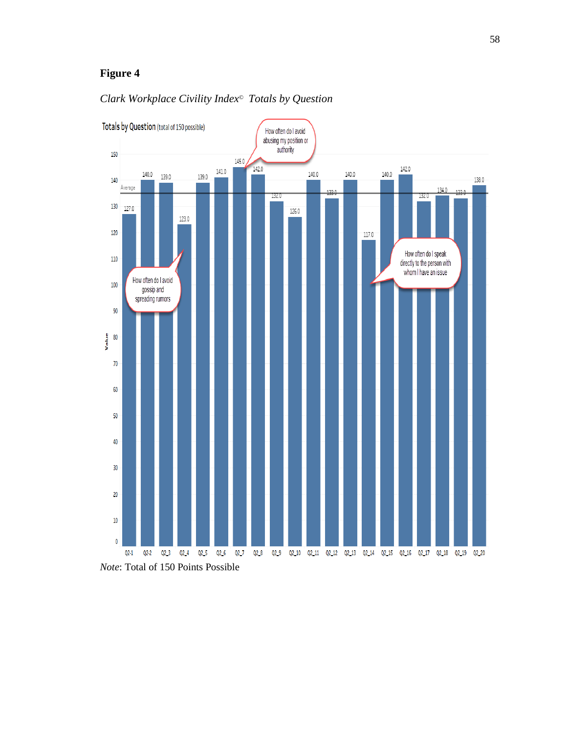**Figure 4**

*Clark Workplace Civility Index© Totals by Question*

Totals by Question (total of 150 possible)

| Question | Value |
|---|---|
| Q2-1 | 127.0 |
| Q2-2 | 140.0 |
| Q2_3 | 139.0 |
| Q2_4 | 123.0 |
| Q2_5 | 139.0 |
| Q2_6 | 141.0 |
| Q2_7 | 145.0 |
| Q2_8 | 142.0 |
| Q2_9 | 132.0 |
| Q2_10 | 126.0 |
| Q2_11 | 140.0 |
| Q2_12 | 133.0 |
| Q2_13 | 140.0 |
| Q2_14 | 117.0 |
| Q2_15 | 140.0 |
| Q2_16 | 142.0 |
| Q2_17 | 132.0 |
| Q2_18 | 134.0 |
| Q2_19 | 133.0 |
| Q2_20 | 138.0 |

Callouts: "How often do I avoid abusing my position or authority" (Q2_7); "How often do I avoid gossip and spreading rumors" (Q2_4); "How often do I speak directly to the person with whom I have an issue" (Q2_14). Average line shown.

*Note*: Total of 150 Points Possible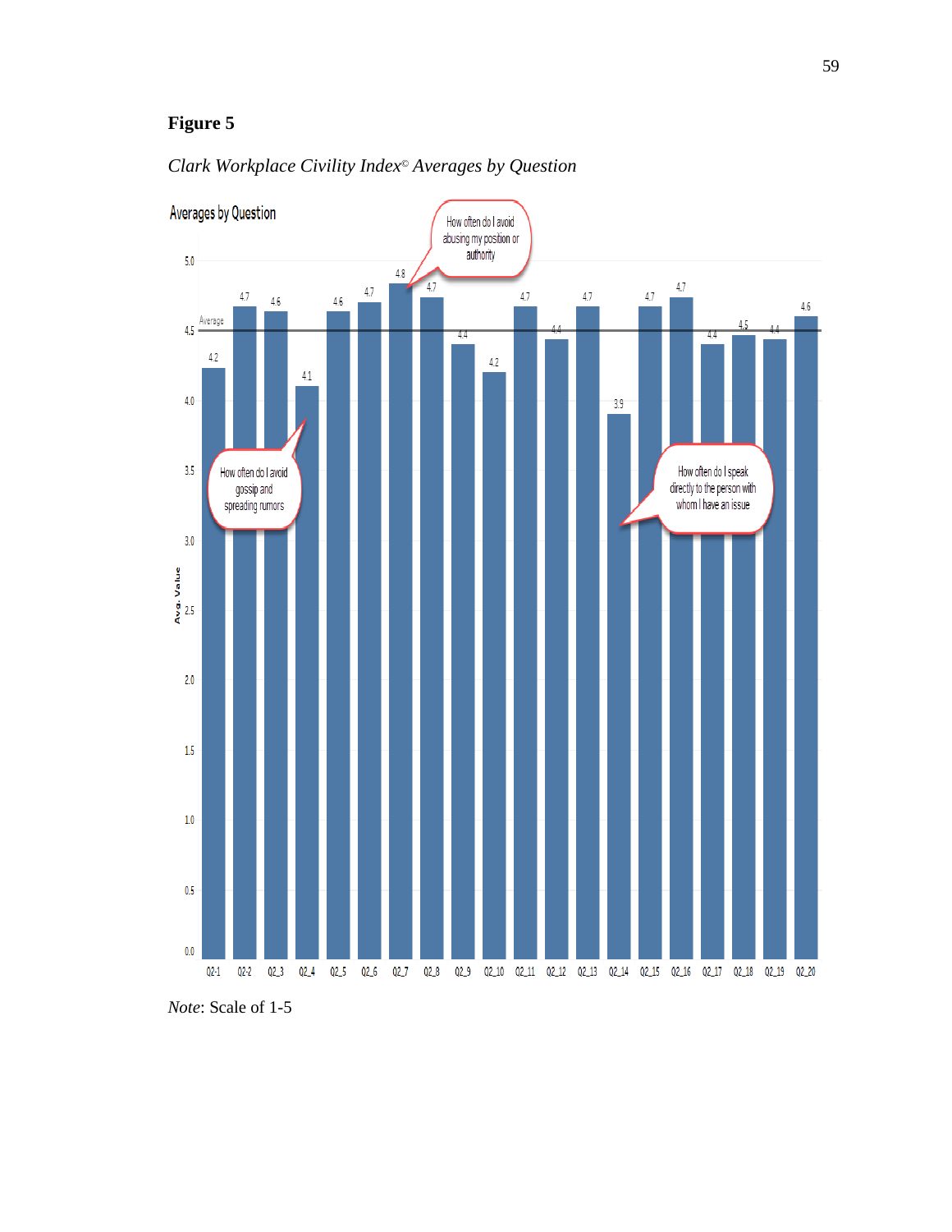**Figure 5**

*Clark Workplace Civility Index© Averages by Question*

*Note*: Scale of 1-5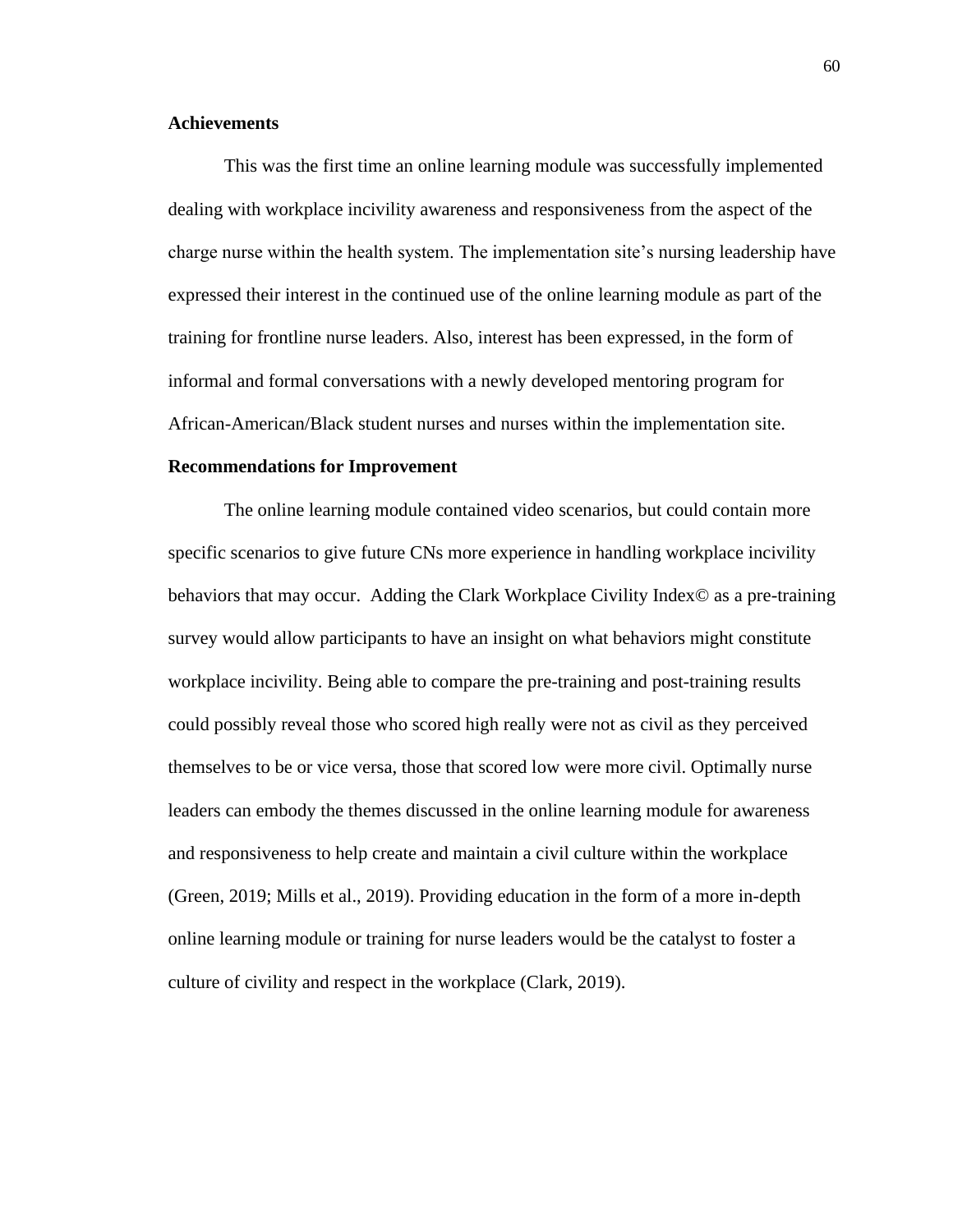### Achievements

This was the first time an online learning module was successfully implemented dealing with workplace incivility awareness and responsiveness from the aspect of the charge nurse within the health system. The implementation site's nursing leadership have expressed their interest in the continued use of the online learning module as part of the training for frontline nurse leaders. Also, interest has been expressed, in the form of informal and formal conversations with a newly developed mentoring program for African-American/Black student nurses and nurses within the implementation site.

### Recommendations for Improvement

The online learning module contained video scenarios, but could contain more specific scenarios to give future CNs more experience in handling workplace incivility behaviors that may occur. Adding the Clark Workplace Civility Index© as a pre-training survey would allow participants to have an insight on what behaviors might constitute workplace incivility. Being able to compare the pre-training and post-training results could possibly reveal those who scored high really were not as civil as they perceived themselves to be or vice versa, those that scored low were more civil. Optimally nurse leaders can embody the themes discussed in the online learning module for awareness and responsiveness to help create and maintain a civil culture within the workplace (Green, 2019; Mills et al., 2019). Providing education in the form of a more in-depth online learning module or training for nurse leaders would be the catalyst to foster a culture of civility and respect in the workplace (Clark, 2019).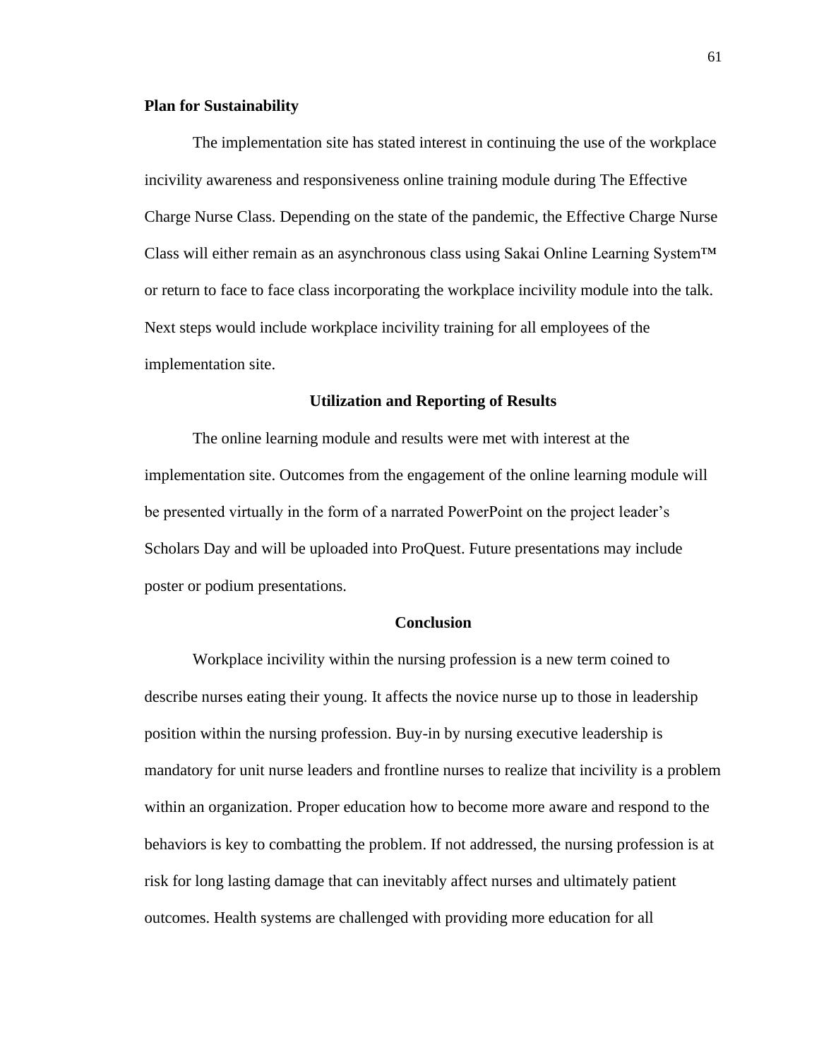**Plan for Sustainability**

The implementation site has stated interest in continuing the use of the workplace incivility awareness and responsiveness online training module during The Effective Charge Nurse Class. Depending on the state of the pandemic, the Effective Charge Nurse Class will either remain as an asynchronous class using Sakai Online Learning System™ or return to face to face class incorporating the workplace incivility module into the talk. Next steps would include workplace incivility training for all employees of the implementation site.

## Utilization and Reporting of Results

The online learning module and results were met with interest at the implementation site. Outcomes from the engagement of the online learning module will be presented virtually in the form of a narrated PowerPoint on the project leader's Scholars Day and will be uploaded into ProQuest. Future presentations may include poster or podium presentations.

## Conclusion

Workplace incivility within the nursing profession is a new term coined to describe nurses eating their young. It affects the novice nurse up to those in leadership position within the nursing profession. Buy-in by nursing executive leadership is mandatory for unit nurse leaders and frontline nurses to realize that incivility is a problem within an organization. Proper education how to become more aware and respond to the behaviors is key to combatting the problem. If not addressed, the nursing profession is at risk for long lasting damage that can inevitably affect nurses and ultimately patient outcomes. Health systems are challenged with providing more education for all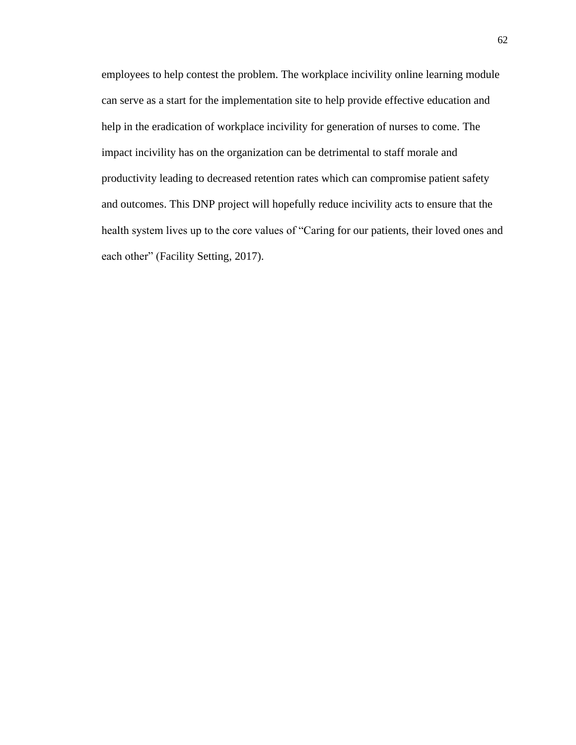employees to help contest the problem. The workplace incivility online learning module can serve as a start for the implementation site to help provide effective education and help in the eradication of workplace incivility for generation of nurses to come. The impact incivility has on the organization can be detrimental to staff morale and productivity leading to decreased retention rates which can compromise patient safety and outcomes. This DNP project will hopefully reduce incivility acts to ensure that the health system lives up to the core values of "Caring for our patients, their loved ones and each other" (Facility Setting, 2017).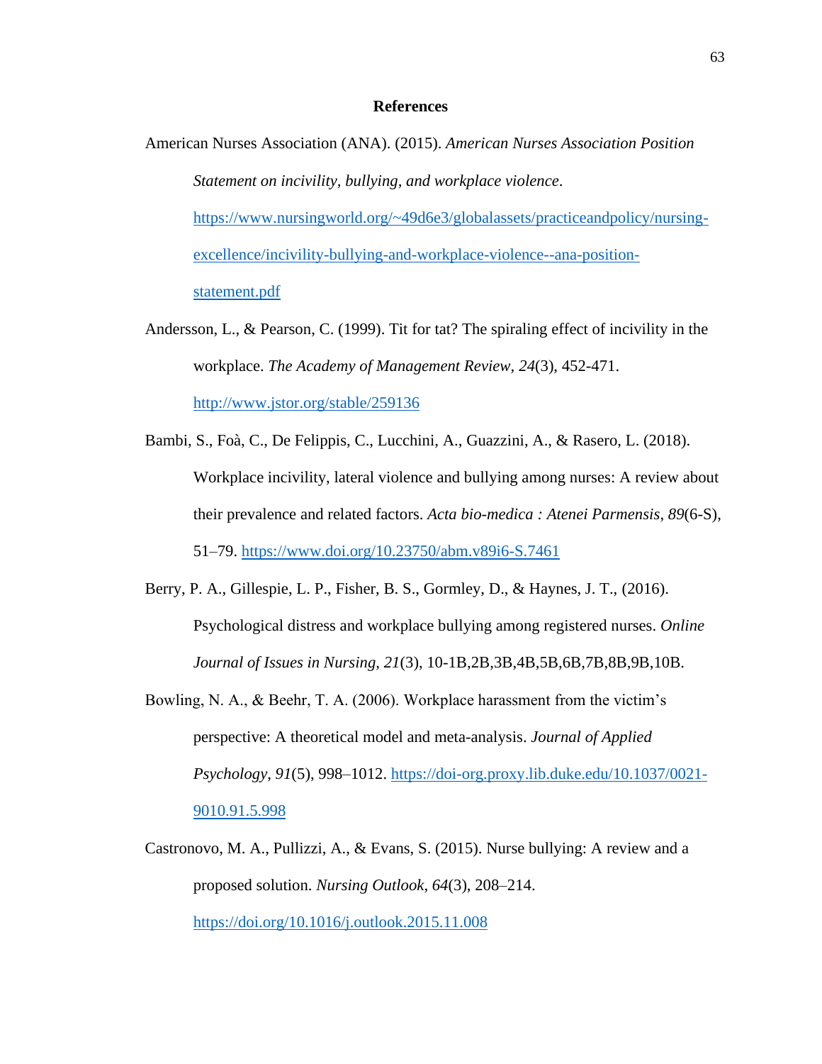# References

American Nurses Association (ANA). (2015). *American Nurses Association Position Statement on incivility, bullying, and workplace violence*. https://www.nursingworld.org/~49d6e3/globalassets/practiceandpolicy/nursing-excellence/incivility-bullying-and-workplace-violence--ana-position-statement.pdf

Andersson, L., & Pearson, C. (1999). Tit for tat? The spiraling effect of incivility in the workplace. *The Academy of Management Review*, *24*(3), 452-471. http://www.jstor.org/stable/259136

Bambi, S., Foà, C., De Felippis, C., Lucchini, A., Guazzini, A., & Rasero, L. (2018). Workplace incivility, lateral violence and bullying among nurses: A review about their prevalence and related factors. *Acta bio-medica : Atenei Parmensis*, *89*(6-S), 51–79. https://www.doi.org/10.23750/abm.v89i6-S.7461

Berry, P. A., Gillespie, L. P., Fisher, B. S., Gormley, D., & Haynes, J. T., (2016). Psychological distress and workplace bullying among registered nurses. *Online Journal of Issues in Nursing*, *21*(3), 10-1B,2B,3B,4B,5B,6B,7B,8B,9B,10B.

Bowling, N. A., & Beehr, T. A. (2006). Workplace harassment from the victim's perspective: A theoretical model and meta-analysis. *Journal of Applied Psychology*, *91*(5), 998–1012. https://doi-org.proxy.lib.duke.edu/10.1037/0021-9010.91.5.998

Castronovo, M. A., Pullizzi, A., & Evans, S. (2015). Nurse bullying: A review and a proposed solution. *Nursing Outlook*, *64*(3), 208–214. https://doi.org/10.1016/j.outlook.2015.11.008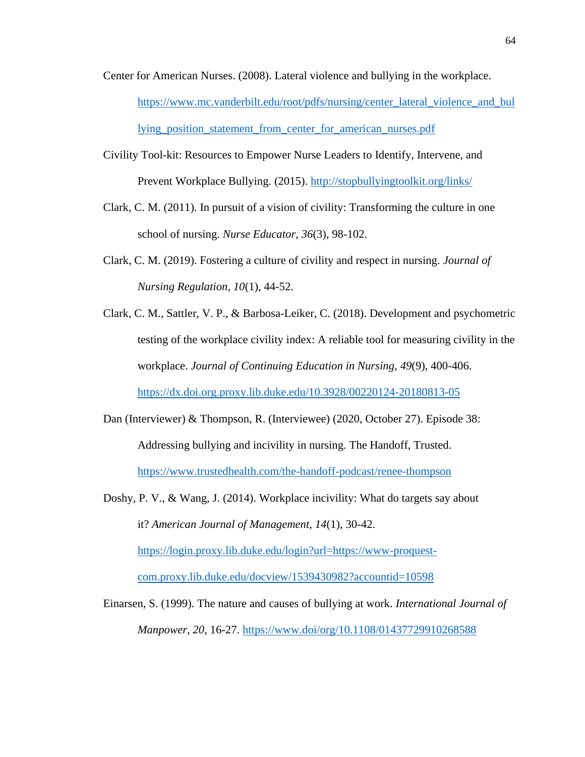Center for American Nurses. (2008). Lateral violence and bullying in the workplace. https://www.mc.vanderbilt.edu/root/pdfs/nursing/center_lateral_violence_and_bullying_position_statement_from_center_for_american_nurses.pdf

Civility Tool-kit: Resources to Empower Nurse Leaders to Identify, Intervene, and Prevent Workplace Bullying. (2015). http://stopbullyingtoolkit.org/links/

Clark, C. M. (2011). In pursuit of a vision of civility: Transforming the culture in one school of nursing. *Nurse Educator*, *36*(3), 98-102.

Clark, C. M. (2019). Fostering a culture of civility and respect in nursing. *Journal of Nursing Regulation, 10*(1), 44-52.

Clark, C. M., Sattler, V. P., & Barbosa-Leiker, C. (2018). Development and psychometric testing of the workplace civility index: A reliable tool for measuring civility in the workplace. *Journal of Continuing Education in Nursing*, *49*(9), 400-406. https://dx.doi.org.proxy.lib.duke.edu/10.3928/00220124-20180813-05

Dan (Interviewer) & Thompson, R. (Interviewee) (2020, October 27). Episode 38: Addressing bullying and incivility in nursing. The Handoff, Trusted. https://www.trustedhealth.com/the-handoff-podcast/renee-thompson

Doshy, P. V., & Wang, J. (2014). Workplace incivility: What do targets say about it? *American Journal of Management*, *14*(1), 30-42. https://login.proxy.lib.duke.edu/login?url=https://www-proquest-com.proxy.lib.duke.edu/docview/1539430982?accountid=10598

Einarsen, S. (1999). The nature and causes of bullying at work. *International Journal of Manpower*, *20*, 16-27. https://www.doi/org/10.1108/01437729910268588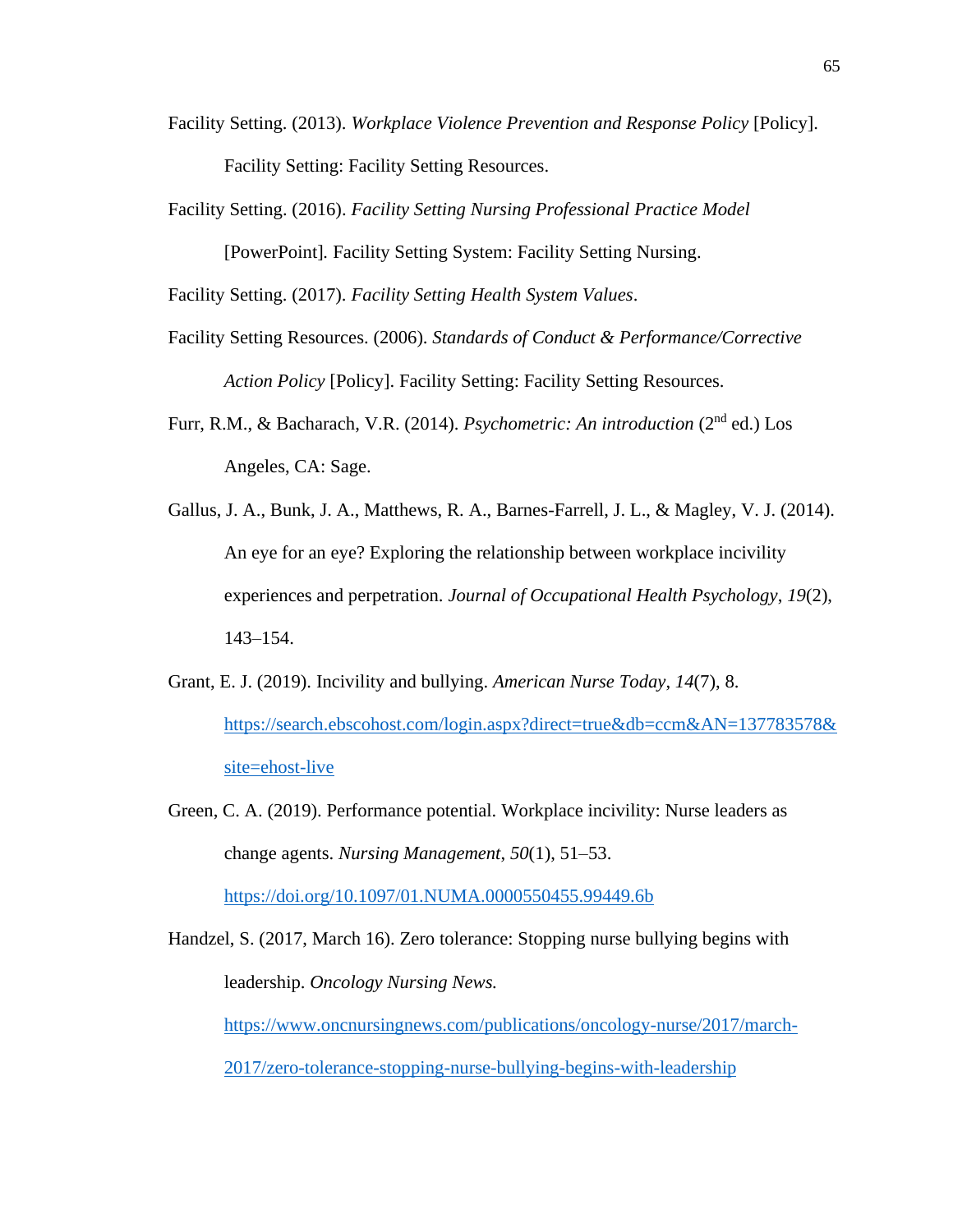Facility Setting. (2013). *Workplace Violence Prevention and Response Policy* [Policy]. Facility Setting: Facility Setting Resources.

Facility Setting. (2016). *Facility Setting Nursing Professional Practice Model* [PowerPoint]. Facility Setting System: Facility Setting Nursing.

Facility Setting. (2017). *Facility Setting Health System Values*.

Facility Setting Resources. (2006). *Standards of Conduct & Performance/Corrective Action Policy* [Policy]. Facility Setting: Facility Setting Resources.

Furr, R.M., & Bacharach, V.R. (2014). *Psychometric: An introduction* (2nd ed.) Los Angeles, CA: Sage.

Gallus, J. A., Bunk, J. A., Matthews, R. A., Barnes-Farrell, J. L., & Magley, V. J. (2014). An eye for an eye? Exploring the relationship between workplace incivility experiences and perpetration. *Journal of Occupational Health Psychology*, *19*(2), 143–154.

Grant, E. J. (2019). Incivility and bullying. *American Nurse Today*, *14*(7), 8. https://search.ebscohost.com/login.aspx?direct=true&db=ccm&AN=137783578&site=ehost-live

Green, C. A. (2019). Performance potential. Workplace incivility: Nurse leaders as change agents. *Nursing Management*, *50*(1), 51–53. https://doi.org/10.1097/01.NUMA.0000550455.99449.6b

Handzel, S. (2017, March 16). Zero tolerance: Stopping nurse bullying begins with leadership. *Oncology Nursing News.* https://www.oncnursingnews.com/publications/oncology-nurse/2017/march-2017/zero-tolerance-stopping-nurse-bullying-begins-with-leadership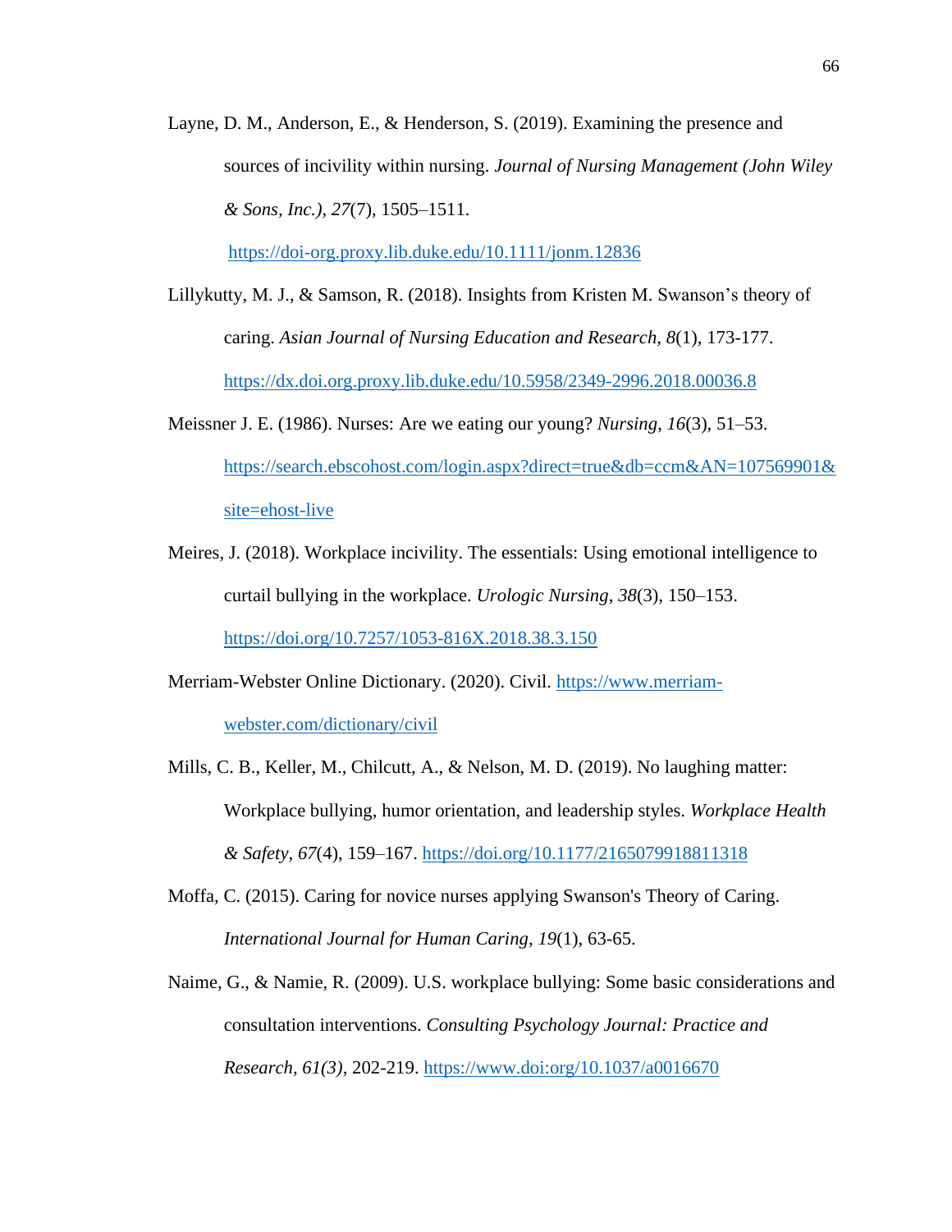Layne, D. M., Anderson, E., & Henderson, S. (2019). Examining the presence and sources of incivility within nursing. *Journal of Nursing Management (John Wiley & Sons, Inc.)*, *27*(7), 1505–1511. https://doi-org.proxy.lib.duke.edu/10.1111/jonm.12836

Lillykutty, M. J., & Samson, R. (2018). Insights from Kristen M. Swanson's theory of caring. *Asian Journal of Nursing Education and Research*, *8*(1), 173-177. https://dx.doi.org.proxy.lib.duke.edu/10.5958/2349-2996.2018.00036.8

Meissner J. E. (1986). Nurses: Are we eating our young? *Nursing*, *16*(3), 51–53. https://search.ebscohost.com/login.aspx?direct=true&db=ccm&AN=107569901&site=ehost-live

Meires, J. (2018). Workplace incivility. The essentials: Using emotional intelligence to curtail bullying in the workplace. *Urologic Nursing*, *38*(3), 150–153. https://doi.org/10.7257/1053-816X.2018.38.3.150

Merriam-Webster Online Dictionary. (2020). Civil. https://www.merriam-webster.com/dictionary/civil

Mills, C. B., Keller, M., Chilcutt, A., & Nelson, M. D. (2019). No laughing matter: Workplace bullying, humor orientation, and leadership styles. *Workplace Health & Safety*, *67*(4), 159–167. https://doi.org/10.1177/2165079918811318

Moffa, C. (2015). Caring for novice nurses applying Swanson's Theory of Caring. *International Journal for Human Caring*, *19*(1), 63-65.

Naime, G., & Namie, R. (2009). U.S. workplace bullying: Some basic considerations and consultation interventions. *Consulting Psychology Journal: Practice and Research*, *61(3)*, 202-219. https://www.doi:org/10.1037/a0016670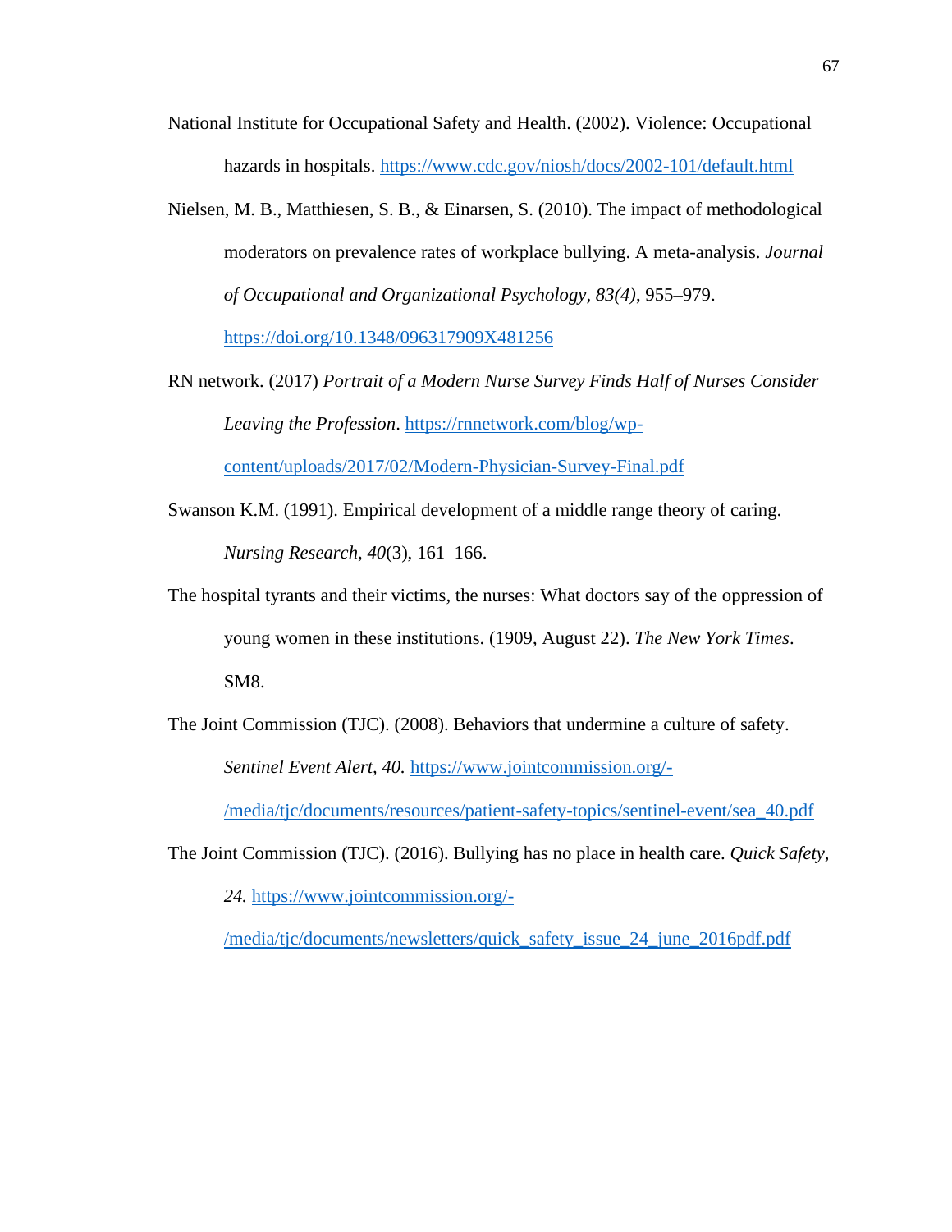National Institute for Occupational Safety and Health. (2002). Violence: Occupational hazards in hospitals. https://www.cdc.gov/niosh/docs/2002-101/default.html

Nielsen, M. B., Matthiesen, S. B., & Einarsen, S. (2010). The impact of methodological moderators on prevalence rates of workplace bullying. A meta-analysis. *Journal of Occupational and Organizational Psychology, 83(4)*, 955–979. https://doi.org/10.1348/096317909X481256

RN network. (2017) *Portrait of a Modern Nurse Survey Finds Half of Nurses Consider Leaving the Profession*. https://rnnetwork.com/blog/wp-content/uploads/2017/02/Modern-Physician-Survey-Final.pdf

Swanson K.M. (1991). Empirical development of a middle range theory of caring. *Nursing Research*, *40*(3), 161–166.

The hospital tyrants and their victims, the nurses: What doctors say of the oppression of young women in these institutions. (1909, August 22). *The New York Times*. SM8.

The Joint Commission (TJC). (2008). Behaviors that undermine a culture of safety. *Sentinel Event Alert, 40.* https://www.jointcommission.org/-/media/tjc/documents/resources/patient-safety-topics/sentinel-event/sea_40.pdf

The Joint Commission (TJC). (2016). Bullying has no place in health care. *Quick Safety, 24.* https://www.jointcommission.org/-/media/tjc/documents/newsletters/quick_safety_issue_24_june_2016pdf.pdf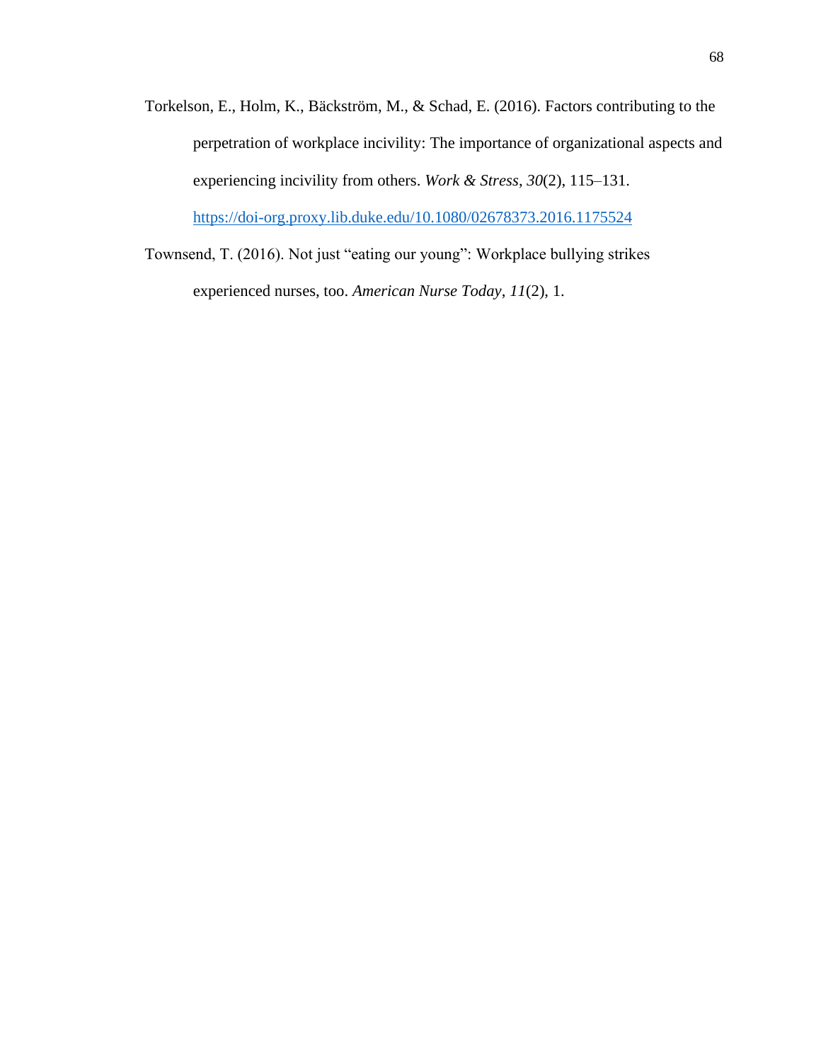Torkelson, E., Holm, K., Bäckström, M., & Schad, E. (2016). Factors contributing to the perpetration of workplace incivility: The importance of organizational aspects and experiencing incivility from others. *Work & Stress*, *30*(2), 115–131. https://doi-org.proxy.lib.duke.edu/10.1080/02678373.2016.1175524

Townsend, T. (2016). Not just "eating our young": Workplace bullying strikes experienced nurses, too. *American Nurse Today*, *11*(2), 1.